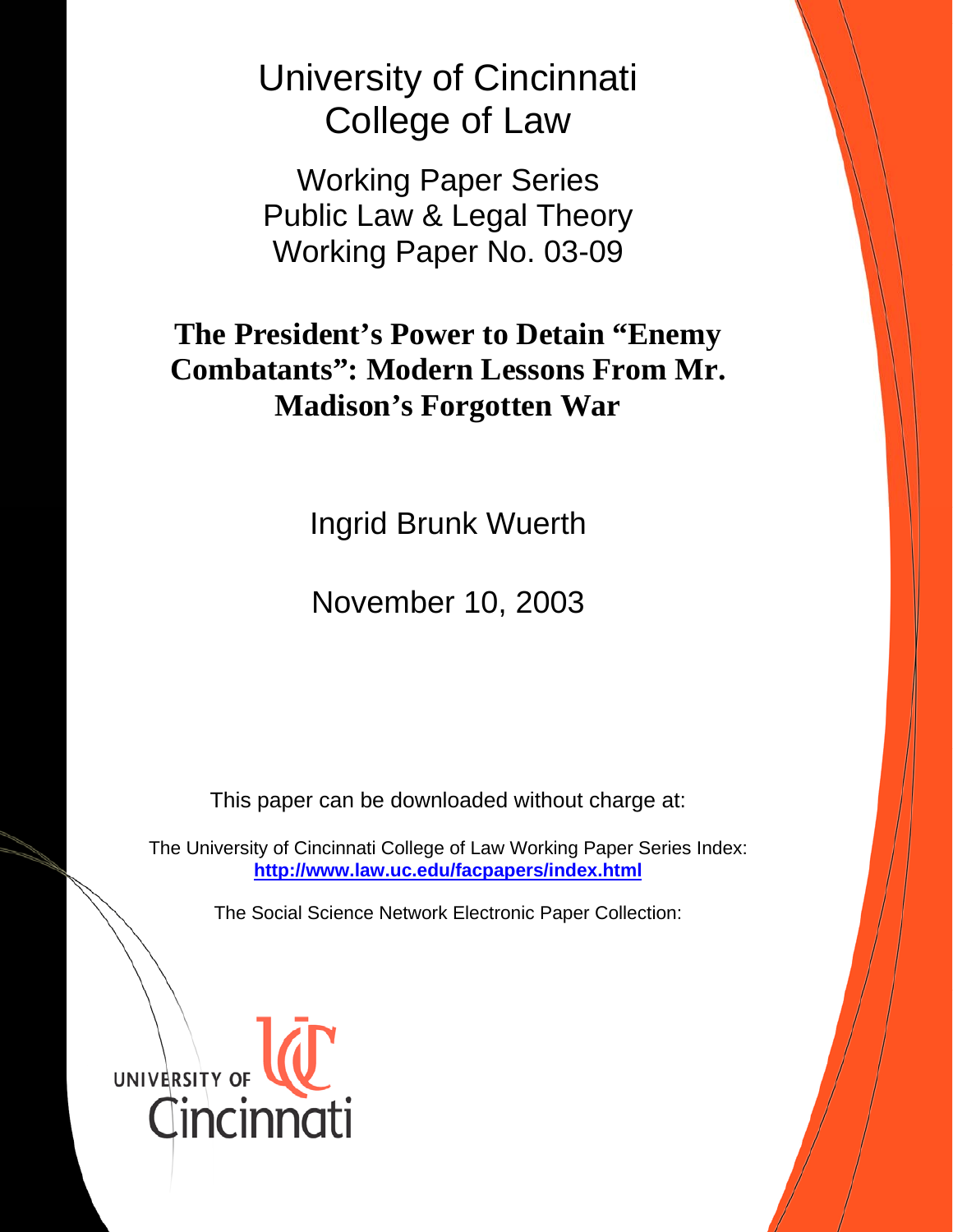# University of Cincinnati College of Law

## Working Paper Series
## Public Law & Legal Theory
## Working Paper No. 03-09

# The President's Power to Detain "Enemy Combatants": Modern Lessons From Mr. Madison's Forgotten War

Ingrid Brunk Wuerth

November 10, 2003

This paper can be downloaded without charge at:

The University of Cincinnati College of Law Working Paper Series Index:
**http://www.law.uc.edu/facpapers/index.html**

The Social Science Network Electronic Paper Collection:

UNIVERSITY OF Cincinnati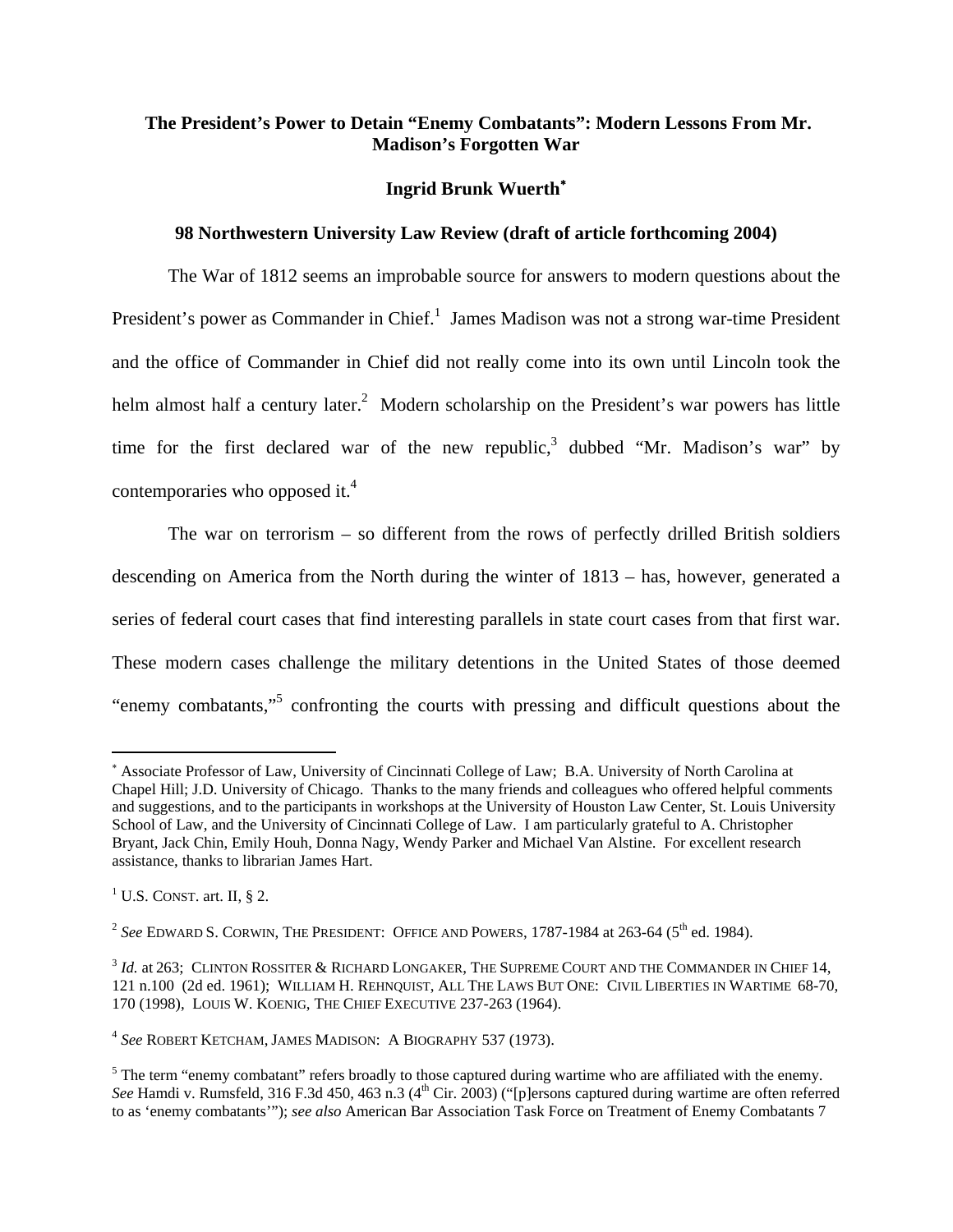**The President's Power to Detain "Enemy Combatants": Modern Lessons From Mr. Madison's Forgotten War**

**Ingrid Brunk Wuerth***

**98 Northwestern University Law Review (draft of article forthcoming 2004)**

The War of 1812 seems an improbable source for answers to modern questions about the President's power as Commander in Chief.[1] James Madison was not a strong war-time President and the office of Commander in Chief did not really come into its own until Lincoln took the helm almost half a century later.[2] Modern scholarship on the President's war powers has little time for the first declared war of the new republic,[3] dubbed "Mr. Madison's war" by contemporaries who opposed it.[4]

The war on terrorism – so different from the rows of perfectly drilled British soldiers descending on America from the North during the winter of 1813 – has, however, generated a series of federal court cases that find interesting parallels in state court cases from that first war. These modern cases challenge the military detentions in the United States of those deemed "enemy combatants,"[5] confronting the courts with pressing and difficult questions about the

---

* Associate Professor of Law, University of Cincinnati College of Law; B.A. University of North Carolina at Chapel Hill; J.D. University of Chicago. Thanks to the many friends and colleagues who offered helpful comments and suggestions, and to the participants in workshops at the University of Houston Law Center, St. Louis University School of Law, and the University of Cincinnati College of Law. I am particularly grateful to A. Christopher Bryant, Jack Chin, Emily Houh, Donna Nagy, Wendy Parker and Michael Van Alstine. For excellent research assistance, thanks to librarian James Hart.

[1] U.S. CONST. art. II, § 2.

[2] *See* EDWARD S. CORWIN, THE PRESIDENT: OFFICE AND POWERS, 1787-1984 at 263-64 (5th ed. 1984).

[3] *Id.* at 263; CLINTON ROSSITER & RICHARD LONGAKER, THE SUPREME COURT AND THE COMMANDER IN CHIEF 14, 121 n.100 (2d ed. 1961); WILLIAM H. REHNQUIST, ALL THE LAWS BUT ONE: CIVIL LIBERTIES IN WARTIME 68-70, 170 (1998), LOUIS W. KOENIG, THE CHIEF EXECUTIVE 237-263 (1964).

[4] *See* ROBERT KETCHAM, JAMES MADISON: A BIOGRAPHY 537 (1973).

[5] The term "enemy combatant" refers broadly to those captured during wartime who are affiliated with the enemy. *See* Hamdi v. Rumsfeld, 316 F.3d 450, 463 n.3 (4th Cir. 2003) ("[p]ersons captured during wartime are often referred to as 'enemy combatants'"); *see also* American Bar Association Task Force on Treatment of Enemy Combatants 7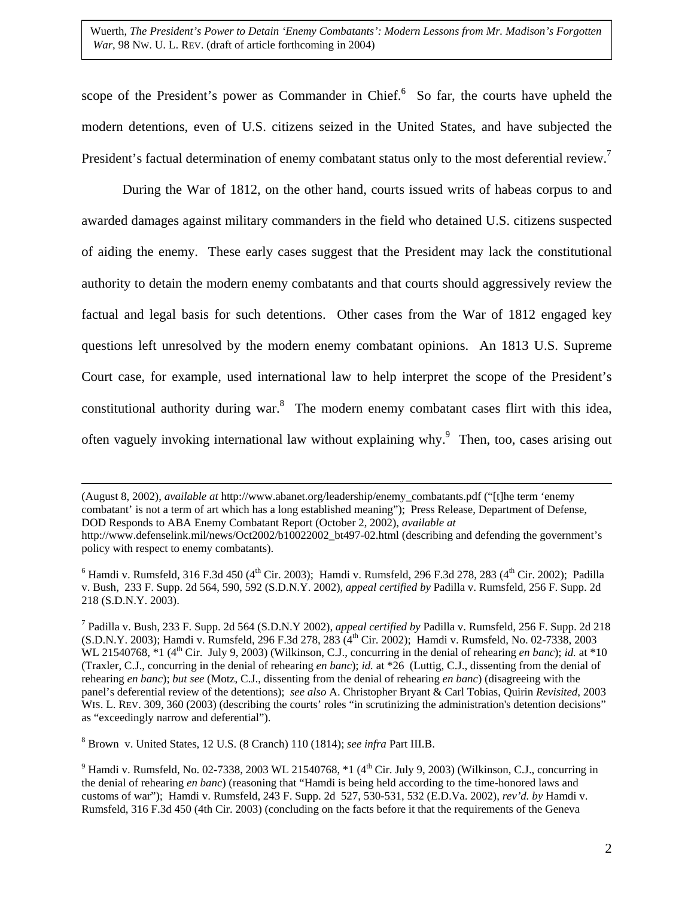scope of the President's power as Commander in Chief.[6] So far, the courts have upheld the modern detentions, even of U.S. citizens seized in the United States, and have subjected the President's factual determination of enemy combatant status only to the most deferential review.[7]

During the War of 1812, on the other hand, courts issued writs of habeas corpus to and awarded damages against military commanders in the field who detained U.S. citizens suspected of aiding the enemy. These early cases suggest that the President may lack the constitutional authority to detain the modern enemy combatants and that courts should aggressively review the factual and legal basis for such detentions. Other cases from the War of 1812 engaged key questions left unresolved by the modern enemy combatant opinions. An 1813 U.S. Supreme Court case, for example, used international law to help interpret the scope of the President's constitutional authority during war.[8] The modern enemy combatant cases flirt with this idea, often vaguely invoking international law without explaining why.[9] Then, too, cases arising out

---

(August 8, 2002), *available at* http://www.abanet.org/leadership/enemy_combatants.pdf ("[t]he term 'enemy combatant' is not a term of art which has a long established meaning"); Press Release, Department of Defense, DOD Responds to ABA Enemy Combatant Report (October 2, 2002), *available at* http://www.defenselink.mil/news/Oct2002/b10022002_bt497-02.html (describing and defending the government's policy with respect to enemy combatants).

[6] Hamdi v. Rumsfeld, 316 F.3d 450 (4th Cir. 2003); Hamdi v. Rumsfeld, 296 F.3d 278, 283 (4th Cir. 2002); Padilla v. Bush, 233 F. Supp. 2d 564, 590, 592 (S.D.N.Y. 2002), *appeal certified by* Padilla v. Rumsfeld, 256 F. Supp. 2d 218 (S.D.N.Y. 2003).

[7] Padilla v. Bush, 233 F. Supp. 2d 564 (S.D.N.Y 2002), *appeal certified by* Padilla v. Rumsfeld, 256 F. Supp. 2d 218 (S.D.N.Y. 2003); Hamdi v. Rumsfeld, 296 F.3d 278, 283 (4th Cir. 2002); Hamdi v. Rumsfeld, No. 02-7338, 2003 WL 21540768, *1 (4th Cir. July 9, 2003) (Wilkinson, C.J., concurring in the denial of rehearing *en banc*); *id.* at *10 (Traxler, C.J., concurring in the denial of rehearing *en banc*); *id.* at *26 (Luttig, C.J., dissenting from the denial of rehearing *en banc*); *but see* (Motz, C.J., dissenting from the denial of rehearing *en banc*) (disagreeing with the panel's deferential review of the detentions); *see also* A. Christopher Bryant & Carl Tobias, Quirin *Revisited*, 2003 WIS. L. REV. 309, 360 (2003) (describing the courts' roles "in scrutinizing the administration's detention decisions" as "exceedingly narrow and deferential").

[8] Brown v. United States, 12 U.S. (8 Cranch) 110 (1814); *see infra* Part III.B.

[9] Hamdi v. Rumsfeld, No. 02-7338, 2003 WL 21540768, *1 (4th Cir. July 9, 2003) (Wilkinson, C.J., concurring in the denial of rehearing *en banc*) (reasoning that "Hamdi is being held according to the time-honored laws and customs of war"); Hamdi v. Rumsfeld, 243 F. Supp. 2d 527, 530-531, 532 (E.D.Va. 2002), *rev'd. by* Hamdi v. Rumsfeld, 316 F.3d 450 (4th Cir. 2003) (concluding on the facts before it that the requirements of the Geneva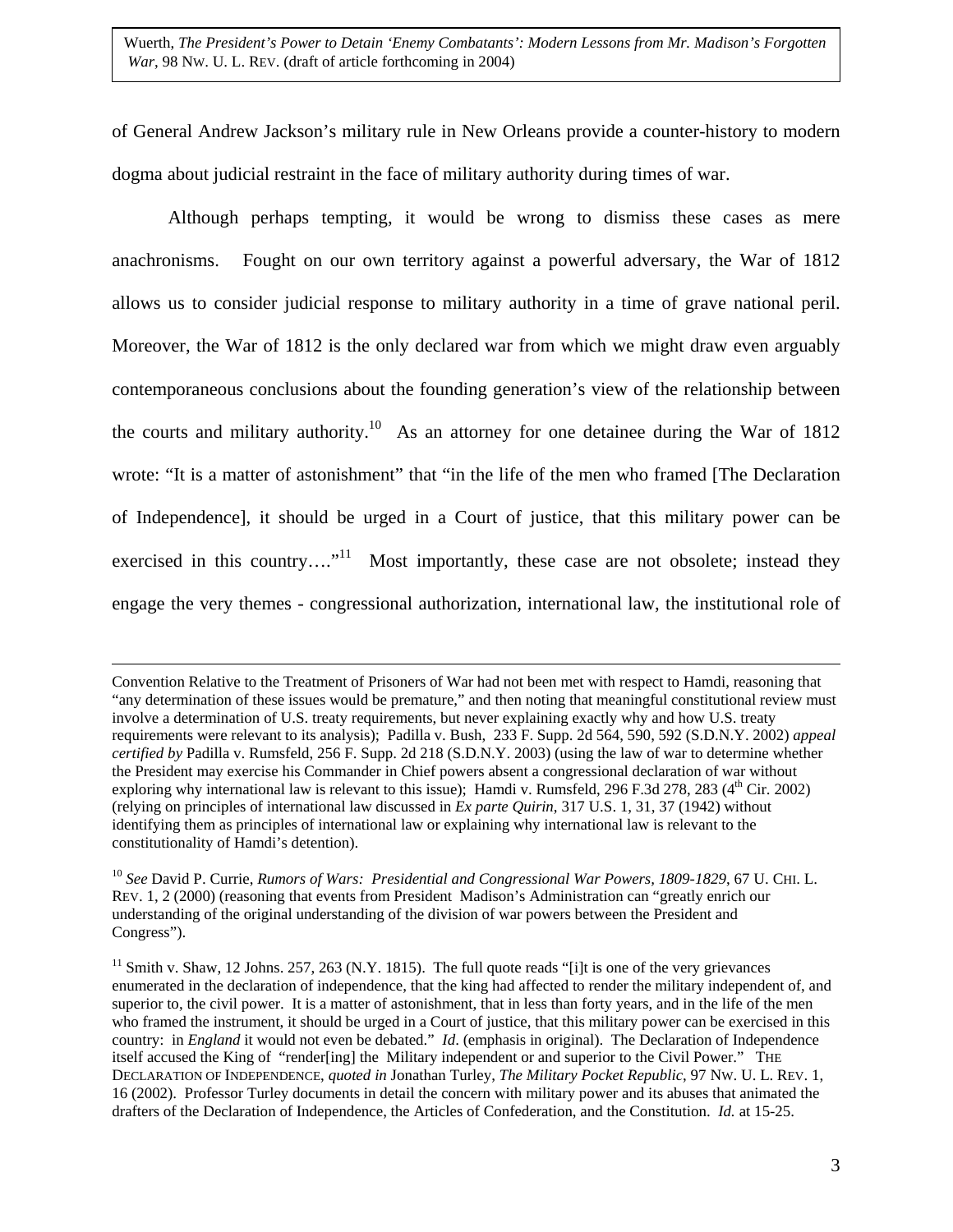of General Andrew Jackson's military rule in New Orleans provide a counter-history to modern dogma about judicial restraint in the face of military authority during times of war.

Although perhaps tempting, it would be wrong to dismiss these cases as mere anachronisms. Fought on our own territory against a powerful adversary, the War of 1812 allows us to consider judicial response to military authority in a time of grave national peril. Moreover, the War of 1812 is the only declared war from which we might draw even arguably contemporaneous conclusions about the founding generation's view of the relationship between the courts and military authority.[10] As an attorney for one detainee during the War of 1812 wrote: "It is a matter of astonishment" that "in the life of the men who framed [The Declaration of Independence], it should be urged in a Court of justice, that this military power can be exercised in this country…."[11] Most importantly, these case are not obsolete; instead they engage the very themes - congressional authorization, international law, the institutional role of

---

Convention Relative to the Treatment of Prisoners of War had not been met with respect to Hamdi, reasoning that "any determination of these issues would be premature," and then noting that meaningful constitutional review must involve a determination of U.S. treaty requirements, but never explaining exactly why and how U.S. treaty requirements were relevant to its analysis); Padilla v. Bush, 233 F. Supp. 2d 564, 590, 592 (S.D.N.Y. 2002) *appeal certified by* Padilla v. Rumsfeld, 256 F. Supp. 2d 218 (S.D.N.Y. 2003) (using the law of war to determine whether the President may exercise his Commander in Chief powers absent a congressional declaration of war without exploring why international law is relevant to this issue); Hamdi v. Rumsfeld, 296 F.3d 278, 283 (4th Cir. 2002) (relying on principles of international law discussed in *Ex parte Quirin*, 317 U.S. 1, 31, 37 (1942) without identifying them as principles of international law or explaining why international law is relevant to the constitutionality of Hamdi's detention).

[10] *See* David P. Currie, *Rumors of Wars: Presidential and Congressional War Powers, 1809-1829*, 67 U. CHI. L. REV. 1, 2 (2000) (reasoning that events from President Madison's Administration can "greatly enrich our understanding of the original understanding of the division of war powers between the President and Congress").

[11] Smith v. Shaw, 12 Johns. 257, 263 (N.Y. 1815). The full quote reads "[i]t is one of the very grievances enumerated in the declaration of independence, that the king had affected to render the military independent of, and superior to, the civil power. It is a matter of astonishment, that in less than forty years, and in the life of the men who framed the instrument, it should be urged in a Court of justice, that this military power can be exercised in this country: in *England* it would not even be debated." *Id*. (emphasis in original). The Declaration of Independence itself accused the King of "render[ing] the Military independent or and superior to the Civil Power." THE DECLARATION OF INDEPENDENCE, *quoted in* Jonathan Turley, *The Military Pocket Republic*, 97 NW. U. L. REV. 1, 16 (2002). Professor Turley documents in detail the concern with military power and its abuses that animated the drafters of the Declaration of Independence, the Articles of Confederation, and the Constitution. *Id.* at 15-25.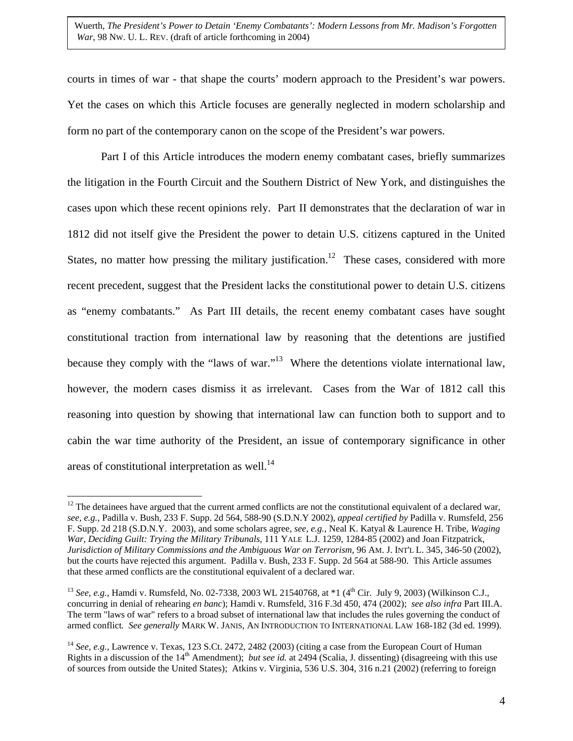courts in times of war - that shape the courts' modern approach to the President's war powers. Yet the cases on which this Article focuses are generally neglected in modern scholarship and form no part of the contemporary canon on the scope of the President's war powers.

Part I of this Article introduces the modern enemy combatant cases, briefly summarizes the litigation in the Fourth Circuit and the Southern District of New York, and distinguishes the cases upon which these recent opinions rely. Part II demonstrates that the declaration of war in 1812 did not itself give the President the power to detain U.S. citizens captured in the United States, no matter how pressing the military justification.[12] These cases, considered with more recent precedent, suggest that the President lacks the constitutional power to detain U.S. citizens as "enemy combatants." As Part III details, the recent enemy combatant cases have sought constitutional traction from international law by reasoning that the detentions are justified because they comply with the "laws of war."[13] Where the detentions violate international law, however, the modern cases dismiss it as irrelevant. Cases from the War of 1812 call this reasoning into question by showing that international law can function both to support and to cabin the war time authority of the President, an issue of contemporary significance in other areas of constitutional interpretation as well.[14]

---

[12] The detainees have argued that the current armed conflicts are not the constitutional equivalent of a declared war, *see, e.g.,* Padilla v. Bush, 233 F. Supp. 2d 564, 588-90 (S.D.N.Y 2002), *appeal certified by* Padilla v. Rumsfeld, 256 F. Supp. 2d 218 (S.D.N.Y. 2003), and some scholars agree, *see, e.g.,* Neal K. Katyal & Laurence H. Tribe, *Waging War, Deciding Guilt: Trying the Military Tribunals*, 111 YALE L.J. 1259, 1284-85 (2002) and Joan Fitzpatrick, *Jurisdiction of Military Commissions and the Ambiguous War on Terrorism*, 96 AM. J. INT'L L. 345, 346-50 (2002), but the courts have rejected this argument. Padilla v. Bush, 233 F. Supp. 2d 564 at 588-90. This Article assumes that these armed conflicts are the constitutional equivalent of a declared war.

[13] *See, e.g.,* Hamdi v. Rumsfeld, No. 02-7338, 2003 WL 21540768, at *1 (4th Cir. July 9, 2003) (Wilkinson C.J., concurring in denial of rehearing *en banc*); Hamdi v. Rumsfeld, 316 F.3d 450, 474 (2002); *see also infra* Part III.A. The term "laws of war" refers to a broad subset of international law that includes the rules governing the conduct of armed conflict. *See generally* MARK W. JANIS, AN INTRODUCTION TO INTERNATIONAL LAW 168-182 (3d ed. 1999).

[14] *See, e.g.,* Lawrence v. Texas, 123 S.Ct. 2472, 2482 (2003) (citing a case from the European Court of Human Rights in a discussion of the 14th Amendment); *but see id.* at 2494 (Scalia, J. dissenting) (disagreeing with this use of sources from outside the United States); Atkins v. Virginia, 536 U.S. 304, 316 n.21 (2002) (referring to foreign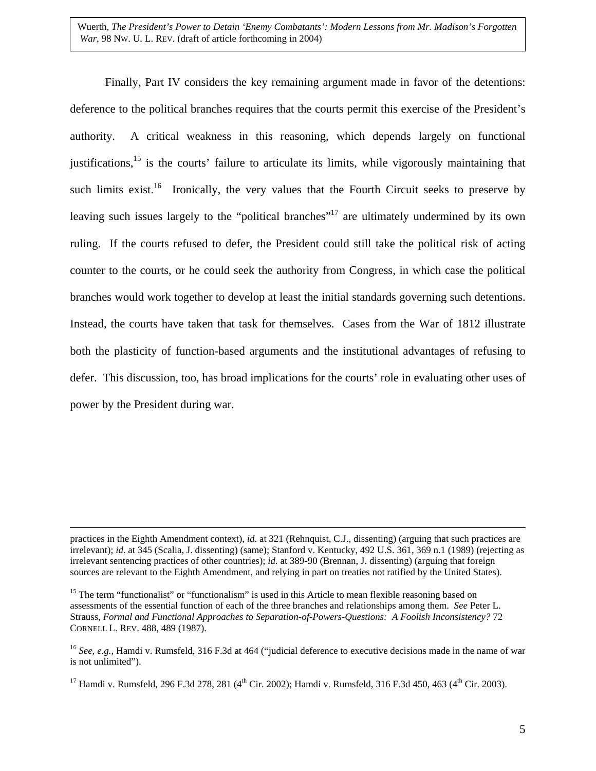Finally, Part IV considers the key remaining argument made in favor of the detentions: deference to the political branches requires that the courts permit this exercise of the President's authority. A critical weakness in this reasoning, which depends largely on functional justifications,[15] is the courts' failure to articulate its limits, while vigorously maintaining that such limits exist.[16] Ironically, the very values that the Fourth Circuit seeks to preserve by leaving such issues largely to the "political branches"[17] are ultimately undermined by its own ruling. If the courts refused to defer, the President could still take the political risk of acting counter to the courts, or he could seek the authority from Congress, in which case the political branches would work together to develop at least the initial standards governing such detentions. Instead, the courts have taken that task for themselves. Cases from the War of 1812 illustrate both the plasticity of function-based arguments and the institutional advantages of refusing to defer. This discussion, too, has broad implications for the courts' role in evaluating other uses of power by the President during war.

---

practices in the Eighth Amendment context), *id*. at 321 (Rehnquist, C.J., dissenting) (arguing that such practices are irrelevant); *id*. at 345 (Scalia, J. dissenting) (same); Stanford v. Kentucky, 492 U.S. 361, 369 n.1 (1989) (rejecting as irrelevant sentencing practices of other countries); *id.* at 389-90 (Brennan, J. dissenting) (arguing that foreign sources are relevant to the Eighth Amendment, and relying in part on treaties not ratified by the United States).

[15] The term "functionalist" or "functionalism" is used in this Article to mean flexible reasoning based on assessments of the essential function of each of the three branches and relationships among them. *See* Peter L. Strauss, *Formal and Functional Approaches to Separation-of-Powers-Questions: A Foolish Inconsistency?* 72 CORNELL L. REV. 488, 489 (1987).

[16] *See, e.g.*, Hamdi v. Rumsfeld, 316 F.3d at 464 ("judicial deference to executive decisions made in the name of war is not unlimited").

[17] Hamdi v. Rumsfeld, 296 F.3d 278, 281 (4th Cir. 2002); Hamdi v. Rumsfeld, 316 F.3d 450, 463 (4th Cir. 2003).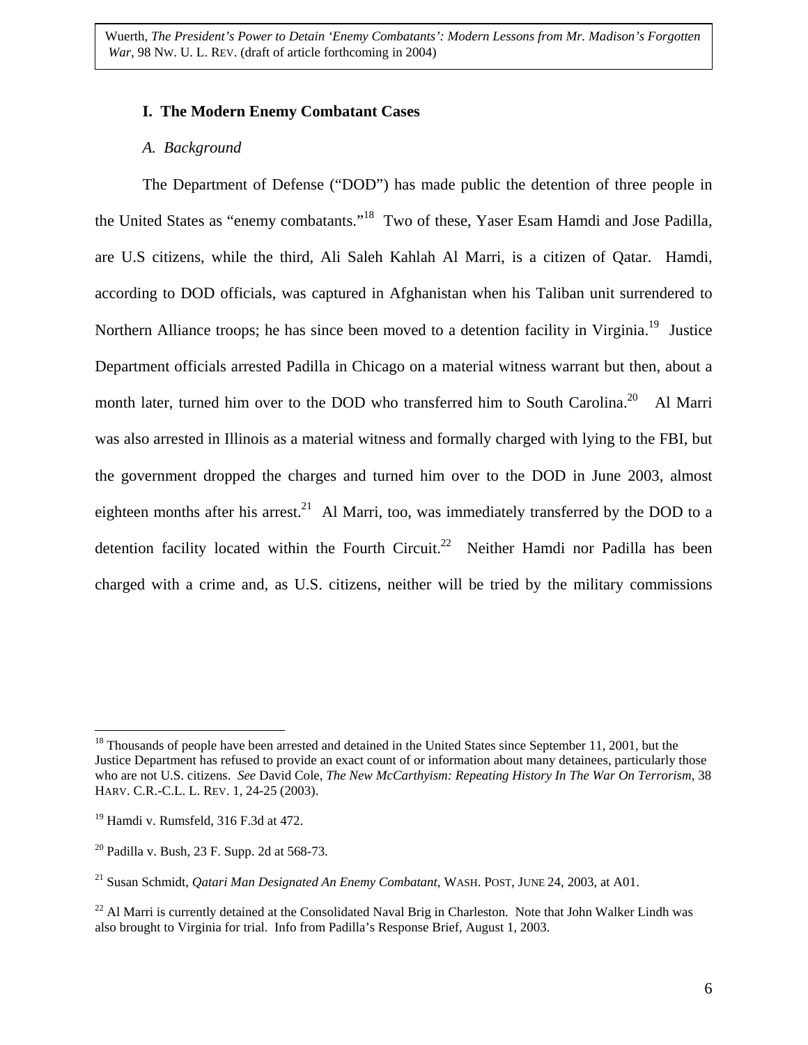## I. The Modern Enemy Combatant Cases

### *A. Background*

The Department of Defense ("DOD") has made public the detention of three people in the United States as "enemy combatants."[18] Two of these, Yaser Esam Hamdi and Jose Padilla, are U.S citizens, while the third, Ali Saleh Kahlah Al Marri, is a citizen of Qatar. Hamdi, according to DOD officials, was captured in Afghanistan when his Taliban unit surrendered to Northern Alliance troops; he has since been moved to a detention facility in Virginia.[19] Justice Department officials arrested Padilla in Chicago on a material witness warrant but then, about a month later, turned him over to the DOD who transferred him to South Carolina.[20] Al Marri was also arrested in Illinois as a material witness and formally charged with lying to the FBI, but the government dropped the charges and turned him over to the DOD in June 2003, almost eighteen months after his arrest.[21] Al Marri, too, was immediately transferred by the DOD to a detention facility located within the Fourth Circuit.[22] Neither Hamdi nor Padilla has been charged with a crime and, as U.S. citizens, neither will be tried by the military commissions

---

[18] Thousands of people have been arrested and detained in the United States since September 11, 2001, but the Justice Department has refused to provide an exact count of or information about many detainees, particularly those who are not U.S. citizens. *See* David Cole, *The New McCarthyism: Repeating History In The War On Terrorism*, 38 HARV. C.R.-C.L. L. REV. 1, 24-25 (2003).

[19] Hamdi v. Rumsfeld, 316 F.3d at 472.

[20] Padilla v. Bush, 23 F. Supp. 2d at 568-73.

[21] Susan Schmidt, *Qatari Man Designated An Enemy Combatant*, WASH. POST, JUNE 24, 2003, at A01.

[22] Al Marri is currently detained at the Consolidated Naval Brig in Charleston. Note that John Walker Lindh was also brought to Virginia for trial. Info from Padilla's Response Brief, August 1, 2003.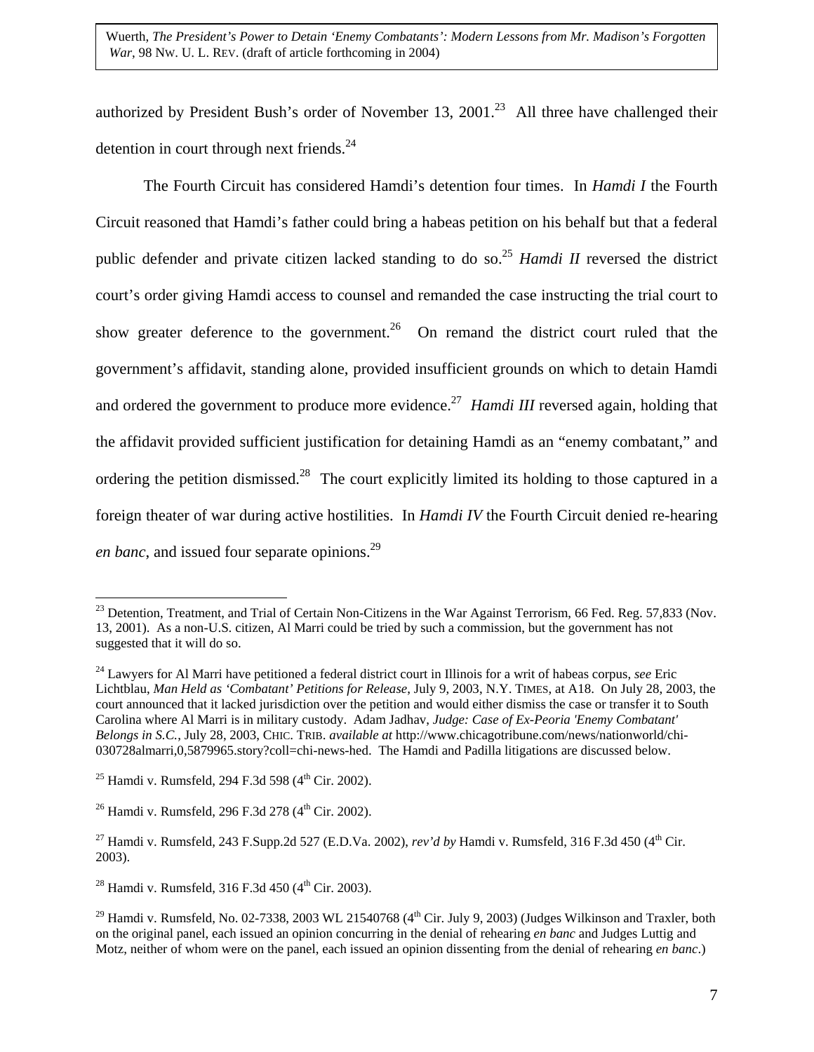authorized by President Bush's order of November 13, 2001.[23] All three have challenged their detention in court through next friends.[24]

The Fourth Circuit has considered Hamdi's detention four times. In *Hamdi I* the Fourth Circuit reasoned that Hamdi's father could bring a habeas petition on his behalf but that a federal public defender and private citizen lacked standing to do so.[25] *Hamdi II* reversed the district court's order giving Hamdi access to counsel and remanded the case instructing the trial court to show greater deference to the government.[26] On remand the district court ruled that the government's affidavit, standing alone, provided insufficient grounds on which to detain Hamdi and ordered the government to produce more evidence.[27] *Hamdi III* reversed again, holding that the affidavit provided sufficient justification for detaining Hamdi as an "enemy combatant," and ordering the petition dismissed.[28] The court explicitly limited its holding to those captured in a foreign theater of war during active hostilities. In *Hamdi IV* the Fourth Circuit denied re-hearing *en banc*, and issued four separate opinions.[29]

---

[23] Detention, Treatment, and Trial of Certain Non-Citizens in the War Against Terrorism, 66 Fed. Reg. 57,833 (Nov. 13, 2001). As a non-U.S. citizen, Al Marri could be tried by such a commission, but the government has not suggested that it will do so.

[24] Lawyers for Al Marri have petitioned a federal district court in Illinois for a writ of habeas corpus, *see* Eric Lichtblau, *Man Held as 'Combatant' Petitions for Release*, July 9, 2003, N.Y. TIMES, at A18. On July 28, 2003, the court announced that it lacked jurisdiction over the petition and would either dismiss the case or transfer it to South Carolina where Al Marri is in military custody. Adam Jadhav, *Judge: Case of Ex-Peoria 'Enemy Combatant' Belongs in S.C.*, July 28, 2003, CHIC. TRIB. *available at* http://www.chicagotribune.com/news/nationworld/chi-030728almarri,0,5879965.story?coll=chi-news-hed. The Hamdi and Padilla litigations are discussed below.

[25] Hamdi v. Rumsfeld, 294 F.3d 598 (4th Cir. 2002).

[26] Hamdi v. Rumsfeld, 296 F.3d 278 (4th Cir. 2002).

[27] Hamdi v. Rumsfeld, 243 F.Supp.2d 527 (E.D.Va. 2002), *rev'd by* Hamdi v. Rumsfeld, 316 F.3d 450 (4th Cir. 2003).

[28] Hamdi v. Rumsfeld, 316 F.3d 450 (4th Cir. 2003).

[29] Hamdi v. Rumsfeld, No. 02-7338, 2003 WL 21540768 (4th Cir. July 9, 2003) (Judges Wilkinson and Traxler, both on the original panel, each issued an opinion concurring in the denial of rehearing *en banc* and Judges Luttig and Motz, neither of whom were on the panel, each issued an opinion dissenting from the denial of rehearing *en banc*.)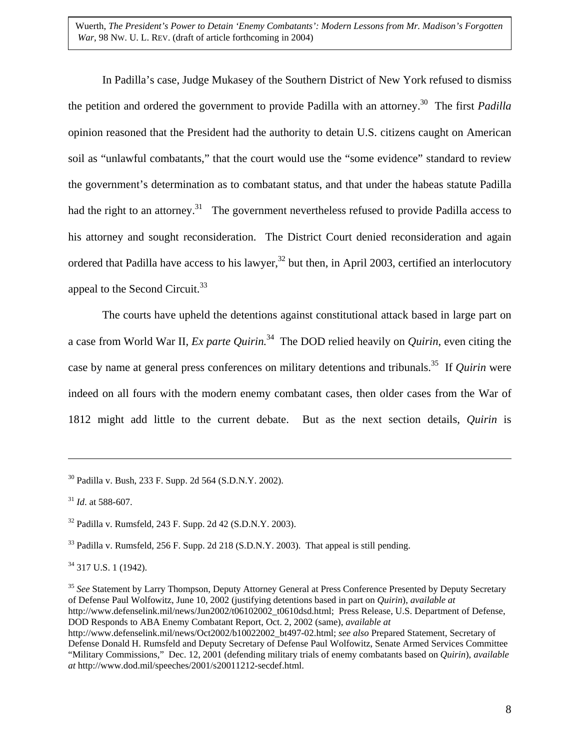In Padilla's case, Judge Mukasey of the Southern District of New York refused to dismiss the petition and ordered the government to provide Padilla with an attorney.[30] The first *Padilla* opinion reasoned that the President had the authority to detain U.S. citizens caught on American soil as "unlawful combatants," that the court would use the "some evidence" standard to review the government's determination as to combatant status, and that under the habeas statute Padilla had the right to an attorney.[31] The government nevertheless refused to provide Padilla access to his attorney and sought reconsideration. The District Court denied reconsideration and again ordered that Padilla have access to his lawyer,[32] but then, in April 2003, certified an interlocutory appeal to the Second Circuit.[33]

The courts have upheld the detentions against constitutional attack based in large part on a case from World War II, *Ex parte Quirin.*[34] The DOD relied heavily on *Quirin*, even citing the case by name at general press conferences on military detentions and tribunals.[35] If *Quirin* were indeed on all fours with the modern enemy combatant cases, then older cases from the War of 1812 might add little to the current debate. But as the next section details, *Quirin* is

---

[30] Padilla v. Bush, 233 F. Supp. 2d 564 (S.D.N.Y. 2002).

[31] *Id*. at 588-607.

[32] Padilla v. Rumsfeld, 243 F. Supp. 2d 42 (S.D.N.Y. 2003).

[33] Padilla v. Rumsfeld, 256 F. Supp. 2d 218 (S.D.N.Y. 2003). That appeal is still pending.

[34] 317 U.S. 1 (1942).

[35] *See* Statement by Larry Thompson, Deputy Attorney General at Press Conference Presented by Deputy Secretary of Defense Paul Wolfowitz, June 10, 2002 (justifying detentions based in part on *Quirin*), *available at* http://www.defenselink.mil/news/Jun2002/t06102002_t0610dsd.html; Press Release, U.S. Department of Defense, DOD Responds to ABA Enemy Combatant Report, Oct. 2, 2002 (same), *available at* http://www.defenselink.mil/news/Oct2002/b10022002_bt497-02.html; *see also* Prepared Statement, Secretary of Defense Donald H. Rumsfeld and Deputy Secretary of Defense Paul Wolfowitz, Senate Armed Services Committee "Military Commissions," Dec. 12, 2001 (defending military trials of enemy combatants based on *Quirin*), *available at* http://www.dod.mil/speeches/2001/s20011212-secdef.html.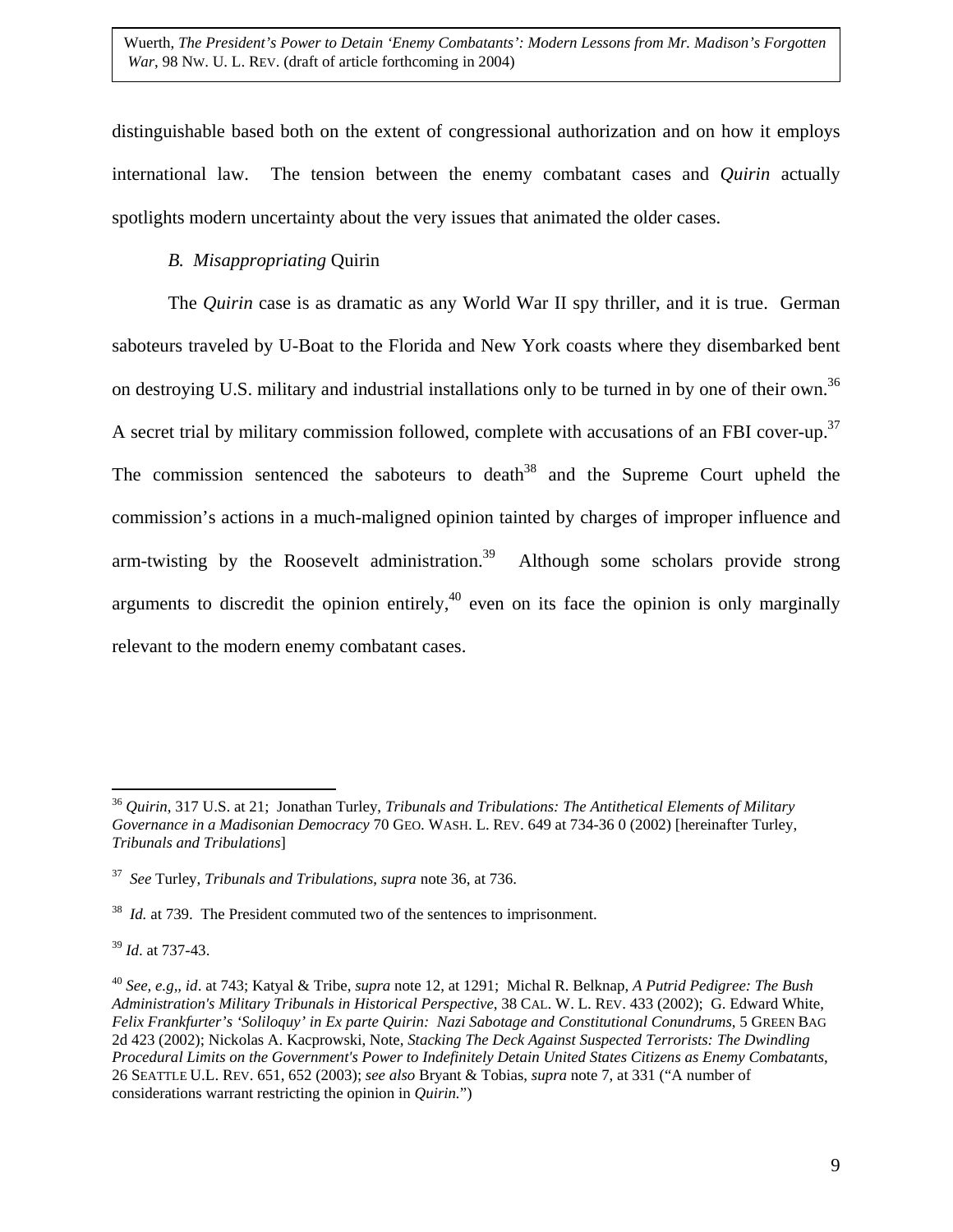distinguishable based both on the extent of congressional authorization and on how it employs international law. The tension between the enemy combatant cases and *Quirin* actually spotlights modern uncertainty about the very issues that animated the older cases.

### *B. Misappropriating* Quirin

The *Quirin* case is as dramatic as any World War II spy thriller, and it is true. German saboteurs traveled by U-Boat to the Florida and New York coasts where they disembarked bent on destroying U.S. military and industrial installations only to be turned in by one of their own.[36] A secret trial by military commission followed, complete with accusations of an FBI cover-up.[37] The commission sentenced the saboteurs to death[38] and the Supreme Court upheld the commission's actions in a much-maligned opinion tainted by charges of improper influence and arm-twisting by the Roosevelt administration.[39] Although some scholars provide strong arguments to discredit the opinion entirely,[40] even on its face the opinion is only marginally relevant to the modern enemy combatant cases.

---

[36] *Quirin*, 317 U.S. at 21; Jonathan Turley, *Tribunals and Tribulations: The Antithetical Elements of Military Governance in a Madisonian Democracy* 70 GEO. WASH. L. REV. 649 at 734-36 0 (2002) [hereinafter Turley, *Tribunals and Tribulations*]

[37] *See* Turley, *Tribunals and Tribulations*, *supra* note 36, at 736.

[38] *Id.* at 739. The President commuted two of the sentences to imprisonment.

[39] *Id*. at 737-43.

[40] *See, e.g,, id*. at 743; Katyal & Tribe, *supra* note 12, at 1291; Michal R. Belknap, *A Putrid Pedigree: The Bush Administration's Military Tribunals in Historical Perspective*, 38 CAL. W. L. REV. 433 (2002); G. Edward White, *Felix Frankfurter's 'Soliloquy' in Ex parte Quirin: Nazi Sabotage and Constitutional Conundrums*, 5 GREEN BAG 2d 423 (2002); Nickolas A. Kacprowski, Note, *Stacking The Deck Against Suspected Terrorists: The Dwindling Procedural Limits on the Government's Power to Indefinitely Detain United States Citizens as Enemy Combatants*, 26 SEATTLE U.L. REV. 651, 652 (2003); *see also* Bryant & Tobias, *supra* note 7, at 331 ("A number of considerations warrant restricting the opinion in *Quirin*.")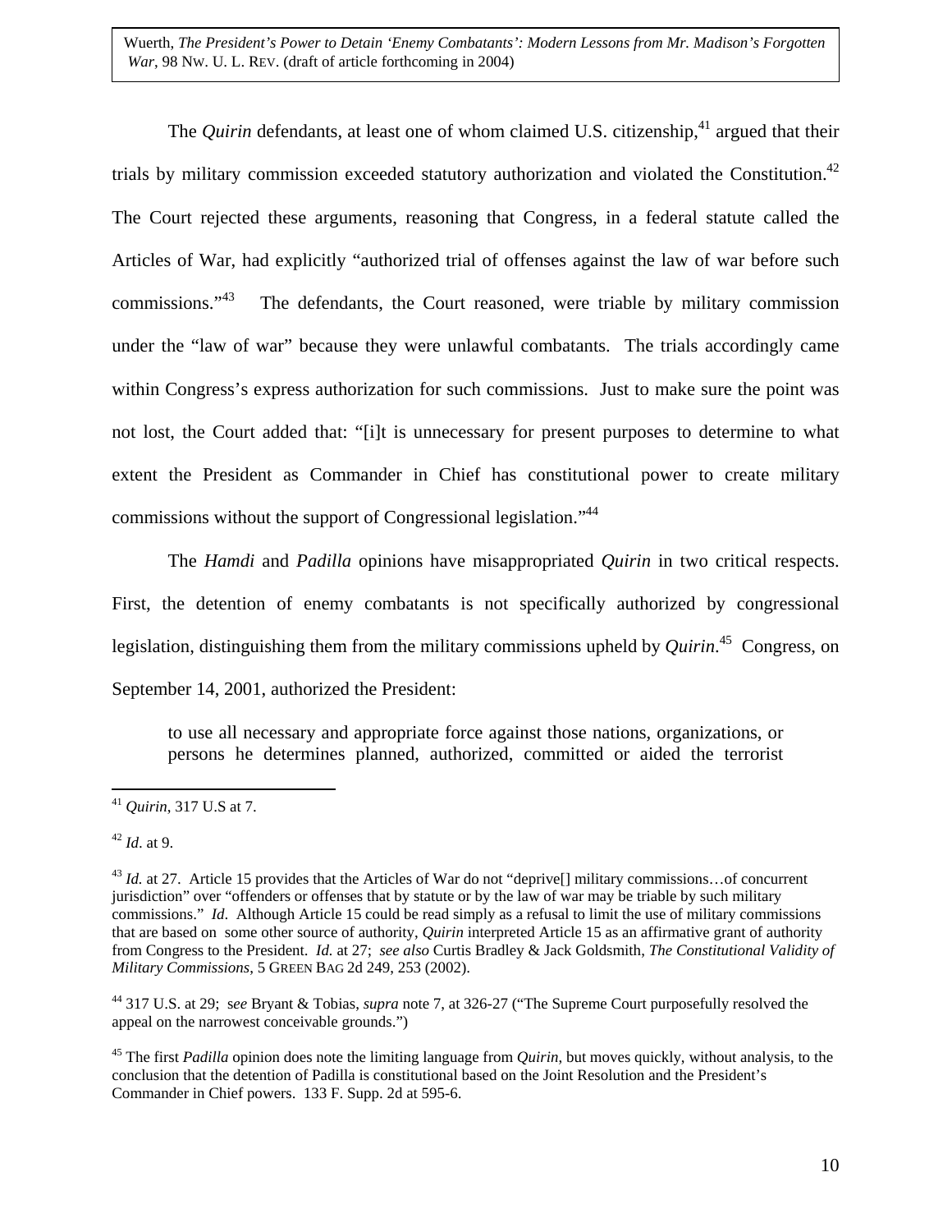The *Quirin* defendants, at least one of whom claimed U.S. citizenship,[41] argued that their trials by military commission exceeded statutory authorization and violated the Constitution.[42] The Court rejected these arguments, reasoning that Congress, in a federal statute called the Articles of War, had explicitly "authorized trial of offenses against the law of war before such commissions."[43] The defendants, the Court reasoned, were triable by military commission under the "law of war" because they were unlawful combatants. The trials accordingly came within Congress's express authorization for such commissions. Just to make sure the point was not lost, the Court added that: "[i]t is unnecessary for present purposes to determine to what extent the President as Commander in Chief has constitutional power to create military commissions without the support of Congressional legislation."[44]

The *Hamdi* and *Padilla* opinions have misappropriated *Quirin* in two critical respects. First, the detention of enemy combatants is not specifically authorized by congressional legislation, distinguishing them from the military commissions upheld by *Quirin*.[45] Congress, on September 14, 2001, authorized the President:

> to use all necessary and appropriate force against those nations, organizations, or persons he determines planned, authorized, committed or aided the terrorist

---

[41] *Quirin*, 317 U.S at 7.

[42] *Id.* at 9.

[43] *Id.* at 27. Article 15 provides that the Articles of War do not "deprive[] military commissions…of concurrent jurisdiction" over "offenders or offenses that by statute or by the law of war may be triable by such military commissions." *Id*. Although Article 15 could be read simply as a refusal to limit the use of military commissions that are based on some other source of authority, *Quirin* interpreted Article 15 as an affirmative grant of authority from Congress to the President. *Id.* at 27; *see also* Curtis Bradley & Jack Goldsmith, *The Constitutional Validity of Military Commissions*, 5 GREEN BAG 2d 249, 253 (2002).

[44] 317 U.S. at 29; *see* Bryant & Tobias, *supra* note 7, at 326-27 ("The Supreme Court purposefully resolved the appeal on the narrowest conceivable grounds.")

[45] The first *Padilla* opinion does note the limiting language from *Quirin*, but moves quickly, without analysis, to the conclusion that the detention of Padilla is constitutional based on the Joint Resolution and the President's Commander in Chief powers. 133 F. Supp. 2d at 595-6.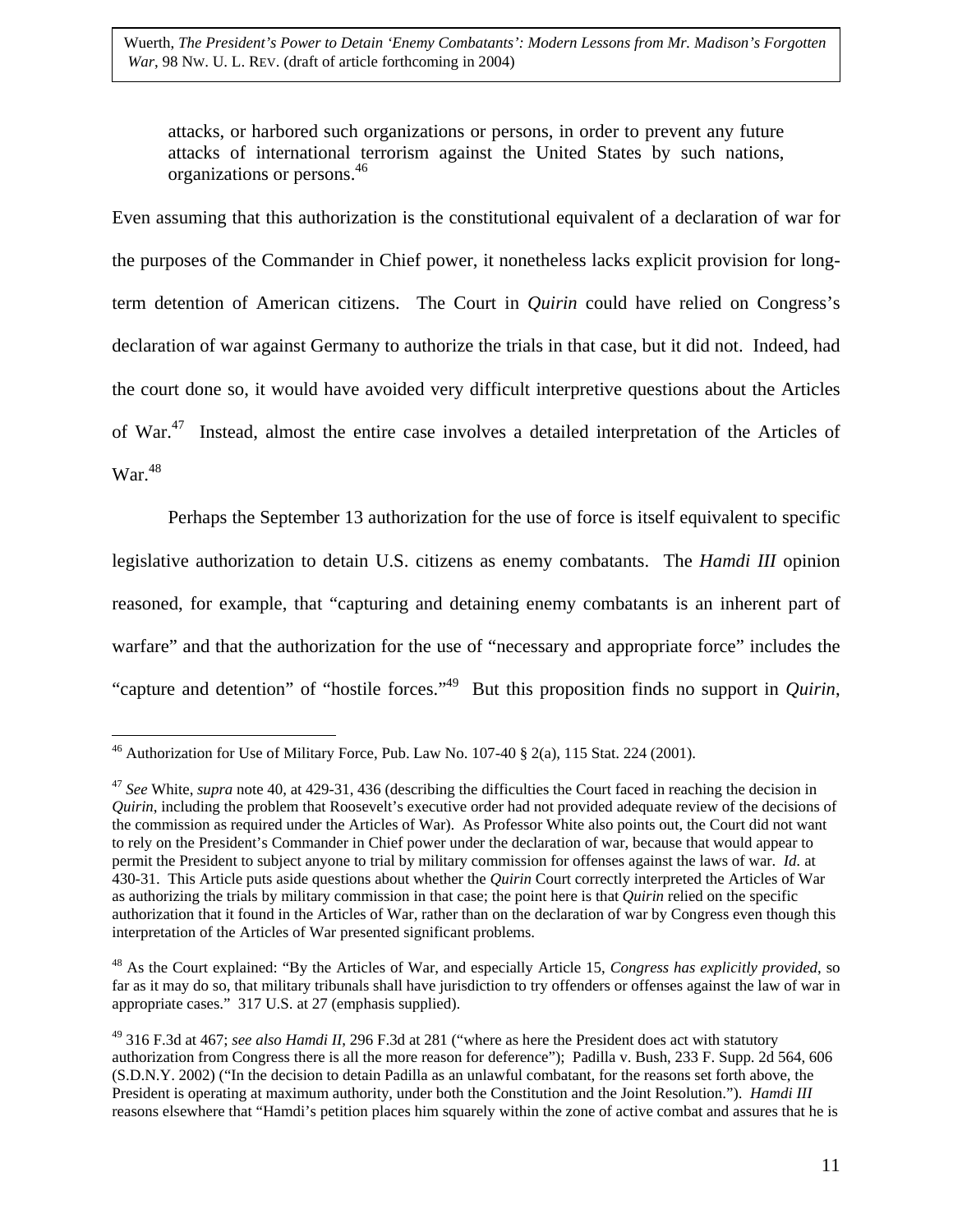> attacks, or harbored such organizations or persons, in order to prevent any future attacks of international terrorism against the United States by such nations, organizations or persons.[46]

Even assuming that this authorization is the constitutional equivalent of a declaration of war for the purposes of the Commander in Chief power, it nonetheless lacks explicit provision for long-term detention of American citizens. The Court in *Quirin* could have relied on Congress's declaration of war against Germany to authorize the trials in that case, but it did not. Indeed, had the court done so, it would have avoided very difficult interpretive questions about the Articles of War.[47] Instead, almost the entire case involves a detailed interpretation of the Articles of War.[48]

Perhaps the September 13 authorization for the use of force is itself equivalent to specific legislative authorization to detain U.S. citizens as enemy combatants. The *Hamdi III* opinion reasoned, for example, that "capturing and detaining enemy combatants is an inherent part of warfare" and that the authorization for the use of "necessary and appropriate force" includes the "capture and detention" of "hostile forces."[49] But this proposition finds no support in *Quirin*,

---

[46] Authorization for Use of Military Force, Pub. Law No. 107-40 § 2(a), 115 Stat. 224 (2001).

[47] *See* White, *supra* note 40, at 429-31, 436 (describing the difficulties the Court faced in reaching the decision in *Quirin*, including the problem that Roosevelt's executive order had not provided adequate review of the decisions of the commission as required under the Articles of War). As Professor White also points out, the Court did not want to rely on the President's Commander in Chief power under the declaration of war, because that would appear to permit the President to subject anyone to trial by military commission for offenses against the laws of war. *Id.* at 430-31. This Article puts aside questions about whether the *Quirin* Court correctly interpreted the Articles of War as authorizing the trials by military commission in that case; the point here is that *Quirin* relied on the specific authorization that it found in the Articles of War, rather than on the declaration of war by Congress even though this interpretation of the Articles of War presented significant problems.

[48] As the Court explained: "By the Articles of War, and especially Article 15, *Congress has explicitly provided*, so far as it may do so, that military tribunals shall have jurisdiction to try offenders or offenses against the law of war in appropriate cases." 317 U.S. at 27 (emphasis supplied).

[49] 316 F.3d at 467; *see also Hamdi II*, 296 F.3d at 281 ("where as here the President does act with statutory authorization from Congress there is all the more reason for deference"); Padilla v. Bush, 233 F. Supp. 2d 564, 606 (S.D.N.Y. 2002) ("In the decision to detain Padilla as an unlawful combatant, for the reasons set forth above, the President is operating at maximum authority, under both the Constitution and the Joint Resolution."). *Hamdi III* reasons elsewhere that "Hamdi's petition places him squarely within the zone of active combat and assures that he is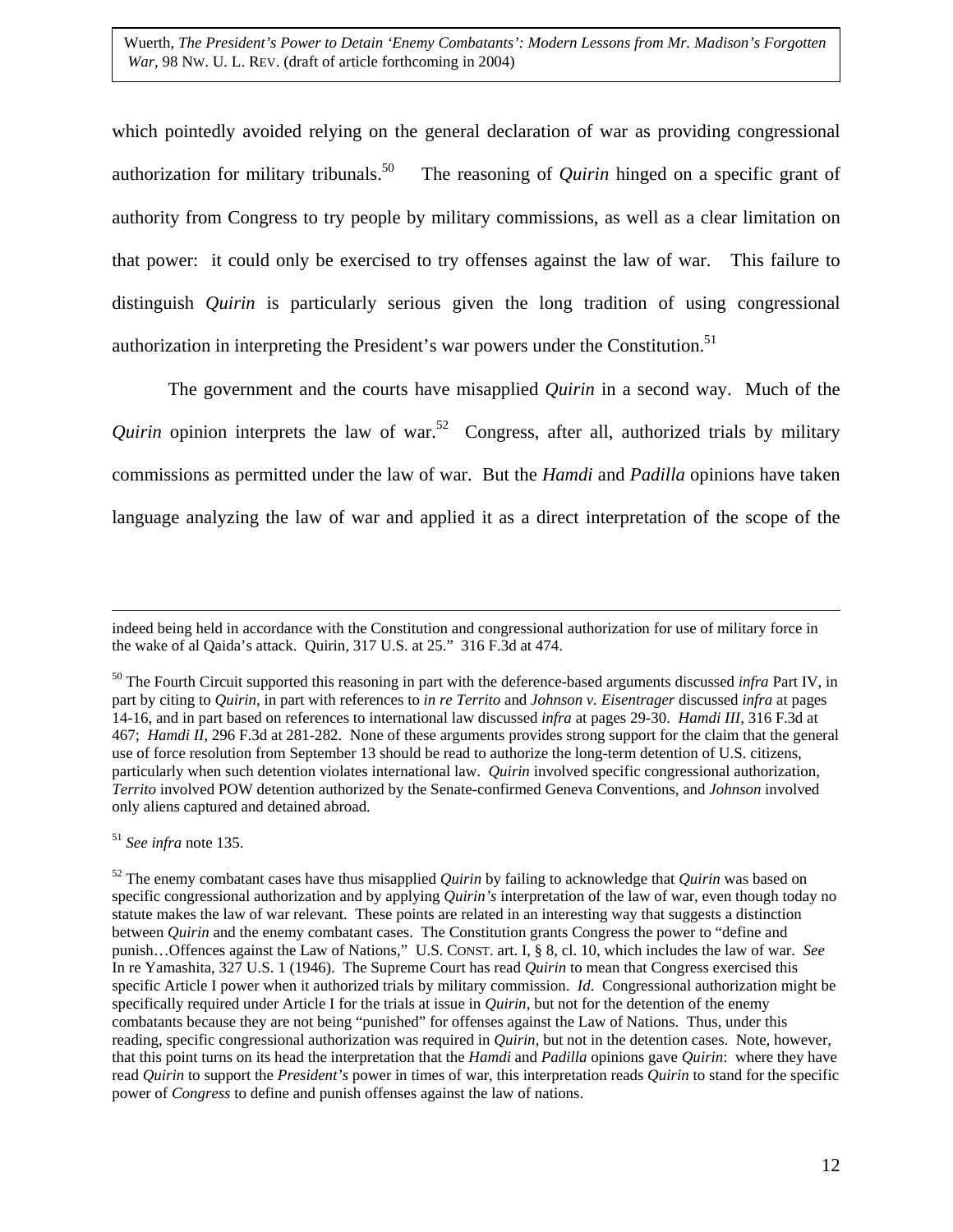which pointedly avoided relying on the general declaration of war as providing congressional authorization for military tribunals.[50] The reasoning of *Quirin* hinged on a specific grant of authority from Congress to try people by military commissions, as well as a clear limitation on that power: it could only be exercised to try offenses against the law of war. This failure to distinguish *Quirin* is particularly serious given the long tradition of using congressional authorization in interpreting the President's war powers under the Constitution.[51]

The government and the courts have misapplied *Quirin* in a second way. Much of the *Quirin* opinion interprets the law of war.[52] Congress, after all, authorized trials by military commissions as permitted under the law of war. But the *Hamdi* and *Padilla* opinions have taken language analyzing the law of war and applied it as a direct interpretation of the scope of the

---

indeed being held in accordance with the Constitution and congressional authorization for use of military force in the wake of al Qaida's attack. Quirin, 317 U.S. at 25." 316 F.3d at 474.

[50] The Fourth Circuit supported this reasoning in part with the deference-based arguments discussed *infra* Part IV, in part by citing to *Quirin*, in part with references to *in re Territo* and *Johnson v. Eisentrager* discussed *infra* at pages 14-16, and in part based on references to international law discussed *infra* at pages 29-30. *Hamdi III*, 316 F.3d at 467; *Hamdi II*, 296 F.3d at 281-282. None of these arguments provides strong support for the claim that the general use of force resolution from September 13 should be read to authorize the long-term detention of U.S. citizens, particularly when such detention violates international law. *Quirin* involved specific congressional authorization, *Territo* involved POW detention authorized by the Senate-confirmed Geneva Conventions, and *Johnson* involved only aliens captured and detained abroad.

[51] *See infra* note 135.

[52] The enemy combatant cases have thus misapplied *Quirin* by failing to acknowledge that *Quirin* was based on specific congressional authorization and by applying *Quirin's* interpretation of the law of war, even though today no statute makes the law of war relevant. These points are related in an interesting way that suggests a distinction between *Quirin* and the enemy combatant cases. The Constitution grants Congress the power to "define and punish…Offences against the Law of Nations," U.S. CONST. art. I, § 8, cl. 10, which includes the law of war. *See* In re Yamashita, 327 U.S. 1 (1946). The Supreme Court has read *Quirin* to mean that Congress exercised this specific Article I power when it authorized trials by military commission. *Id*. Congressional authorization might be specifically required under Article I for the trials at issue in *Quirin*, but not for the detention of the enemy combatants because they are not being "punished" for offenses against the Law of Nations. Thus, under this reading, specific congressional authorization was required in *Quirin*, but not in the detention cases. Note, however, that this point turns on its head the interpretation that the *Hamdi* and *Padilla* opinions gave *Quirin*: where they have read *Quirin* to support the *President's* power in times of war, this interpretation reads *Quirin* to stand for the specific power of *Congress* to define and punish offenses against the law of nations.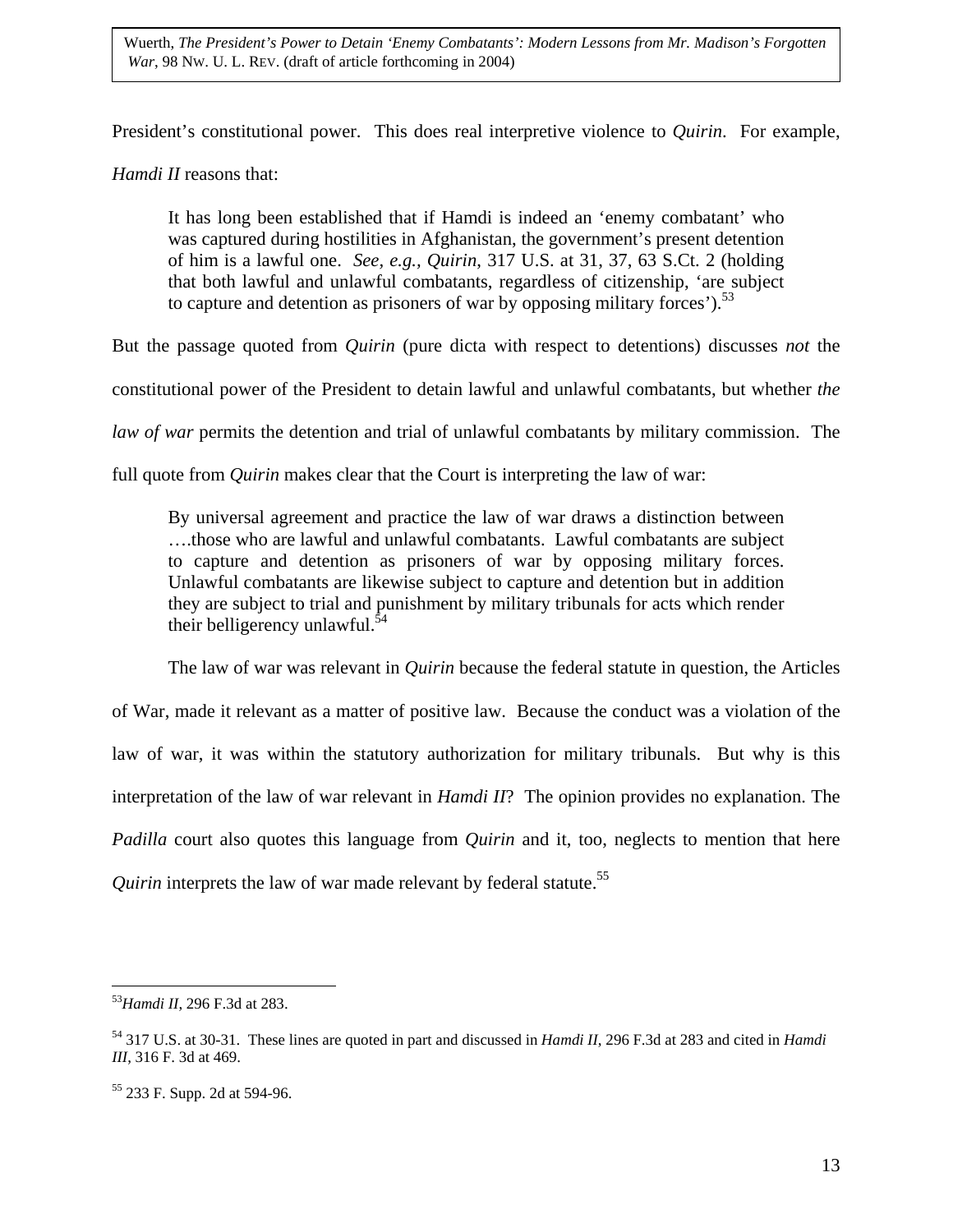President's constitutional power. This does real interpretive violence to *Quirin*. For example, *Hamdi II* reasons that:

> It has long been established that if Hamdi is indeed an 'enemy combatant' who was captured during hostilities in Afghanistan, the government's present detention of him is a lawful one. *See, e.g.*, *Quirin*, 317 U.S. at 31, 37, 63 S.Ct. 2 (holding that both lawful and unlawful combatants, regardless of citizenship, 'are subject to capture and detention as prisoners of war by opposing military forces').[53]

But the passage quoted from *Quirin* (pure dicta with respect to detentions) discusses *not* the constitutional power of the President to detain lawful and unlawful combatants, but whether *the law of war* permits the detention and trial of unlawful combatants by military commission. The full quote from *Quirin* makes clear that the Court is interpreting the law of war:

> By universal agreement and practice the law of war draws a distinction between ….those who are lawful and unlawful combatants. Lawful combatants are subject to capture and detention as prisoners of war by opposing military forces. Unlawful combatants are likewise subject to capture and detention but in addition they are subject to trial and punishment by military tribunals for acts which render their belligerency unlawful.[54]

The law of war was relevant in *Quirin* because the federal statute in question, the Articles of War, made it relevant as a matter of positive law. Because the conduct was a violation of the law of war, it was within the statutory authorization for military tribunals. But why is this interpretation of the law of war relevant in *Hamdi II*? The opinion provides no explanation. The *Padilla* court also quotes this language from *Quirin* and it, too, neglects to mention that here *Quirin* interprets the law of war made relevant by federal statute.[55]

---

[53] *Hamdi II*, 296 F.3d at 283.

[54] 317 U.S. at 30-31. These lines are quoted in part and discussed in *Hamdi II*, 296 F.3d at 283 and cited in *Hamdi III*, 316 F. 3d at 469.

[55] 233 F. Supp. 2d at 594-96.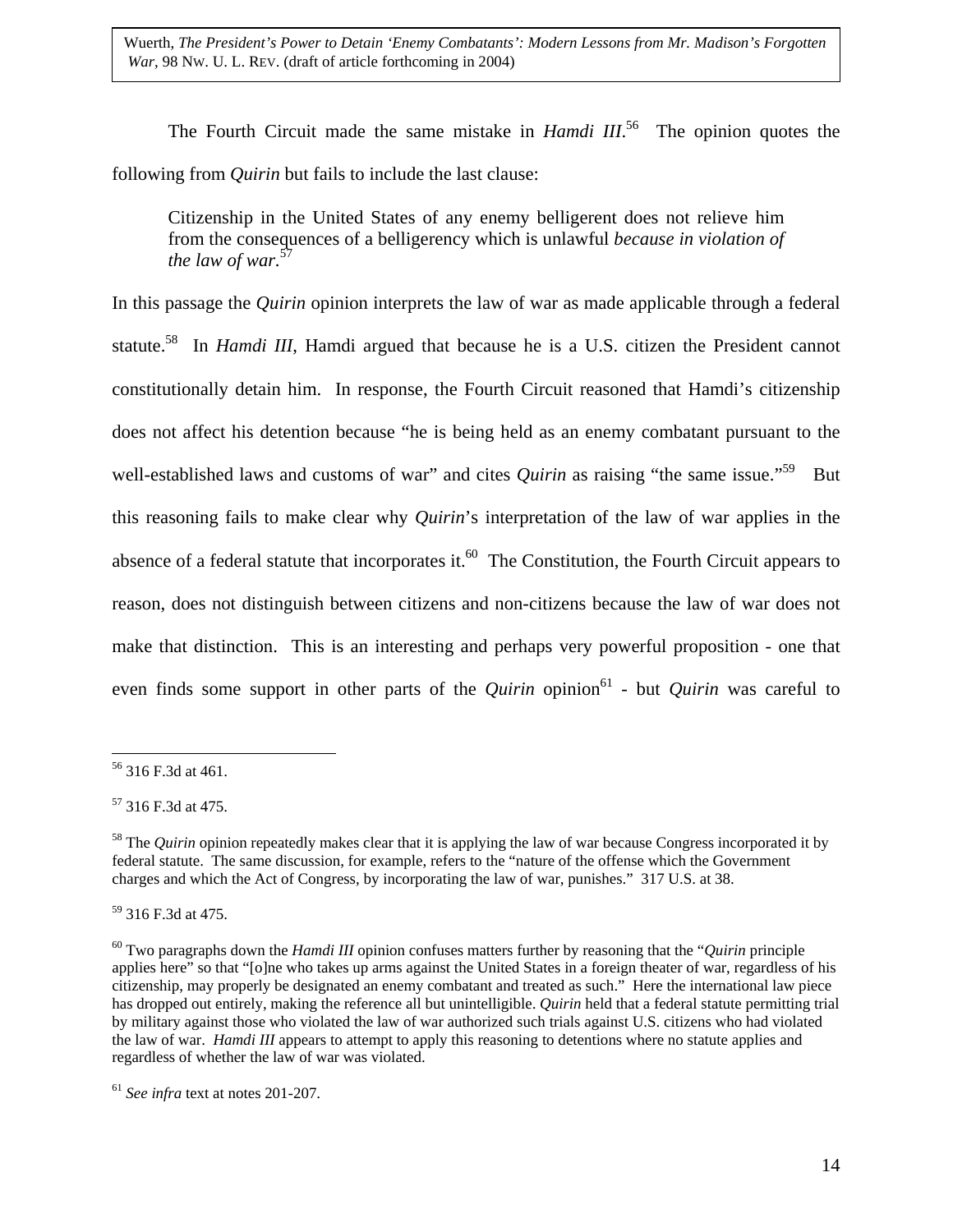The Fourth Circuit made the same mistake in *Hamdi III*.[56] The opinion quotes the following from *Quirin* but fails to include the last clause:

> Citizenship in the United States of any enemy belligerent does not relieve him from the consequences of a belligerency which is unlawful *because in violation of the law of war*.[57]

In this passage the *Quirin* opinion interprets the law of war as made applicable through a federal statute.[58] In *Hamdi III*, Hamdi argued that because he is a U.S. citizen the President cannot constitutionally detain him. In response, the Fourth Circuit reasoned that Hamdi's citizenship does not affect his detention because "he is being held as an enemy combatant pursuant to the well-established laws and customs of war" and cites *Quirin* as raising "the same issue."[59] But this reasoning fails to make clear why *Quirin*'s interpretation of the law of war applies in the absence of a federal statute that incorporates it.[60] The Constitution, the Fourth Circuit appears to reason, does not distinguish between citizens and non-citizens because the law of war does not make that distinction. This is an interesting and perhaps very powerful proposition - one that even finds some support in other parts of the *Quirin* opinion[61] - but *Quirin* was careful to

---

[56] 316 F.3d at 461.

[57] 316 F.3d at 475.

[58] The *Quirin* opinion repeatedly makes clear that it is applying the law of war because Congress incorporated it by federal statute. The same discussion, for example, refers to the "nature of the offense which the Government charges and which the Act of Congress, by incorporating the law of war, punishes." 317 U.S. at 38.

[59] 316 F.3d at 475.

[60] Two paragraphs down the *Hamdi III* opinion confuses matters further by reasoning that the "*Quirin* principle applies here" so that "[o]ne who takes up arms against the United States in a foreign theater of war, regardless of his citizenship, may properly be designated an enemy combatant and treated as such." Here the international law piece has dropped out entirely, making the reference all but unintelligible. *Quirin* held that a federal statute permitting trial by military against those who violated the law of war authorized such trials against U.S. citizens who had violated the law of war. *Hamdi III* appears to attempt to apply this reasoning to detentions where no statute applies and regardless of whether the law of war was violated.

[61] *See infra* text at notes 201-207.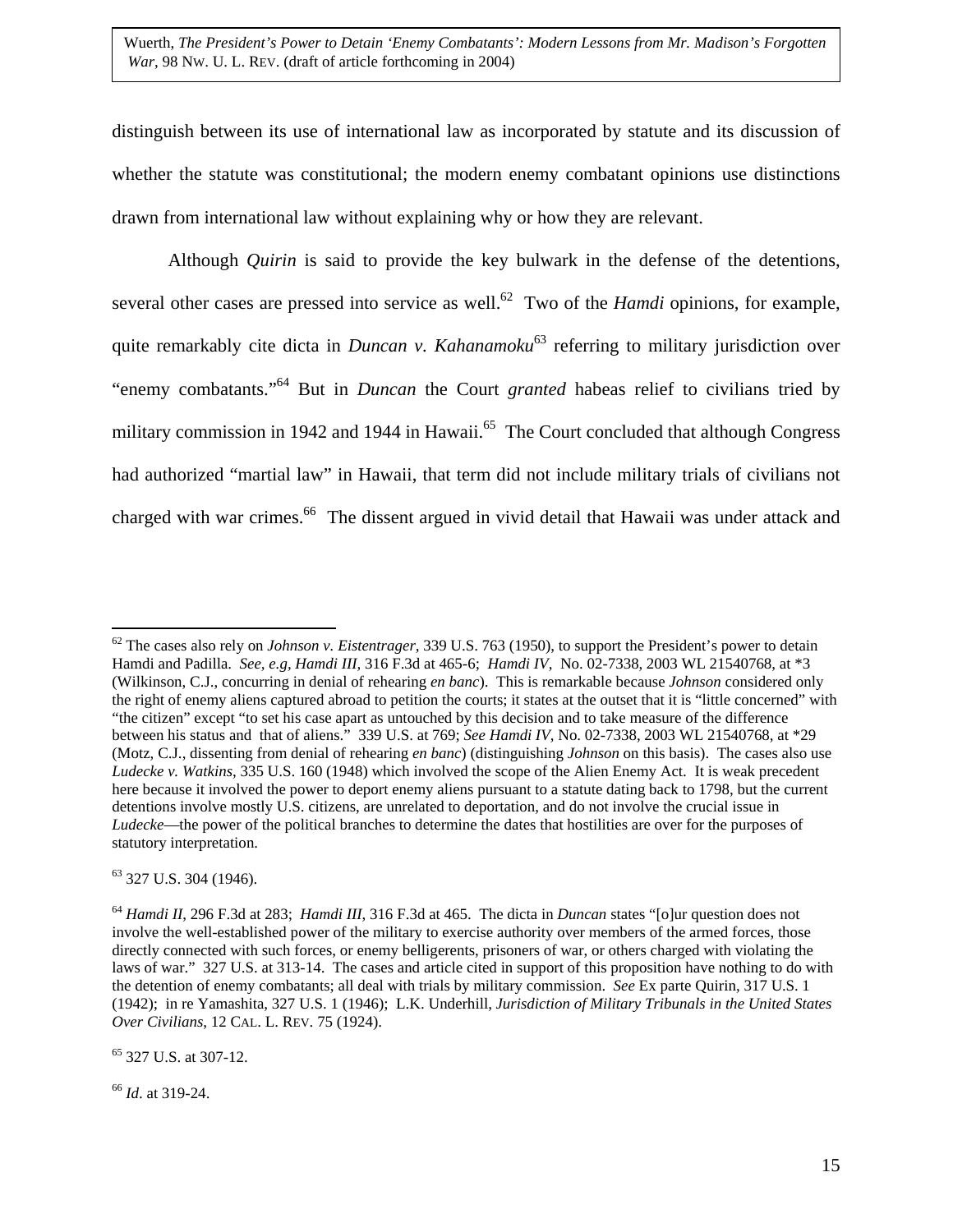distinguish between its use of international law as incorporated by statute and its discussion of whether the statute was constitutional; the modern enemy combatant opinions use distinctions drawn from international law without explaining why or how they are relevant.

Although *Quirin* is said to provide the key bulwark in the defense of the detentions, several other cases are pressed into service as well.[62] Two of the *Hamdi* opinions, for example, quite remarkably cite dicta in *Duncan v. Kahanamoku*[63] referring to military jurisdiction over "enemy combatants."[64] But in *Duncan* the Court *granted* habeas relief to civilians tried by military commission in 1942 and 1944 in Hawaii.[65] The Court concluded that although Congress had authorized "martial law" in Hawaii, that term did not include military trials of civilians not charged with war crimes.[66] The dissent argued in vivid detail that Hawaii was under attack and

---

[62] The cases also rely on *Johnson v. Eistentrager*, 339 U.S. 763 (1950), to support the President's power to detain Hamdi and Padilla. *See, e.g, Hamdi III*, 316 F.3d at 465-6; *Hamdi IV*, No. 02-7338, 2003 WL 21540768, at *3 (Wilkinson, C.J., concurring in denial of rehearing *en banc*). This is remarkable because *Johnson* considered only the right of enemy aliens captured abroad to petition the courts; it states at the outset that it is "little concerned" with "the citizen" except "to set his case apart as untouched by this decision and to take measure of the difference between his status and that of aliens." 339 U.S. at 769; *See Hamdi IV*, No. 02-7338, 2003 WL 21540768, at *29 (Motz, C.J., dissenting from denial of rehearing *en banc*) (distinguishing *Johnson* on this basis). The cases also use *Ludecke v. Watkins*, 335 U.S. 160 (1948) which involved the scope of the Alien Enemy Act. It is weak precedent here because it involved the power to deport enemy aliens pursuant to a statute dating back to 1798, but the current detentions involve mostly U.S. citizens, are unrelated to deportation, and do not involve the crucial issue in *Ludecke*—the power of the political branches to determine the dates that hostilities are over for the purposes of statutory interpretation.

[63] 327 U.S. 304 (1946).

[64] *Hamdi II*, 296 F.3d at 283; *Hamdi III*, 316 F.3d at 465. The dicta in *Duncan* states "[o]ur question does not involve the well-established power of the military to exercise authority over members of the armed forces, those directly connected with such forces, or enemy belligerents, prisoners of war, or others charged with violating the laws of war." 327 U.S. at 313-14. The cases and article cited in support of this proposition have nothing to do with the detention of enemy combatants; all deal with trials by military commission. *See* Ex parte Quirin, 317 U.S. 1 (1942); in re Yamashita, 327 U.S. 1 (1946); L.K. Underhill, *Jurisdiction of Military Tribunals in the United States Over Civilians*, 12 CAL. L. REV. 75 (1924).

[65] 327 U.S. at 307-12.

[66] *Id*. at 319-24.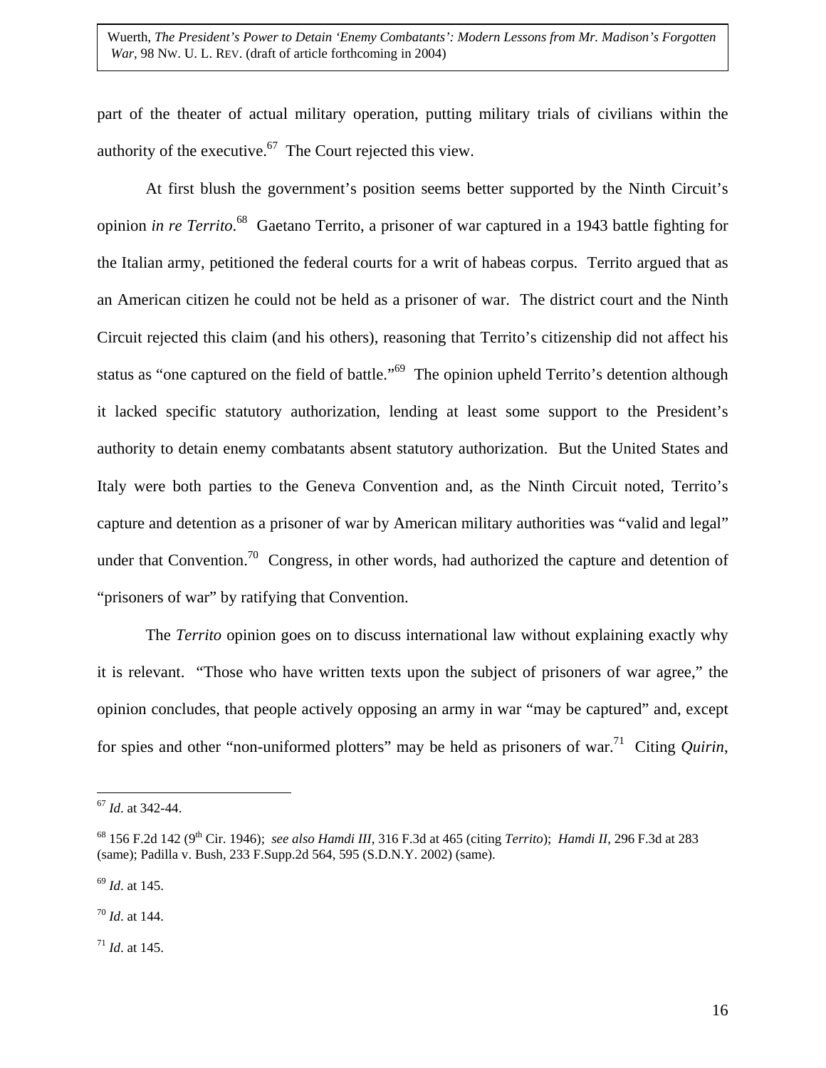part of the theater of actual military operation, putting military trials of civilians within the authority of the executive.[67] The Court rejected this view.

At first blush the government's position seems better supported by the Ninth Circuit's opinion *in re Territo*.[68] Gaetano Territo, a prisoner of war captured in a 1943 battle fighting for the Italian army, petitioned the federal courts for a writ of habeas corpus. Territo argued that as an American citizen he could not be held as a prisoner of war. The district court and the Ninth Circuit rejected this claim (and his others), reasoning that Territo's citizenship did not affect his status as "one captured on the field of battle."[69] The opinion upheld Territo's detention although it lacked specific statutory authorization, lending at least some support to the President's authority to detain enemy combatants absent statutory authorization. But the United States and Italy were both parties to the Geneva Convention and, as the Ninth Circuit noted, Territo's capture and detention as a prisoner of war by American military authorities was "valid and legal" under that Convention.[70] Congress, in other words, had authorized the capture and detention of "prisoners of war" by ratifying that Convention.

The *Territo* opinion goes on to discuss international law without explaining exactly why it is relevant. "Those who have written texts upon the subject of prisoners of war agree," the opinion concludes, that people actively opposing an army in war "may be captured" and, except for spies and other "non-uniformed plotters" may be held as prisoners of war.[71] Citing *Quirin*,

---

[67] *Id*. at 342-44.

[68] 156 F.2d 142 (9th Cir. 1946); *see also Hamdi III*, 316 F.3d at 465 (citing *Territo*); *Hamdi II*, 296 F.3d at 283 (same); Padilla v. Bush, 233 F.Supp.2d 564, 595 (S.D.N.Y. 2002) (same).

[69] *Id*. at 145.

[70] *Id*. at 144.

[71] *Id*. at 145.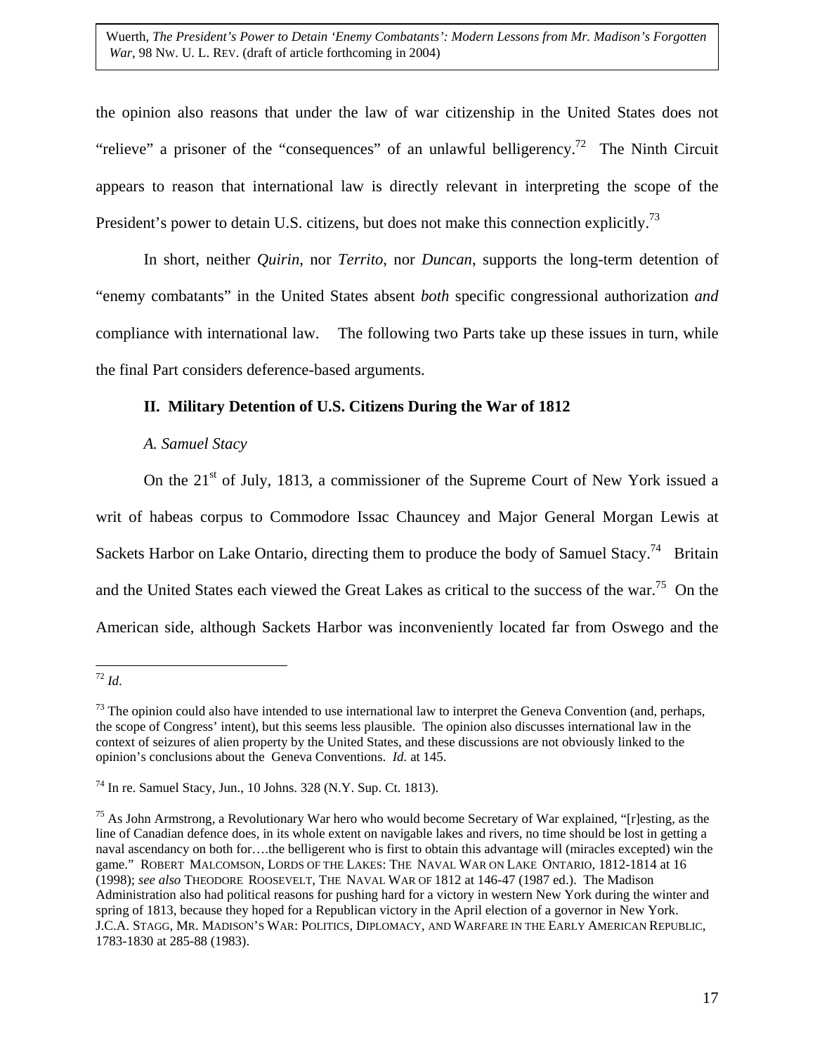the opinion also reasons that under the law of war citizenship in the United States does not "relieve" a prisoner of the "consequences" of an unlawful belligerency.[72] The Ninth Circuit appears to reason that international law is directly relevant in interpreting the scope of the President's power to detain U.S. citizens, but does not make this connection explicitly.[73]

In short, neither *Quirin*, nor *Territo*, nor *Duncan*, supports the long-term detention of "enemy combatants" in the United States absent *both* specific congressional authorization *and* compliance with international law. The following two Parts take up these issues in turn, while the final Part considers deference-based arguments.

## II. Military Detention of U.S. Citizens During the War of 1812

### *A. Samuel Stacy*

On the 21st of July, 1813, a commissioner of the Supreme Court of New York issued a writ of habeas corpus to Commodore Issac Chauncey and Major General Morgan Lewis at Sackets Harbor on Lake Ontario, directing them to produce the body of Samuel Stacy.[74] Britain and the United States each viewed the Great Lakes as critical to the success of the war.[75] On the American side, although Sackets Harbor was inconveniently located far from Oswego and the

---

[72] *Id*.

[73] The opinion could also have intended to use international law to interpret the Geneva Convention (and, perhaps, the scope of Congress' intent), but this seems less plausible. The opinion also discusses international law in the context of seizures of alien property by the United States, and these discussions are not obviously linked to the opinion's conclusions about the Geneva Conventions. *Id.* at 145.

[74] In re. Samuel Stacy, Jun., 10 Johns. 328 (N.Y. Sup. Ct. 1813).

[75] As John Armstrong, a Revolutionary War hero who would become Secretary of War explained, "[r]esting, as the line of Canadian defence does, in its whole extent on navigable lakes and rivers, no time should be lost in getting a naval ascendancy on both for….the belligerent who is first to obtain this advantage will (miracles excepted) win the game." ROBERT MALCOMSON, LORDS OF THE LAKES: THE NAVAL WAR ON LAKE ONTARIO, 1812-1814 at 16 (1998); *see also* THEODORE ROOSEVELT, THE NAVAL WAR OF 1812 at 146-47 (1987 ed.). The Madison Administration also had political reasons for pushing hard for a victory in western New York during the winter and spring of 1813, because they hoped for a Republican victory in the April election of a governor in New York. J.C.A. STAGG, MR. MADISON'S WAR: POLITICS, DIPLOMACY, AND WARFARE IN THE EARLY AMERICAN REPUBLIC, 1783-1830 at 285-88 (1983).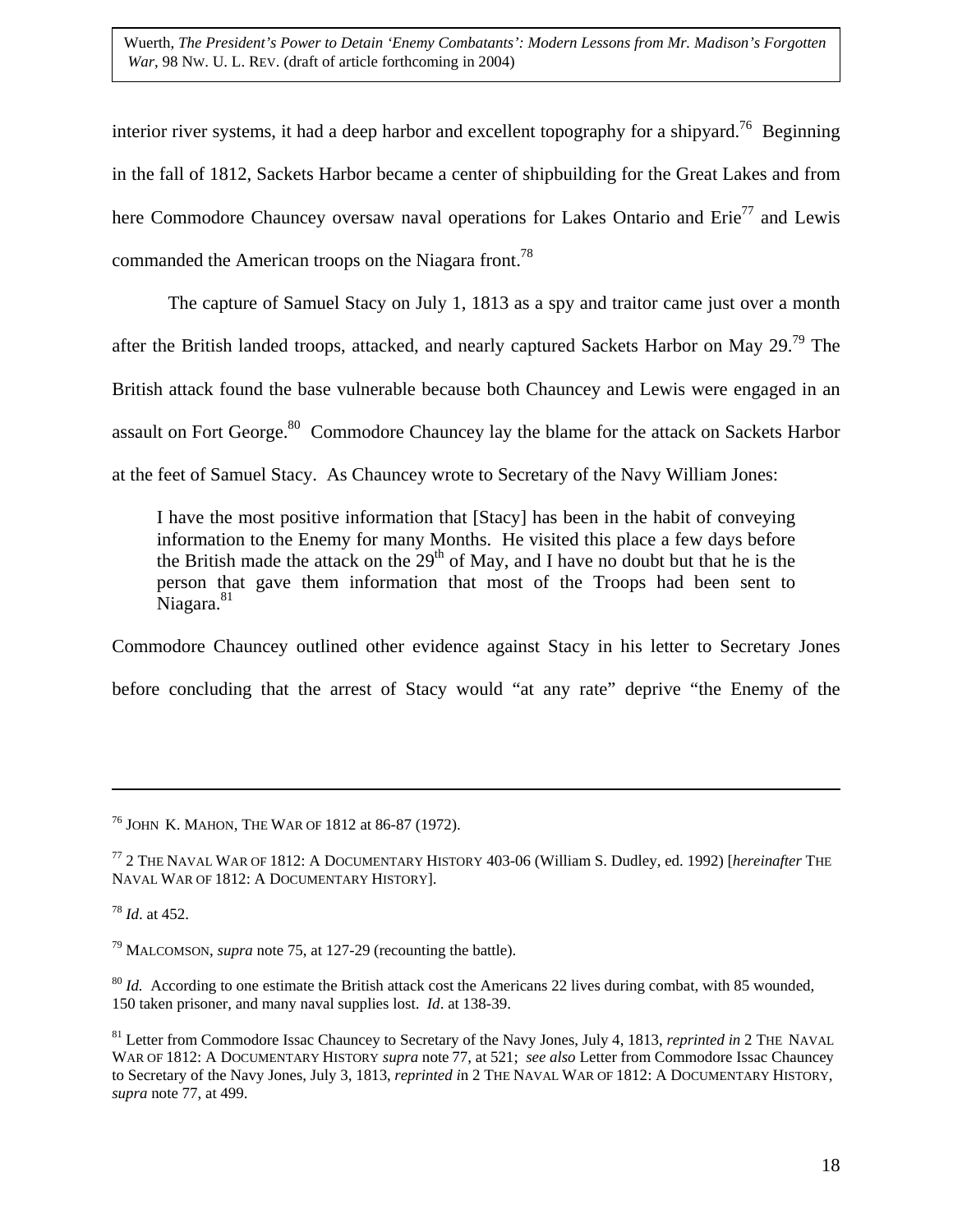interior river systems, it had a deep harbor and excellent topography for a shipyard.[76] Beginning in the fall of 1812, Sackets Harbor became a center of shipbuilding for the Great Lakes and from here Commodore Chauncey oversaw naval operations for Lakes Ontario and Erie[77] and Lewis commanded the American troops on the Niagara front.[78]

The capture of Samuel Stacy on July 1, 1813 as a spy and traitor came just over a month after the British landed troops, attacked, and nearly captured Sackets Harbor on May 29.[79] The British attack found the base vulnerable because both Chauncey and Lewis were engaged in an assault on Fort George.[80] Commodore Chauncey lay the blame for the attack on Sackets Harbor at the feet of Samuel Stacy. As Chauncey wrote to Secretary of the Navy William Jones:

> I have the most positive information that [Stacy] has been in the habit of conveying information to the Enemy for many Months. He visited this place a few days before the British made the attack on the 29th of May, and I have no doubt but that he is the person that gave them information that most of the Troops had been sent to Niagara.[81]

Commodore Chauncey outlined other evidence against Stacy in his letter to Secretary Jones before concluding that the arrest of Stacy would "at any rate" deprive "the Enemy of the

---

[76] JOHN K. MAHON, THE WAR OF 1812 at 86-87 (1972).

[77] 2 THE NAVAL WAR OF 1812: A DOCUMENTARY HISTORY 403-06 (William S. Dudley, ed. 1992) [*hereinafter* THE NAVAL WAR OF 1812: A DOCUMENTARY HISTORY].

[78] *Id*. at 452.

[79] MALCOMSON, *supra* note 75, at 127-29 (recounting the battle).

[80] *Id.* According to one estimate the British attack cost the Americans 22 lives during combat, with 85 wounded, 150 taken prisoner, and many naval supplies lost. *Id*. at 138-39.

[81] Letter from Commodore Issac Chauncey to Secretary of the Navy Jones, July 4, 1813, *reprinted in* 2 THE NAVAL WAR OF 1812: A DOCUMENTARY HISTORY *supra* note 77, at 521; *see also* Letter from Commodore Issac Chauncey to Secretary of the Navy Jones, July 3, 1813, *reprinted in* 2 THE NAVAL WAR OF 1812: A DOCUMENTARY HISTORY, *supra* note 77, at 499.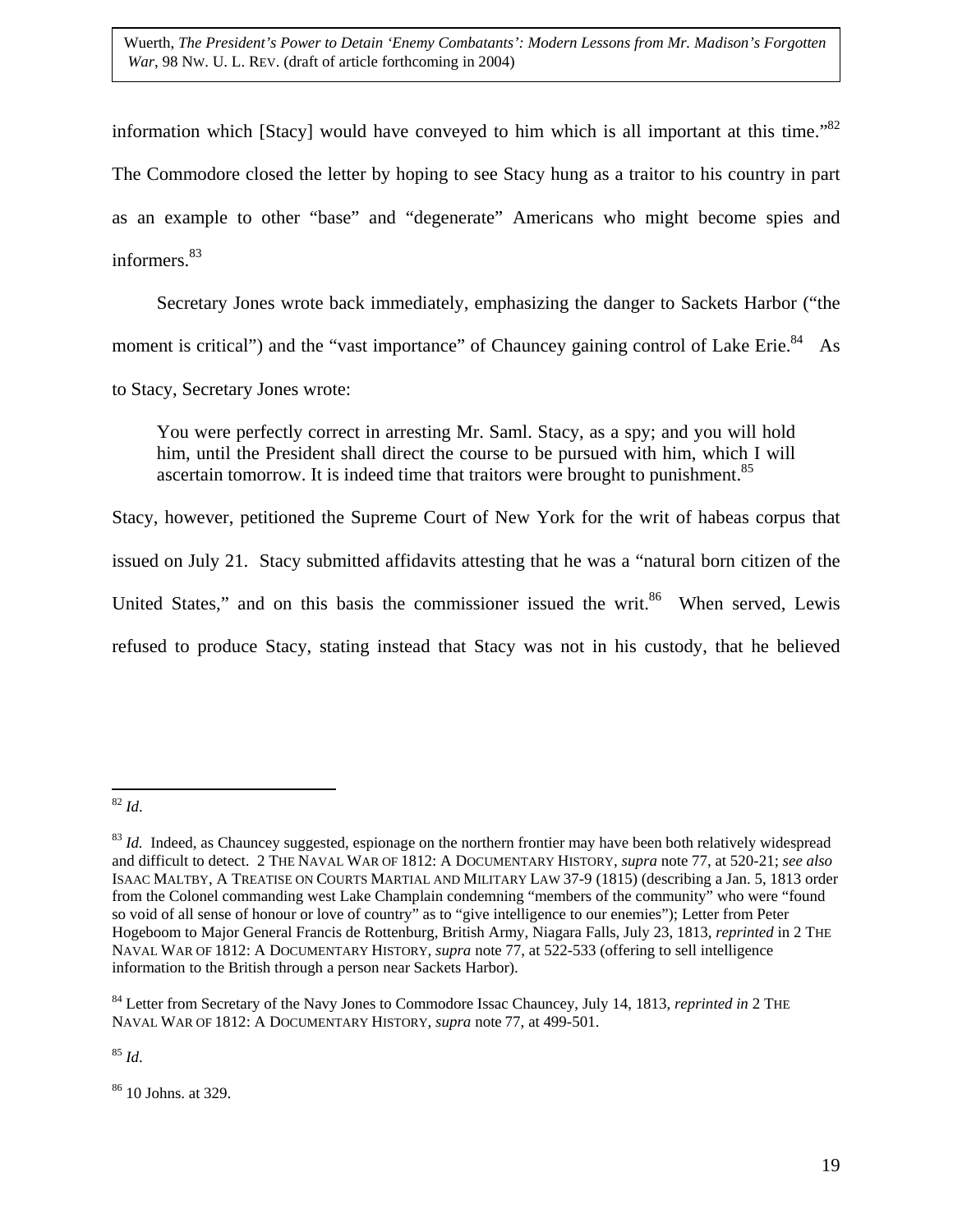information which [Stacy] would have conveyed to him which is all important at this time."[82] The Commodore closed the letter by hoping to see Stacy hung as a traitor to his country in part as an example to other "base" and "degenerate" Americans who might become spies and informers.[83]

Secretary Jones wrote back immediately, emphasizing the danger to Sackets Harbor ("the moment is critical") and the "vast importance" of Chauncey gaining control of Lake Erie.[84] As to Stacy, Secretary Jones wrote:

> You were perfectly correct in arresting Mr. Saml. Stacy, as a spy; and you will hold him, until the President shall direct the course to be pursued with him, which I will ascertain tomorrow. It is indeed time that traitors were brought to punishment.[85]

Stacy, however, petitioned the Supreme Court of New York for the writ of habeas corpus that issued on July 21. Stacy submitted affidavits attesting that he was a "natural born citizen of the United States," and on this basis the commissioner issued the writ.[86] When served, Lewis refused to produce Stacy, stating instead that Stacy was not in his custody, that he believed

---

[82] *Id.*

[83] *Id.* Indeed, as Chauncey suggested, espionage on the northern frontier may have been both relatively widespread and difficult to detect. 2 THE NAVAL WAR OF 1812: A DOCUMENTARY HISTORY, *supra* note 77, at 520-21; *see also* ISAAC MALTBY, A TREATISE ON COURTS MARTIAL AND MILITARY LAW 37-9 (1815) (describing a Jan. 5, 1813 order from the Colonel commanding west Lake Champlain condemning "members of the community" who were "found so void of all sense of honour or love of country" as to "give intelligence to our enemies"); Letter from Peter Hogeboom to Major General Francis de Rottenburg, British Army, Niagara Falls, July 23, 1813, *reprinted* in 2 THE NAVAL WAR OF 1812: A DOCUMENTARY HISTORY, *supra* note 77, at 522-533 (offering to sell intelligence information to the British through a person near Sackets Harbor).

[84] Letter from Secretary of the Navy Jones to Commodore Issac Chauncey, July 14, 1813, *reprinted in* 2 THE NAVAL WAR OF 1812: A DOCUMENTARY HISTORY, *supra* note 77, at 499-501.

[85] *Id.*

[86] 10 Johns. at 329.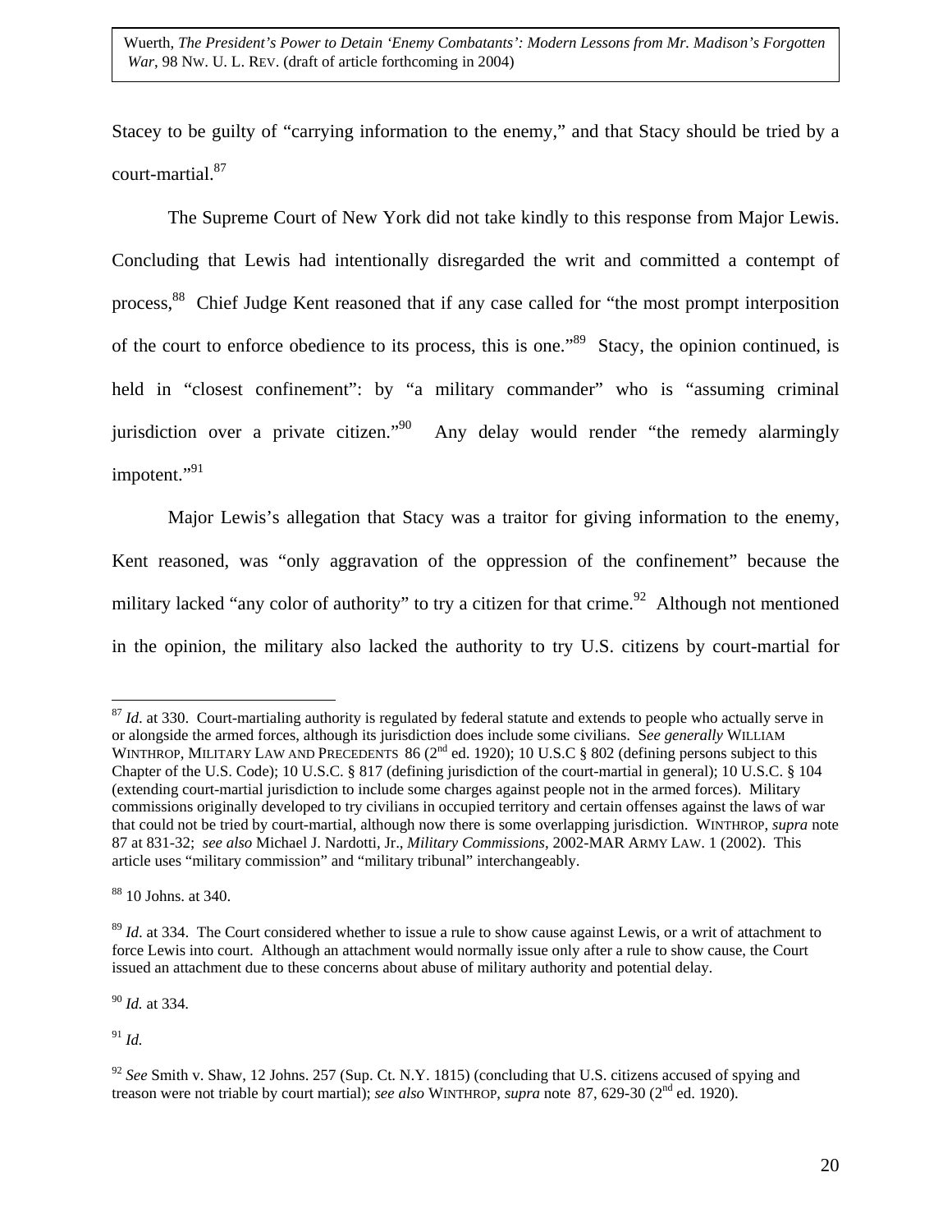Stacey to be guilty of "carrying information to the enemy," and that Stacy should be tried by a court-martial.[87]

The Supreme Court of New York did not take kindly to this response from Major Lewis. Concluding that Lewis had intentionally disregarded the writ and committed a contempt of process,[88] Chief Judge Kent reasoned that if any case called for "the most prompt interposition of the court to enforce obedience to its process, this is one."[89] Stacy, the opinion continued, is held in "closest confinement": by "a military commander" who is "assuming criminal jurisdiction over a private citizen."[90] Any delay would render "the remedy alarmingly impotent."[91]

Major Lewis's allegation that Stacy was a traitor for giving information to the enemy, Kent reasoned, was "only aggravation of the oppression of the confinement" because the military lacked "any color of authority" to try a citizen for that crime.[92] Although not mentioned in the opinion, the military also lacked the authority to try U.S. citizens by court-martial for

---

[87] *Id*. at 330. Court-martialing authority is regulated by federal statute and extends to people who actually serve in or alongside the armed forces, although its jurisdiction does include some civilians. S*ee generally* WILLIAM WINTHROP, MILITARY LAW AND PRECEDENTS 86 (2nd ed. 1920); 10 U.S.C § 802 (defining persons subject to this Chapter of the U.S. Code); 10 U.S.C. § 817 (defining jurisdiction of the court-martial in general); 10 U.S.C. § 104 (extending court-martial jurisdiction to include some charges against people not in the armed forces). Military commissions originally developed to try civilians in occupied territory and certain offenses against the laws of war that could not be tried by court-martial, although now there is some overlapping jurisdiction. WINTHROP, *supra* note 87 at 831-32; *see also* Michael J. Nardotti, Jr., *Military Commissions*, 2002-MAR ARMY LAW. 1 (2002). This article uses "military commission" and "military tribunal" interchangeably.

[88] 10 Johns. at 340.

[89] *Id*. at 334. The Court considered whether to issue a rule to show cause against Lewis, or a writ of attachment to force Lewis into court. Although an attachment would normally issue only after a rule to show cause, the Court issued an attachment due to these concerns about abuse of military authority and potential delay.

[90] *Id.* at 334.

[91] *Id.*

[92] *See* Smith v. Shaw, 12 Johns. 257 (Sup. Ct. N.Y. 1815) (concluding that U.S. citizens accused of spying and treason were not triable by court martial); *see also* WINTHROP, *supra* note 87, 629-30 (2nd ed. 1920).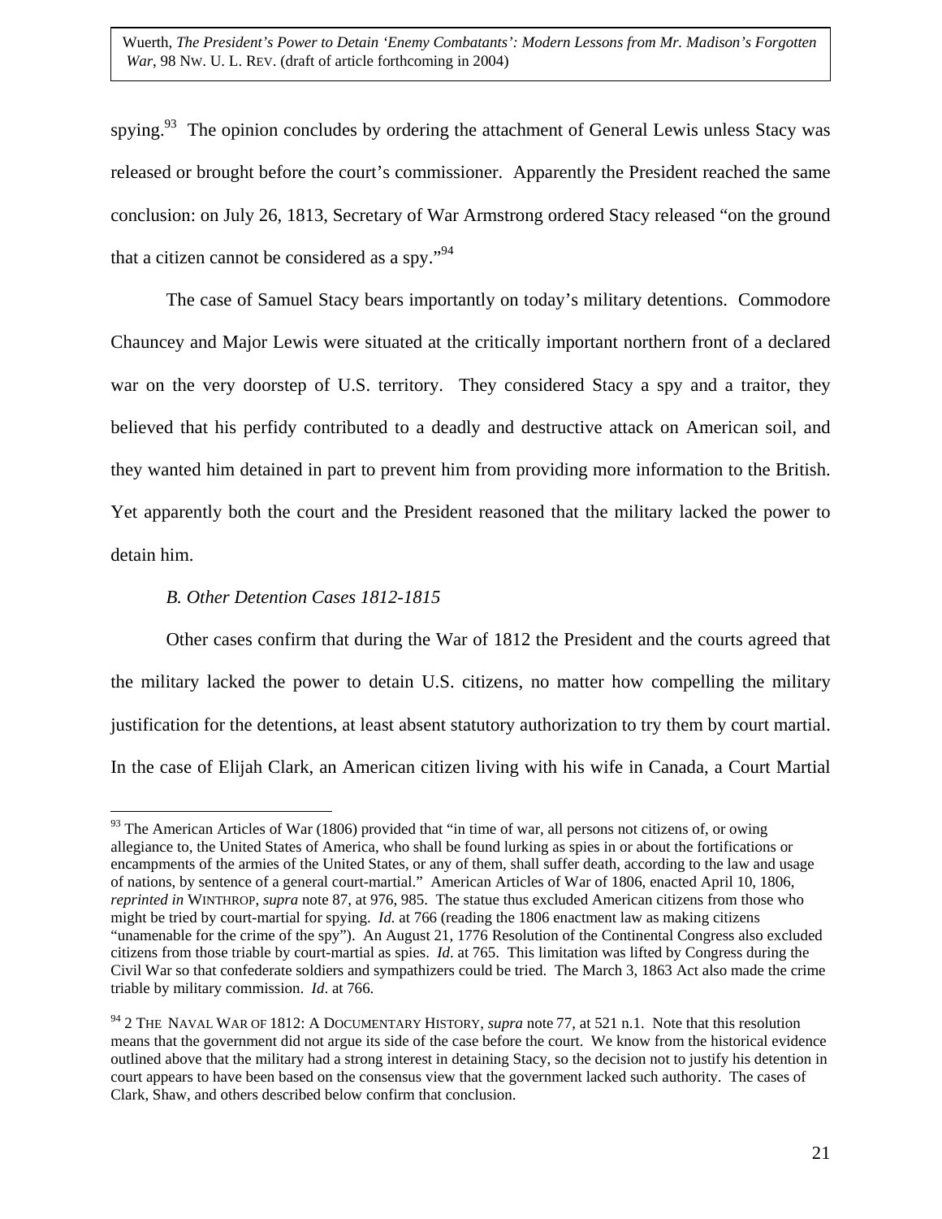spying.[93] The opinion concludes by ordering the attachment of General Lewis unless Stacy was released or brought before the court's commissioner. Apparently the President reached the same conclusion: on July 26, 1813, Secretary of War Armstrong ordered Stacy released "on the ground that a citizen cannot be considered as a spy."[94]

The case of Samuel Stacy bears importantly on today's military detentions. Commodore Chauncey and Major Lewis were situated at the critically important northern front of a declared war on the very doorstep of U.S. territory. They considered Stacy a spy and a traitor, they believed that his perfidy contributed to a deadly and destructive attack on American soil, and they wanted him detained in part to prevent him from providing more information to the British. Yet apparently both the court and the President reasoned that the military lacked the power to detain him.

### *B. Other Detention Cases 1812-1815*

Other cases confirm that during the War of 1812 the President and the courts agreed that the military lacked the power to detain U.S. citizens, no matter how compelling the military justification for the detentions, at least absent statutory authorization to try them by court martial. In the case of Elijah Clark, an American citizen living with his wife in Canada, a Court Martial

---

[93] The American Articles of War (1806) provided that "in time of war, all persons not citizens of, or owing allegiance to, the United States of America, who shall be found lurking as spies in or about the fortifications or encampments of the armies of the United States, or any of them, shall suffer death, according to the law and usage of nations, by sentence of a general court-martial." American Articles of War of 1806, enacted April 10, 1806, *reprinted in* WINTHROP, *supra* note 87, at 976, 985. The statue thus excluded American citizens from those who might be tried by court-martial for spying. *Id.* at 766 (reading the 1806 enactment law as making citizens "unamenable for the crime of the spy"). An August 21, 1776 Resolution of the Continental Congress also excluded citizens from those triable by court-martial as spies. *Id.* at 765. This limitation was lifted by Congress during the Civil War so that confederate soldiers and sympathizers could be tried. The March 3, 1863 Act also made the crime triable by military commission. *Id.* at 766.

[94] 2 THE NAVAL WAR OF 1812: A DOCUMENTARY HISTORY, *supra* note 77, at 521 n.1. Note that this resolution means that the government did not argue its side of the case before the court. We know from the historical evidence outlined above that the military had a strong interest in detaining Stacy, so the decision not to justify his detention in court appears to have been based on the consensus view that the government lacked such authority. The cases of Clark, Shaw, and others described below confirm that conclusion.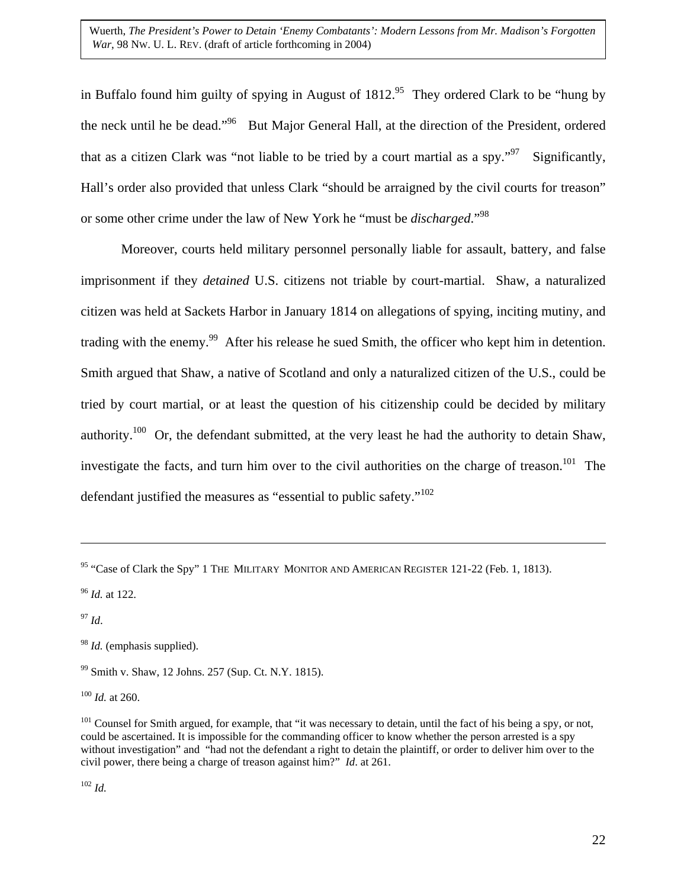in Buffalo found him guilty of spying in August of 1812.[95] They ordered Clark to be "hung by the neck until he be dead."[96] But Major General Hall, at the direction of the President, ordered that as a citizen Clark was "not liable to be tried by a court martial as a spy."[97] Significantly, Hall's order also provided that unless Clark "should be arraigned by the civil courts for treason" or some other crime under the law of New York he "must be *discharged*."[98]

Moreover, courts held military personnel personally liable for assault, battery, and false imprisonment if they *detained* U.S. citizens not triable by court-martial. Shaw, a naturalized citizen was held at Sackets Harbor in January 1814 on allegations of spying, inciting mutiny, and trading with the enemy.[99] After his release he sued Smith, the officer who kept him in detention. Smith argued that Shaw, a native of Scotland and only a naturalized citizen of the U.S., could be tried by court martial, or at least the question of his citizenship could be decided by military authority.[100] Or, the defendant submitted, at the very least he had the authority to detain Shaw, investigate the facts, and turn him over to the civil authorities on the charge of treason.[101] The defendant justified the measures as "essential to public safety."[102]

---

[95] "Case of Clark the Spy" 1 THE MILITARY MONITOR AND AMERICAN REGISTER 121-22 (Feb. 1, 1813).

[96] *Id.* at 122.

[97] *Id*.

[98] *Id.* (emphasis supplied).

[99] Smith v. Shaw, 12 Johns. 257 (Sup. Ct. N.Y. 1815).

[100] *Id.* at 260.

[101] Counsel for Smith argued, for example, that "it was necessary to detain, until the fact of his being a spy, or not, could be ascertained. It is impossible for the commanding officer to know whether the person arrested is a spy without investigation" and "had not the defendant a right to detain the plaintiff, or order to deliver him over to the civil power, there being a charge of treason against him?" *Id*. at 261.

[102] *Id.*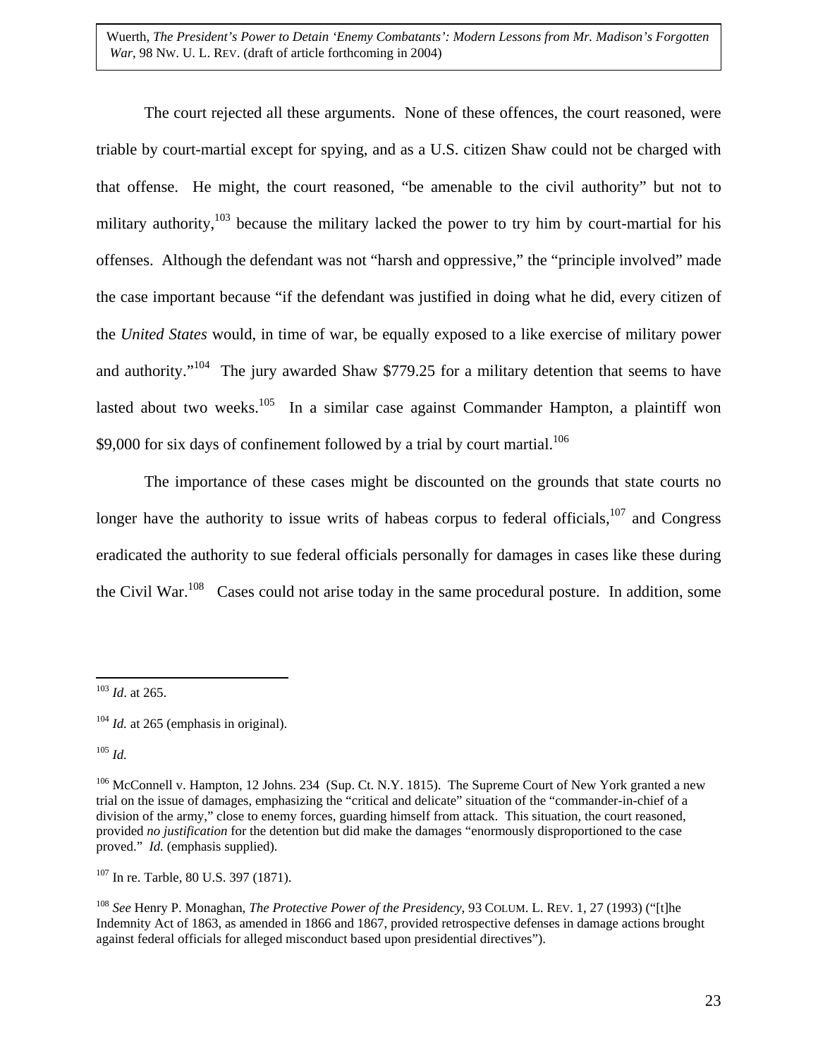The court rejected all these arguments. None of these offences, the court reasoned, were triable by court-martial except for spying, and as a U.S. citizen Shaw could not be charged with that offense. He might, the court reasoned, "be amenable to the civil authority" but not to military authority,[103] because the military lacked the power to try him by court-martial for his offenses. Although the defendant was not "harsh and oppressive," the "principle involved" made the case important because "if the defendant was justified in doing what he did, every citizen of the *United States* would, in time of war, be equally exposed to a like exercise of military power and authority."[104] The jury awarded Shaw $779.25 for a military detention that seems to have lasted about two weeks.[105] In a similar case against Commander Hampton, a plaintiff won $9,000 for six days of confinement followed by a trial by court martial.[106]

The importance of these cases might be discounted on the grounds that state courts no longer have the authority to issue writs of habeas corpus to federal officials,[107] and Congress eradicated the authority to sue federal officials personally for damages in cases like these during the Civil War.[108] Cases could not arise today in the same procedural posture. In addition, some

---

[103] *Id*. at 265.

[104] *Id.* at 265 (emphasis in original).

[105] *Id.*

[106] McConnell v. Hampton, 12 Johns. 234 (Sup. Ct. N.Y. 1815). The Supreme Court of New York granted a new trial on the issue of damages, emphasizing the "critical and delicate" situation of the "commander-in-chief of a division of the army," close to enemy forces, guarding himself from attack. This situation, the court reasoned, provided *no justification* for the detention but did make the damages "enormously disproportioned to the case proved." *Id.* (emphasis supplied).

[107] In re. Tarble, 80 U.S. 397 (1871).

[108] *See* Henry P. Monaghan, *The Protective Power of the Presidency*, 93 COLUM. L. REV. 1, 27 (1993) ("[t]he Indemnity Act of 1863, as amended in 1866 and 1867, provided retrospective defenses in damage actions brought against federal officials for alleged misconduct based upon presidential directives").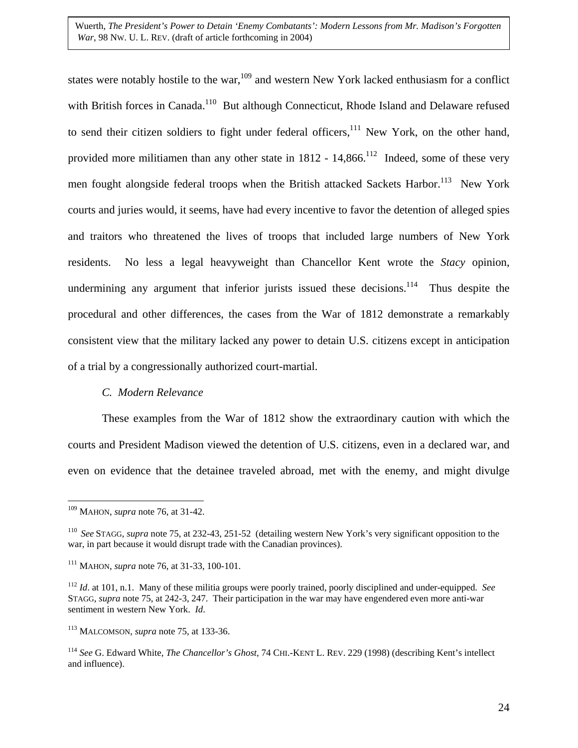states were notably hostile to the war,[109] and western New York lacked enthusiasm for a conflict with British forces in Canada.[110] But although Connecticut, Rhode Island and Delaware refused to send their citizen soldiers to fight under federal officers,[111] New York, on the other hand, provided more militiamen than any other state in 1812 - 14,866.[112] Indeed, some of these very men fought alongside federal troops when the British attacked Sackets Harbor.[113] New York courts and juries would, it seems, have had every incentive to favor the detention of alleged spies and traitors who threatened the lives of troops that included large numbers of New York residents. No less a legal heavyweight than Chancellor Kent wrote the *Stacy* opinion, undermining any argument that inferior jurists issued these decisions.[114] Thus despite the procedural and other differences, the cases from the War of 1812 demonstrate a remarkably consistent view that the military lacked any power to detain U.S. citizens except in anticipation of a trial by a congressionally authorized court-martial.

### *C. Modern Relevance*

These examples from the War of 1812 show the extraordinary caution with which the courts and President Madison viewed the detention of U.S. citizens, even in a declared war, and even on evidence that the detainee traveled abroad, met with the enemy, and might divulge

---

[109] MAHON, *supra* note 76, at 31-42.

[110] *See* STAGG, *supra* note 75, at 232-43, 251-52 (detailing western New York's very significant opposition to the war, in part because it would disrupt trade with the Canadian provinces).

[111] MAHON, *supra* note 76, at 31-33, 100-101.

[112] *Id*. at 101, n.1. Many of these militia groups were poorly trained, poorly disciplined and under-equipped. *See* STAGG, *supra* note 75, at 242-3, 247. Their participation in the war may have engendered even more anti-war sentiment in western New York. *Id*.

[113] MALCOMSON, *supra* note 75, at 133-36.

[114] *See* G. Edward White, *The Chancellor's Ghost*, 74 CHI.-KENT L. REV. 229 (1998) (describing Kent's intellect and influence).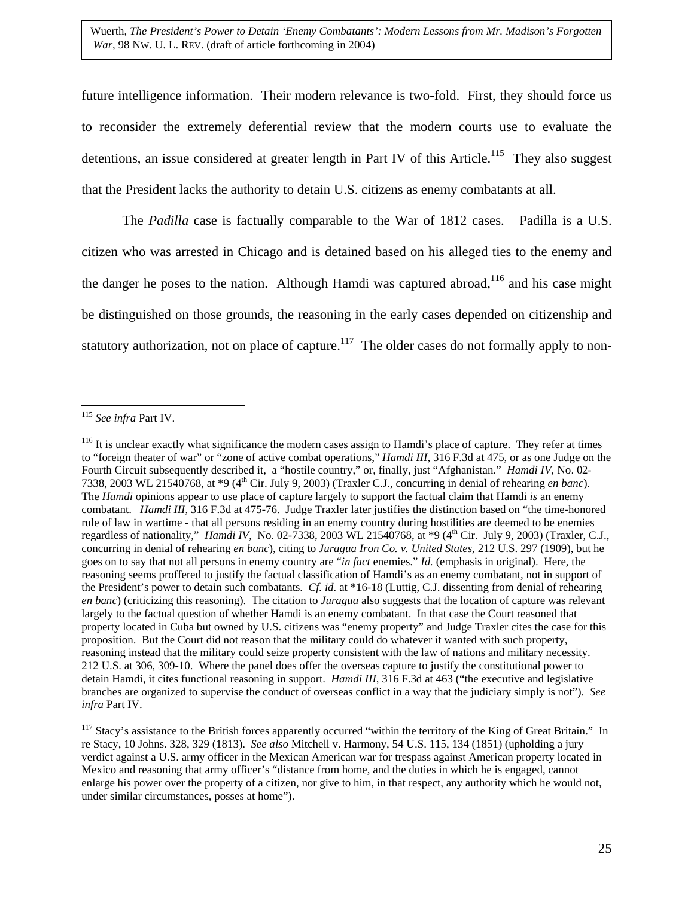future intelligence information. Their modern relevance is two-fold. First, they should force us to reconsider the extremely deferential review that the modern courts use to evaluate the detentions, an issue considered at greater length in Part IV of this Article.[115] They also suggest that the President lacks the authority to detain U.S. citizens as enemy combatants at all.

The *Padilla* case is factually comparable to the War of 1812 cases. Padilla is a U.S. citizen who was arrested in Chicago and is detained based on his alleged ties to the enemy and the danger he poses to the nation. Although Hamdi was captured abroad,[116] and his case might be distinguished on those grounds, the reasoning in the early cases depended on citizenship and statutory authorization, not on place of capture.[117] The older cases do not formally apply to non-

---

[115] *See infra* Part IV.

[116] It is unclear exactly what significance the modern cases assign to Hamdi's place of capture. They refer at times to "foreign theater of war" or "zone of active combat operations," *Hamdi III*, 316 F.3d at 475, or as one Judge on the Fourth Circuit subsequently described it, a "hostile country," or, finally, just "Afghanistan." *Hamdi IV*, No. 02-7338, 2003 WL 21540768, at *9 (4th Cir. July 9, 2003) (Traxler C.J., concurring in denial of rehearing *en banc*). The *Hamdi* opinions appear to use place of capture largely to support the factual claim that Hamdi *is* an enemy combatant. *Hamdi III*, 316 F.3d at 475-76. Judge Traxler later justifies the distinction based on "the time-honored rule of law in wartime - that all persons residing in an enemy country during hostilities are deemed to be enemies regardless of nationality," *Hamdi IV*, No. 02-7338, 2003 WL 21540768, at *9 (4th Cir. July 9, 2003) (Traxler, C.J., concurring in denial of rehearing *en banc*), citing to *Juragua Iron Co. v. United States*, 212 U.S. 297 (1909), but he goes on to say that not all persons in enemy country are "*in fact* enemies." *Id.* (emphasis in original). Here, the reasoning seems proffered to justify the factual classification of Hamdi's as an enemy combatant, not in support of the President's power to detain such combatants. *Cf. id.* at *16-18 (Luttig, C.J. dissenting from denial of rehearing *en banc*) (criticizing this reasoning). The citation to *Juragua* also suggests that the location of capture was relevant largely to the factual question of whether Hamdi is an enemy combatant. In that case the Court reasoned that property located in Cuba but owned by U.S. citizens was "enemy property" and Judge Traxler cites the case for this proposition. But the Court did not reason that the military could do whatever it wanted with such property, reasoning instead that the military could seize property consistent with the law of nations and military necessity. 212 U.S. at 306, 309-10. Where the panel does offer the overseas capture to justify the constitutional power to detain Hamdi, it cites functional reasoning in support. *Hamdi III*, 316 F.3d at 463 ("the executive and legislative branches are organized to supervise the conduct of overseas conflict in a way that the judiciary simply is not"). *See infra* Part IV.

[117] Stacy's assistance to the British forces apparently occurred "within the territory of the King of Great Britain." In re Stacy, 10 Johns. 328, 329 (1813). *See also* Mitchell v. Harmony, 54 U.S. 115, 134 (1851) (upholding a jury verdict against a U.S. army officer in the Mexican American war for trespass against American property located in Mexico and reasoning that army officer's "distance from home, and the duties in which he is engaged, cannot enlarge his power over the property of a citizen, nor give to him, in that respect, any authority which he would not, under similar circumstances, posses at home").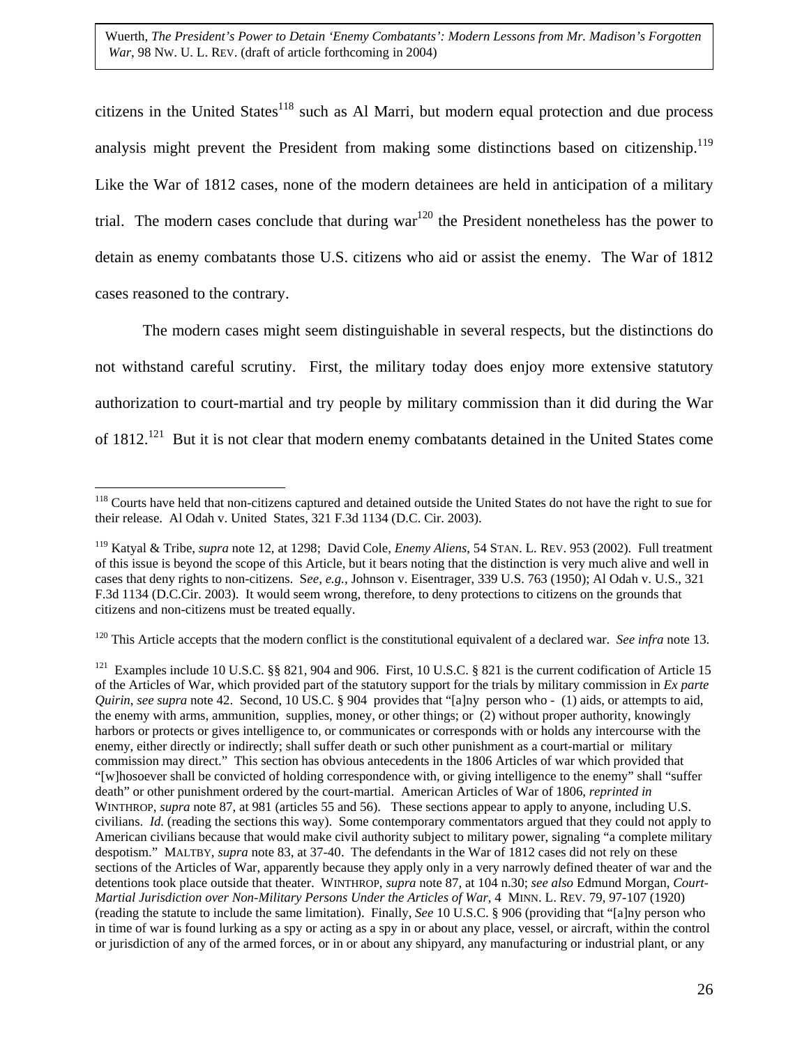citizens in the United States[118] such as Al Marri, but modern equal protection and due process analysis might prevent the President from making some distinctions based on citizenship.[119] Like the War of 1812 cases, none of the modern detainees are held in anticipation of a military trial. The modern cases conclude that during war[120] the President nonetheless has the power to detain as enemy combatants those U.S. citizens who aid or assist the enemy. The War of 1812 cases reasoned to the contrary.

The modern cases might seem distinguishable in several respects, but the distinctions do not withstand careful scrutiny. First, the military today does enjoy more extensive statutory authorization to court-martial and try people by military commission than it did during the War of 1812.[121] But it is not clear that modern enemy combatants detained in the United States come

---

[118] Courts have held that non-citizens captured and detained outside the United States do not have the right to sue for their release. Al Odah v. United States, 321 F.3d 1134 (D.C. Cir. 2003).

[119] Katyal & Tribe, *supra* note 12, at 1298; David Cole, *Enemy Aliens*, 54 STAN. L. REV. 953 (2002). Full treatment of this issue is beyond the scope of this Article, but it bears noting that the distinction is very much alive and well in cases that deny rights to non-citizens. S*ee, e.g.*, Johnson v. Eisentrager, 339 U.S. 763 (1950); Al Odah v. U.S., 321 F.3d 1134 (D.C.Cir. 2003). It would seem wrong, therefore, to deny protections to citizens on the grounds that citizens and non-citizens must be treated equally.

[120] This Article accepts that the modern conflict is the constitutional equivalent of a declared war. *See infra* note 13.

[121] Examples include 10 U.S.C. §§ 821, 904 and 906. First, 10 U.S.C. § 821 is the current codification of Article 15 of the Articles of War, which provided part of the statutory support for the trials by military commission in *Ex parte Quirin*, *see supra* note 42. Second, 10 US.C. § 904 provides that "[a]ny person who - (1) aids, or attempts to aid, the enemy with arms, ammunition, supplies, money, or other things; or (2) without proper authority, knowingly harbors or protects or gives intelligence to, or communicates or corresponds with or holds any intercourse with the enemy, either directly or indirectly; shall suffer death or such other punishment as a court-martial or military commission may direct." This section has obvious antecedents in the 1806 Articles of war which provided that "[w]hosoever shall be convicted of holding correspondence with, or giving intelligence to the enemy" shall "suffer death" or other punishment ordered by the court-martial. American Articles of War of 1806, *reprinted in* WINTHROP, *supra* note 87, at 981 (articles 55 and 56). These sections appear to apply to anyone, including U.S. civilians. *Id.* (reading the sections this way). Some contemporary commentators argued that they could not apply to American civilians because that would make civil authority subject to military power, signaling "a complete military despotism." MALTBY, *supra* note 83, at 37-40. The defendants in the War of 1812 cases did not rely on these sections of the Articles of War, apparently because they apply only in a very narrowly defined theater of war and the detentions took place outside that theater. WINTHROP, *supra* note 87, at 104 n.30; *see also* Edmund Morgan, *Court-Martial Jurisdiction over Non-Military Persons Under the Articles of War*, 4 MINN. L. REV. 79, 97-107 (1920) (reading the statute to include the same limitation). Finally, *See* 10 U.S.C. § 906 (providing that "[a]ny person who in time of war is found lurking as a spy or acting as a spy in or about any place, vessel, or aircraft, within the control or jurisdiction of any of the armed forces, or in or about any shipyard, any manufacturing or industrial plant, or any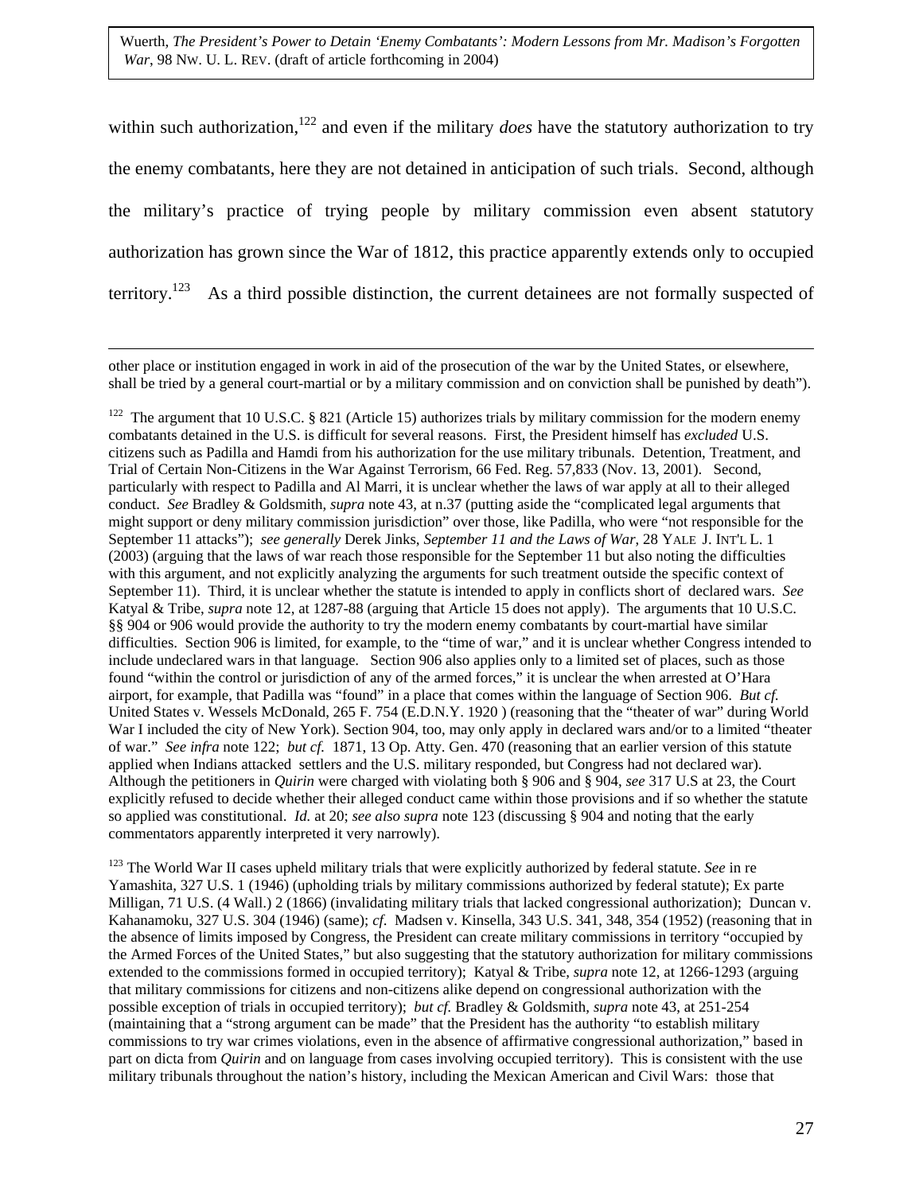within such authorization,[122] and even if the military *does* have the statutory authorization to try the enemy combatants, here they are not detained in anticipation of such trials. Second, although the military's practice of trying people by military commission even absent statutory authorization has grown since the War of 1812, this practice apparently extends only to occupied territory.[123] As a third possible distinction, the current detainees are not formally suspected of

---

other place or institution engaged in work in aid of the prosecution of the war by the United States, or elsewhere, shall be tried by a general court-martial or by a military commission and on conviction shall be punished by death").

[122] The argument that 10 U.S.C. § 821 (Article 15) authorizes trials by military commission for the modern enemy combatants detained in the U.S. is difficult for several reasons. First, the President himself has *excluded* U.S. citizens such as Padilla and Hamdi from his authorization for the use military tribunals. Detention, Treatment, and Trial of Certain Non-Citizens in the War Against Terrorism, 66 Fed. Reg. 57,833 (Nov. 13, 2001). Second, particularly with respect to Padilla and Al Marri, it is unclear whether the laws of war apply at all to their alleged conduct. *See* Bradley & Goldsmith, *supra* note 43, at n.37 (putting aside the "complicated legal arguments that might support or deny military commission jurisdiction" over those, like Padilla, who were "not responsible for the September 11 attacks"); *see generally* Derek Jinks, *September 11 and the Laws of War*, 28 YALE J. INT'L L. 1 (2003) (arguing that the laws of war reach those responsible for the September 11 but also noting the difficulties with this argument, and not explicitly analyzing the arguments for such treatment outside the specific context of September 11). Third, it is unclear whether the statute is intended to apply in conflicts short of declared wars. *See* Katyal & Tribe, *supra* note 12, at 1287-88 (arguing that Article 15 does not apply). The arguments that 10 U.S.C. §§ 904 or 906 would provide the authority to try the modern enemy combatants by court-martial have similar difficulties. Section 906 is limited, for example, to the "time of war," and it is unclear whether Congress intended to include undeclared wars in that language. Section 906 also applies only to a limited set of places, such as those found "within the control or jurisdiction of any of the armed forces," it is unclear the when arrested at O'Hara airport, for example, that Padilla was "found" in a place that comes within the language of Section 906. *But cf.* United States v. Wessels McDonald, 265 F. 754 (E.D.N.Y. 1920 ) (reasoning that the "theater of war" during World War I included the city of New York). Section 904, too, may only apply in declared wars and/or to a limited "theater of war." *See infra* note 122; *but cf.* 1871, 13 Op. Atty. Gen. 470 (reasoning that an earlier version of this statute applied when Indians attacked settlers and the U.S. military responded, but Congress had not declared war). Although the petitioners in *Quirin* were charged with violating both § 906 and § 904, *see* 317 U.S at 23, the Court explicitly refused to decide whether their alleged conduct came within those provisions and if so whether the statute so applied was constitutional. *Id.* at 20; *see also supra* note 123 (discussing § 904 and noting that the early commentators apparently interpreted it very narrowly).

[123] The World War II cases upheld military trials that were explicitly authorized by federal statute. *See* in re Yamashita, 327 U.S. 1 (1946) (upholding trials by military commissions authorized by federal statute); Ex parte Milligan, 71 U.S. (4 Wall.) 2 (1866) (invalidating military trials that lacked congressional authorization); Duncan v. Kahanamoku, 327 U.S. 304 (1946) (same); *cf.* Madsen v. Kinsella, 343 U.S. 341, 348, 354 (1952) (reasoning that in the absence of limits imposed by Congress, the President can create military commissions in territory "occupied by the Armed Forces of the United States," but also suggesting that the statutory authorization for military commissions extended to the commissions formed in occupied territory); Katyal & Tribe, *supra* note 12, at 1266-1293 (arguing that military commissions for citizens and non-citizens alike depend on congressional authorization with the possible exception of trials in occupied territory); *but cf.* Bradley & Goldsmith, *supra* note 43, at 251-254 (maintaining that a "strong argument can be made" that the President has the authority "to establish military commissions to try war crimes violations, even in the absence of affirmative congressional authorization," based in part on dicta from *Quirin* and on language from cases involving occupied territory). This is consistent with the use military tribunals throughout the nation's history, including the Mexican American and Civil Wars: those that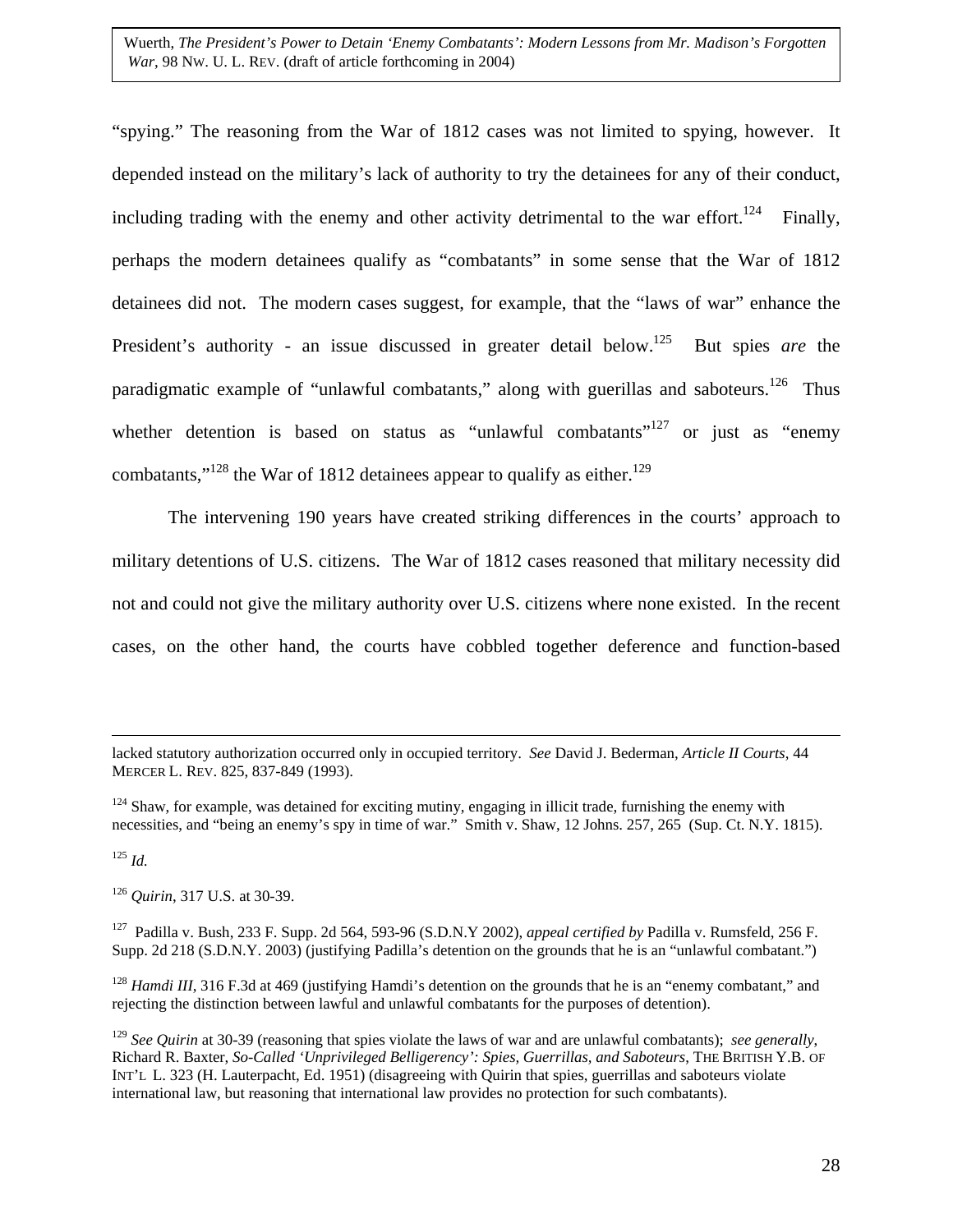"spying." The reasoning from the War of 1812 cases was not limited to spying, however. It depended instead on the military's lack of authority to try the detainees for any of their conduct, including trading with the enemy and other activity detrimental to the war effort.[124] Finally, perhaps the modern detainees qualify as "combatants" in some sense that the War of 1812 detainees did not. The modern cases suggest, for example, that the "laws of war" enhance the President's authority - an issue discussed in greater detail below.[125] But spies *are* the paradigmatic example of "unlawful combatants," along with guerillas and saboteurs.[126] Thus whether detention is based on status as "unlawful combatants"[127] or just as "enemy combatants,"[128] the War of 1812 detainees appear to qualify as either.[129]

The intervening 190 years have created striking differences in the courts' approach to military detentions of U.S. citizens. The War of 1812 cases reasoned that military necessity did not and could not give the military authority over U.S. citizens where none existed. In the recent cases, on the other hand, the courts have cobbled together deference and function-based

---

lacked statutory authorization occurred only in occupied territory. *See* David J. Bederman, *Article II Courts*, 44 MERCER L. REV. 825, 837-849 (1993).

[124] Shaw, for example, was detained for exciting mutiny, engaging in illicit trade, furnishing the enemy with necessities, and "being an enemy's spy in time of war." Smith v. Shaw, 12 Johns. 257, 265 (Sup. Ct. N.Y. 1815).

[125] *Id.*

[126] *Quirin*, 317 U.S. at 30-39.

[127] Padilla v. Bush, 233 F. Supp. 2d 564, 593-96 (S.D.N.Y 2002), *appeal certified by* Padilla v. Rumsfeld, 256 F. Supp. 2d 218 (S.D.N.Y. 2003) (justifying Padilla's detention on the grounds that he is an "unlawful combatant.")

[128] *Hamdi III*, 316 F.3d at 469 (justifying Hamdi's detention on the grounds that he is an "enemy combatant," and rejecting the distinction between lawful and unlawful combatants for the purposes of detention).

[129] *See Quirin* at 30-39 (reasoning that spies violate the laws of war and are unlawful combatants); *see generally*, Richard R. Baxter, *So-Called 'Unprivileged Belligerency': Spies, Guerrillas, and Saboteurs*, THE BRITISH Y.B. OF INT'L L. 323 (H. Lauterpacht, Ed. 1951) (disagreeing with Quirin that spies, guerrillas and saboteurs violate international law, but reasoning that international law provides no protection for such combatants).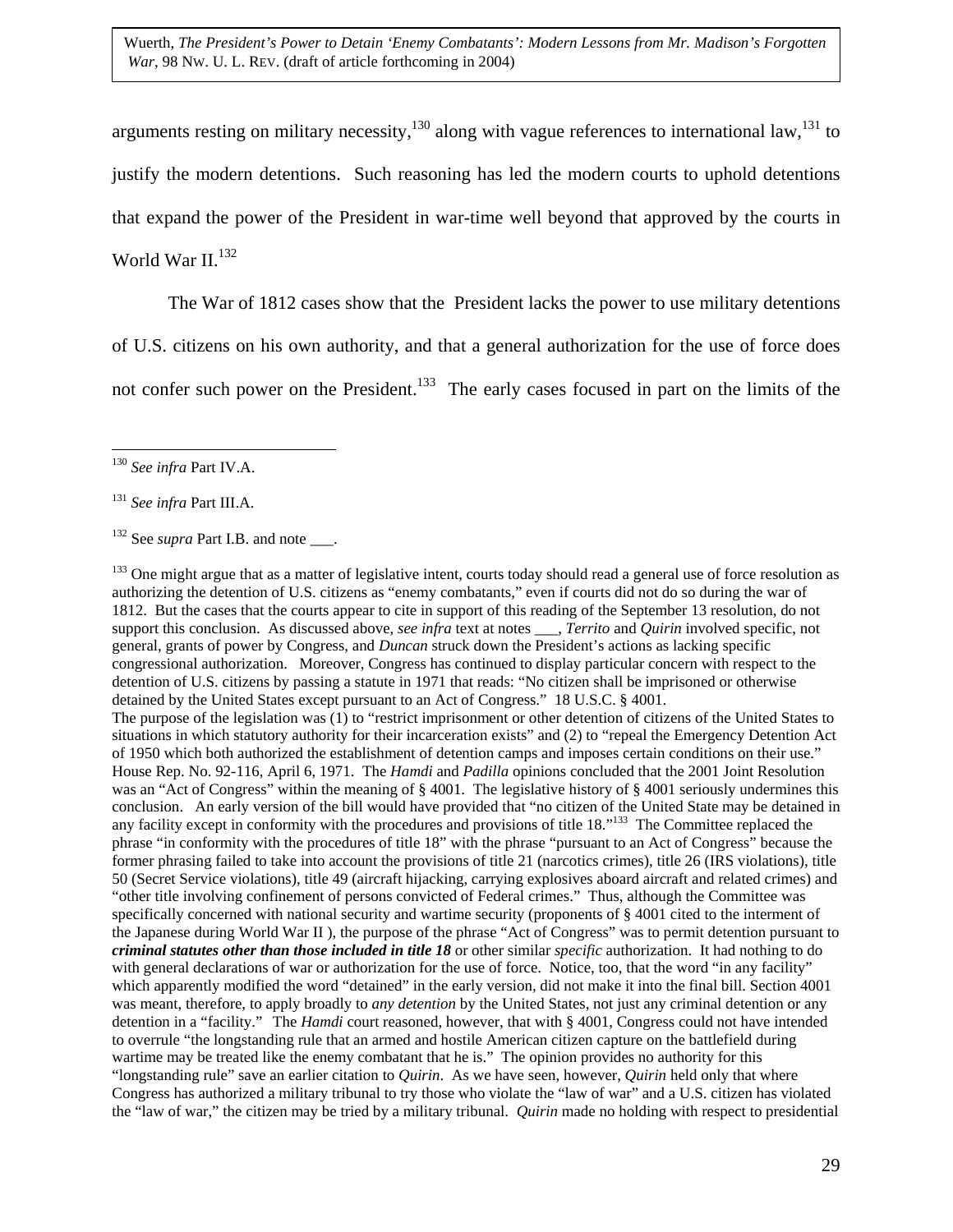arguments resting on military necessity,[130] along with vague references to international law,[131] to justify the modern detentions. Such reasoning has led the modern courts to uphold detentions that expand the power of the President in war-time well beyond that approved by the courts in World War II.[132]

The War of 1812 cases show that the President lacks the power to use military detentions of U.S. citizens on his own authority, and that a general authorization for the use of force does not confer such power on the President.[133] The early cases focused in part on the limits of the

---

[130] *See infra* Part IV.A.

[131] *See infra* Part III.A.

[132] See *supra* Part I.B. and note ___.

[133] One might argue that as a matter of legislative intent, courts today should read a general use of force resolution as authorizing the detention of U.S. citizens as "enemy combatants," even if courts did not do so during the war of 1812. But the cases that the courts appear to cite in support of this reading of the September 13 resolution, do not support this conclusion. As discussed above, *see infra* text at notes ___, *Territo* and *Quirin* involved specific, not general, grants of power by Congress, and *Duncan* struck down the President's actions as lacking specific congressional authorization. Moreover, Congress has continued to display particular concern with respect to the detention of U.S. citizens by passing a statute in 1971 that reads: "No citizen shall be imprisoned or otherwise detained by the United States except pursuant to an Act of Congress." 18 U.S.C. § 4001.
The purpose of the legislation was (1) to "restrict imprisonment or other detention of citizens of the United States to situations in which statutory authority for their incarceration exists" and (2) to "repeal the Emergency Detention Act of 1950 which both authorized the establishment of detention camps and imposes certain conditions on their use." House Rep. No. 92-116, April 6, 1971. The *Hamdi* and *Padilla* opinions concluded that the 2001 Joint Resolution was an "Act of Congress" within the meaning of § 4001. The legislative history of § 4001 seriously undermines this conclusion. An early version of the bill would have provided that "no citizen of the United State may be detained in any facility except in conformity with the procedures and provisions of title 18."[133] The Committee replaced the phrase "in conformity with the procedures of title 18" with the phrase "pursuant to an Act of Congress" because the former phrasing failed to take into account the provisions of title 21 (narcotics crimes), title 26 (IRS violations), title 50 (Secret Service violations), title 49 (aircraft hijacking, carrying explosives aboard aircraft and related crimes) and "other title involving confinement of persons convicted of Federal crimes." Thus, although the Committee was specifically concerned with national security and wartime security (proponents of § 4001 cited to the interment of the Japanese during World War II ), the purpose of the phrase "Act of Congress" was to permit detention pursuant to ***criminal statutes other than those included in title 18*** or other similar *specific* authorization. It had nothing to do with general declarations of war or authorization for the use of force. Notice, too, that the word "in any facility" which apparently modified the word "detained" in the early version, did not make it into the final bill. Section 4001 was meant, therefore, to apply broadly to *any detention* by the United States, not just any criminal detention or any detention in a "facility." The *Hamdi* court reasoned, however, that with § 4001, Congress could not have intended to overrule "the longstanding rule that an armed and hostile American citizen capture on the battlefield during wartime may be treated like the enemy combatant that he is." The opinion provides no authority for this "longstanding rule" save an earlier citation to *Quirin*. As we have seen, however, *Quirin* held only that where Congress has authorized a military tribunal to try those who violate the "law of war" and a U.S. citizen has violated the "law of war," the citizen may be tried by a military tribunal. *Quirin* made no holding with respect to presidential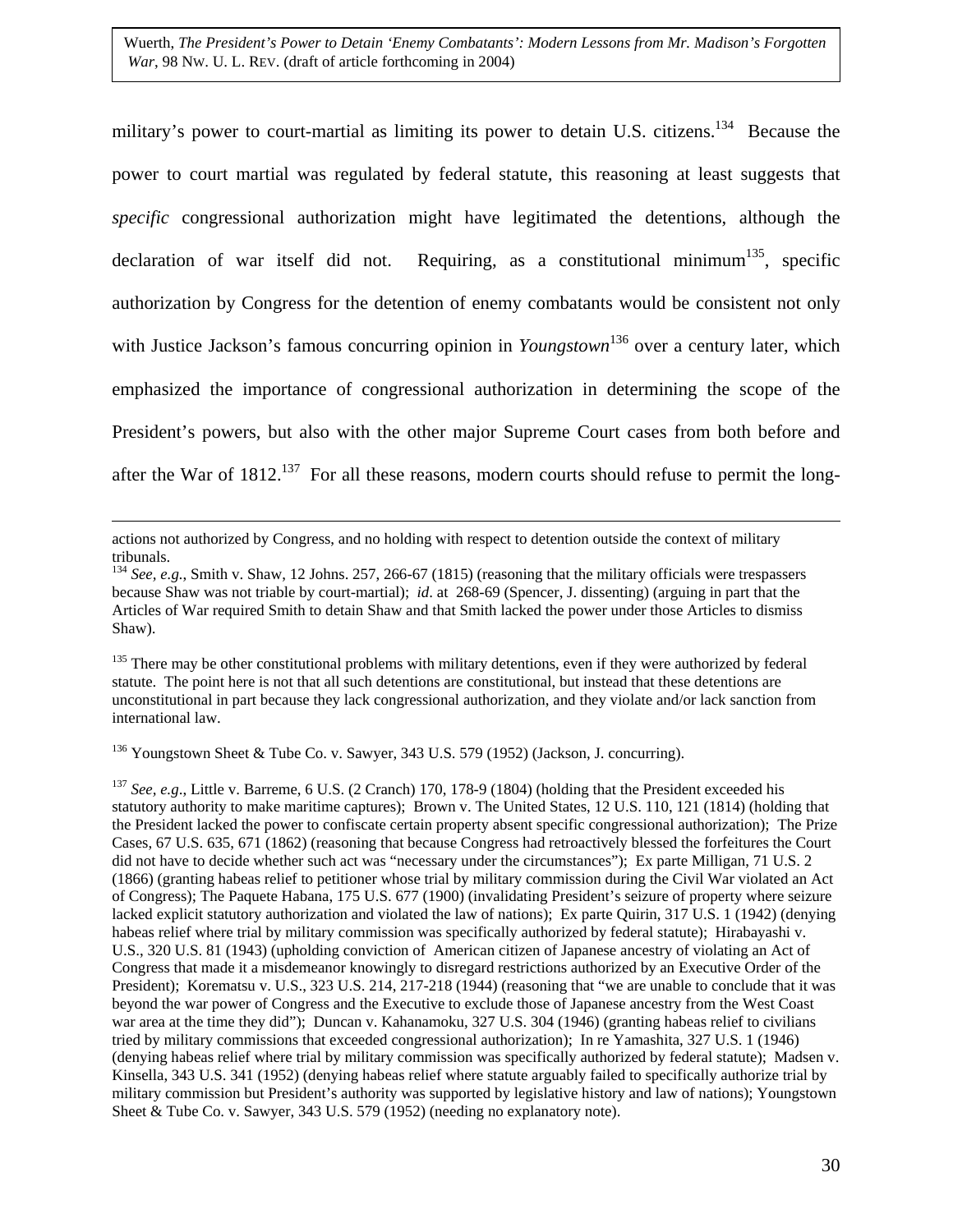military's power to court-martial as limiting its power to detain U.S. citizens.[134] Because the power to court martial was regulated by federal statute, this reasoning at least suggests that *specific* congressional authorization might have legitimated the detentions, although the declaration of war itself did not. Requiring, as a constitutional minimum[135], specific authorization by Congress for the detention of enemy combatants would be consistent not only with Justice Jackson's famous concurring opinion in *Youngstown*[136] over a century later, which emphasized the importance of congressional authorization in determining the scope of the President's powers, but also with the other major Supreme Court cases from both before and after the War of 1812.[137] For all these reasons, modern courts should refuse to permit the long-

---

actions not authorized by Congress, and no holding with respect to detention outside the context of military tribunals.

[134] *See, e.g.*, Smith v. Shaw, 12 Johns. 257, 266-67 (1815) (reasoning that the military officials were trespassers because Shaw was not triable by court-martial); *id*. at 268-69 (Spencer, J. dissenting) (arguing in part that the Articles of War required Smith to detain Shaw and that Smith lacked the power under those Articles to dismiss Shaw).

[135] There may be other constitutional problems with military detentions, even if they were authorized by federal statute. The point here is not that all such detentions are constitutional, but instead that these detentions are unconstitutional in part because they lack congressional authorization, and they violate and/or lack sanction from international law.

[136] Youngstown Sheet & Tube Co. v. Sawyer, 343 U.S. 579 (1952) (Jackson, J. concurring).

[137] *See, e.g*., Little v. Barreme, 6 U.S. (2 Cranch) 170, 178-9 (1804) (holding that the President exceeded his statutory authority to make maritime captures); Brown v. The United States, 12 U.S. 110, 121 (1814) (holding that the President lacked the power to confiscate certain property absent specific congressional authorization); The Prize Cases, 67 U.S. 635, 671 (1862) (reasoning that because Congress had retroactively blessed the forfeitures the Court did not have to decide whether such act was "necessary under the circumstances"); Ex parte Milligan, 71 U.S. 2 (1866) (granting habeas relief to petitioner whose trial by military commission during the Civil War violated an Act of Congress); The Paquete Habana, 175 U.S. 677 (1900) (invalidating President's seizure of property where seizure lacked explicit statutory authorization and violated the law of nations); Ex parte Quirin, 317 U.S. 1 (1942) (denying habeas relief where trial by military commission was specifically authorized by federal statute); Hirabayashi v. U.S., 320 U.S. 81 (1943) (upholding conviction of American citizen of Japanese ancestry of violating an Act of Congress that made it a misdemeanor knowingly to disregard restrictions authorized by an Executive Order of the President); Korematsu v. U.S., 323 U.S. 214, 217-218 (1944) (reasoning that "we are unable to conclude that it was beyond the war power of Congress and the Executive to exclude those of Japanese ancestry from the West Coast war area at the time they did"); Duncan v. Kahanamoku, 327 U.S. 304 (1946) (granting habeas relief to civilians tried by military commissions that exceeded congressional authorization); In re Yamashita, 327 U.S. 1 (1946) (denying habeas relief where trial by military commission was specifically authorized by federal statute); Madsen v. Kinsella, 343 U.S. 341 (1952) (denying habeas relief where statute arguably failed to specifically authorize trial by military commission but President's authority was supported by legislative history and law of nations); Youngstown Sheet & Tube Co. v. Sawyer, 343 U.S. 579 (1952) (needing no explanatory note).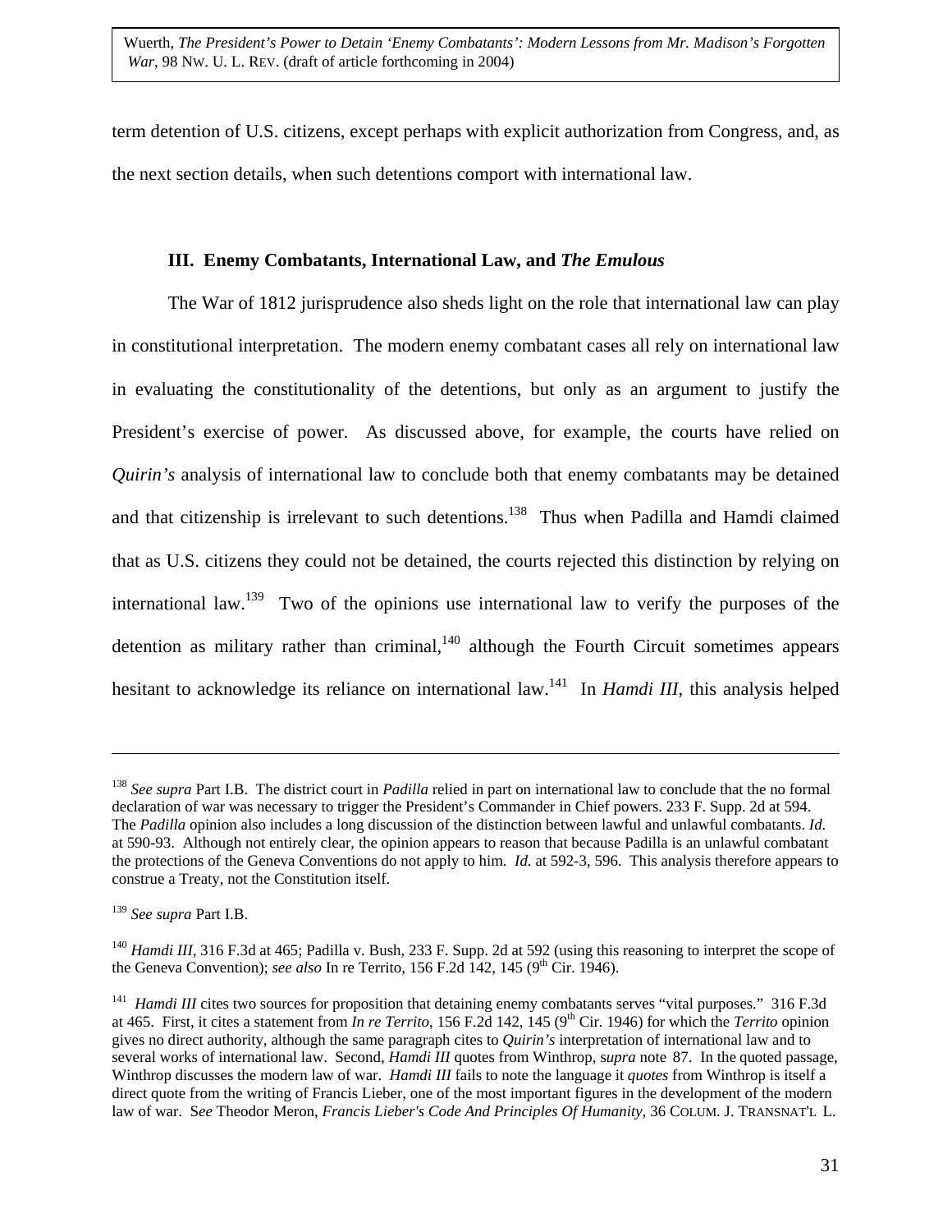term detention of U.S. citizens, except perhaps with explicit authorization from Congress, and, as the next section details, when such detentions comport with international law.

### III. Enemy Combatants, International Law, and *The Emulous*

The War of 1812 jurisprudence also sheds light on the role that international law can play in constitutional interpretation. The modern enemy combatant cases all rely on international law in evaluating the constitutionality of the detentions, but only as an argument to justify the President's exercise of power. As discussed above, for example, the courts have relied on *Quirin's* analysis of international law to conclude both that enemy combatants may be detained and that citizenship is irrelevant to such detentions.[138] Thus when Padilla and Hamdi claimed that as U.S. citizens they could not be detained, the courts rejected this distinction by relying on international law.[139] Two of the opinions use international law to verify the purposes of the detention as military rather than criminal,[140] although the Fourth Circuit sometimes appears hesitant to acknowledge its reliance on international law.[141] In *Hamdi III*, this analysis helped

---

[138] *See supra* Part I.B. The district court in *Padilla* relied in part on international law to conclude that the no formal declaration of war was necessary to trigger the President's Commander in Chief powers. 233 F. Supp. 2d at 594. The *Padilla* opinion also includes a long discussion of the distinction between lawful and unlawful combatants. *Id.* at 590-93. Although not entirely clear, the opinion appears to reason that because Padilla is an unlawful combatant the protections of the Geneva Conventions do not apply to him. *Id.* at 592-3, 596. This analysis therefore appears to construe a Treaty, not the Constitution itself.

[139] *See supra* Part I.B.

[140] *Hamdi III*, 316 F.3d at 465; Padilla v. Bush, 233 F. Supp. 2d at 592 (using this reasoning to interpret the scope of the Geneva Convention); *see also* In re Territo, 156 F.2d 142, 145 (9th Cir. 1946).

[141] *Hamdi III* cites two sources for proposition that detaining enemy combatants serves "vital purposes." 316 F.3d at 465. First, it cites a statement from *In re Territo*, 156 F.2d 142, 145 (9th Cir. 1946) for which the *Territo* opinion gives no direct authority, although the same paragraph cites to *Quirin's* interpretation of international law and to several works of international law. Second, *Hamdi III* quotes from Winthrop, s*upra* note 87. In the quoted passage, Winthrop discusses the modern law of war. *Hamdi III* fails to note the language it *quotes* from Winthrop is itself a direct quote from the writing of Francis Lieber, one of the most important figures in the development of the modern law of war. S*ee* Theodor Meron, *Francis Lieber's Code And Principles Of Humanity*, 36 COLUM. J. TRANSNAT'L L.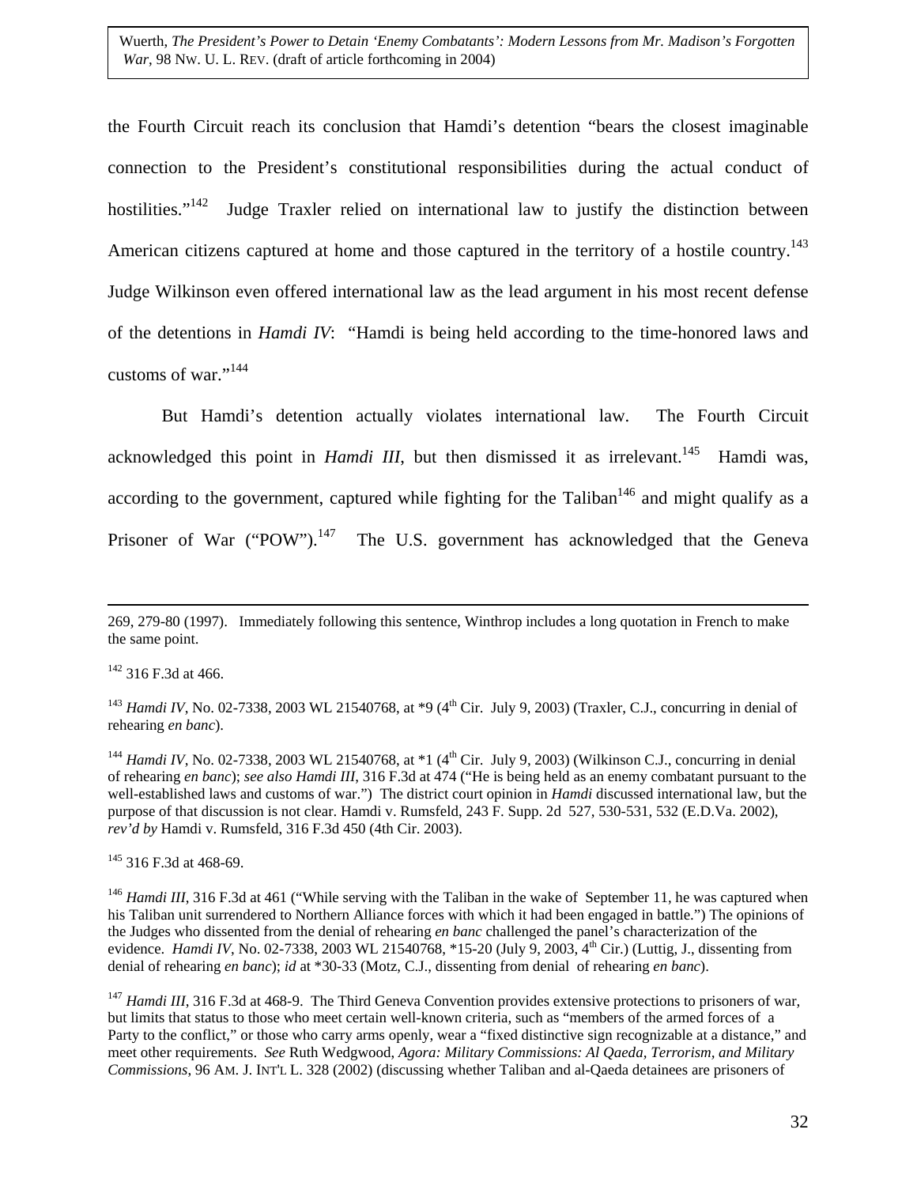the Fourth Circuit reach its conclusion that Hamdi's detention "bears the closest imaginable connection to the President's constitutional responsibilities during the actual conduct of hostilities."[142] Judge Traxler relied on international law to justify the distinction between American citizens captured at home and those captured in the territory of a hostile country.[143] Judge Wilkinson even offered international law as the lead argument in his most recent defense of the detentions in *Hamdi IV*: "Hamdi is being held according to the time-honored laws and customs of war."[144]

But Hamdi's detention actually violates international law. The Fourth Circuit acknowledged this point in *Hamdi III*, but then dismissed it as irrelevant.[145] Hamdi was, according to the government, captured while fighting for the Taliban[146] and might qualify as a Prisoner of War ("POW").[147] The U.S. government has acknowledged that the Geneva

---

269, 279-80 (1997). Immediately following this sentence, Winthrop includes a long quotation in French to make the same point.

[142] 316 F.3d at 466.

[143] *Hamdi IV*, No. 02-7338, 2003 WL 21540768, at *9 (4th Cir. July 9, 2003) (Traxler, C.J., concurring in denial of rehearing *en banc*).

[144] *Hamdi IV*, No. 02-7338, 2003 WL 21540768, at *1 (4th Cir. July 9, 2003) (Wilkinson C.J., concurring in denial of rehearing *en banc*); *see also Hamdi III*, 316 F.3d at 474 ("He is being held as an enemy combatant pursuant to the well-established laws and customs of war.") The district court opinion in *Hamdi* discussed international law, but the purpose of that discussion is not clear. Hamdi v. Rumsfeld, 243 F. Supp. 2d 527, 530-531, 532 (E.D.Va. 2002), *rev'd by* Hamdi v. Rumsfeld, 316 F.3d 450 (4th Cir. 2003).

[145] 316 F.3d at 468-69.

[146] *Hamdi III*, 316 F.3d at 461 ("While serving with the Taliban in the wake of September 11, he was captured when his Taliban unit surrendered to Northern Alliance forces with which it had been engaged in battle.") The opinions of the Judges who dissented from the denial of rehearing *en banc* challenged the panel's characterization of the evidence. *Hamdi IV*, No. 02-7338, 2003 WL 21540768, *15-20 (July 9, 2003, 4th Cir.) (Luttig, J., dissenting from denial of rehearing *en banc*); *id* at *30-33 (Motz, C.J., dissenting from denial of rehearing *en banc*).

[147] *Hamdi III*, 316 F.3d at 468-9. The Third Geneva Convention provides extensive protections to prisoners of war, but limits that status to those who meet certain well-known criteria, such as "members of the armed forces of a Party to the conflict," or those who carry arms openly, wear a "fixed distinctive sign recognizable at a distance," and meet other requirements. *See* Ruth Wedgwood, *Agora: Military Commissions: Al Qaeda, Terrorism, and Military Commissions*, 96 AM. J. INT'L L. 328 (2002) (discussing whether Taliban and al-Qaeda detainees are prisoners of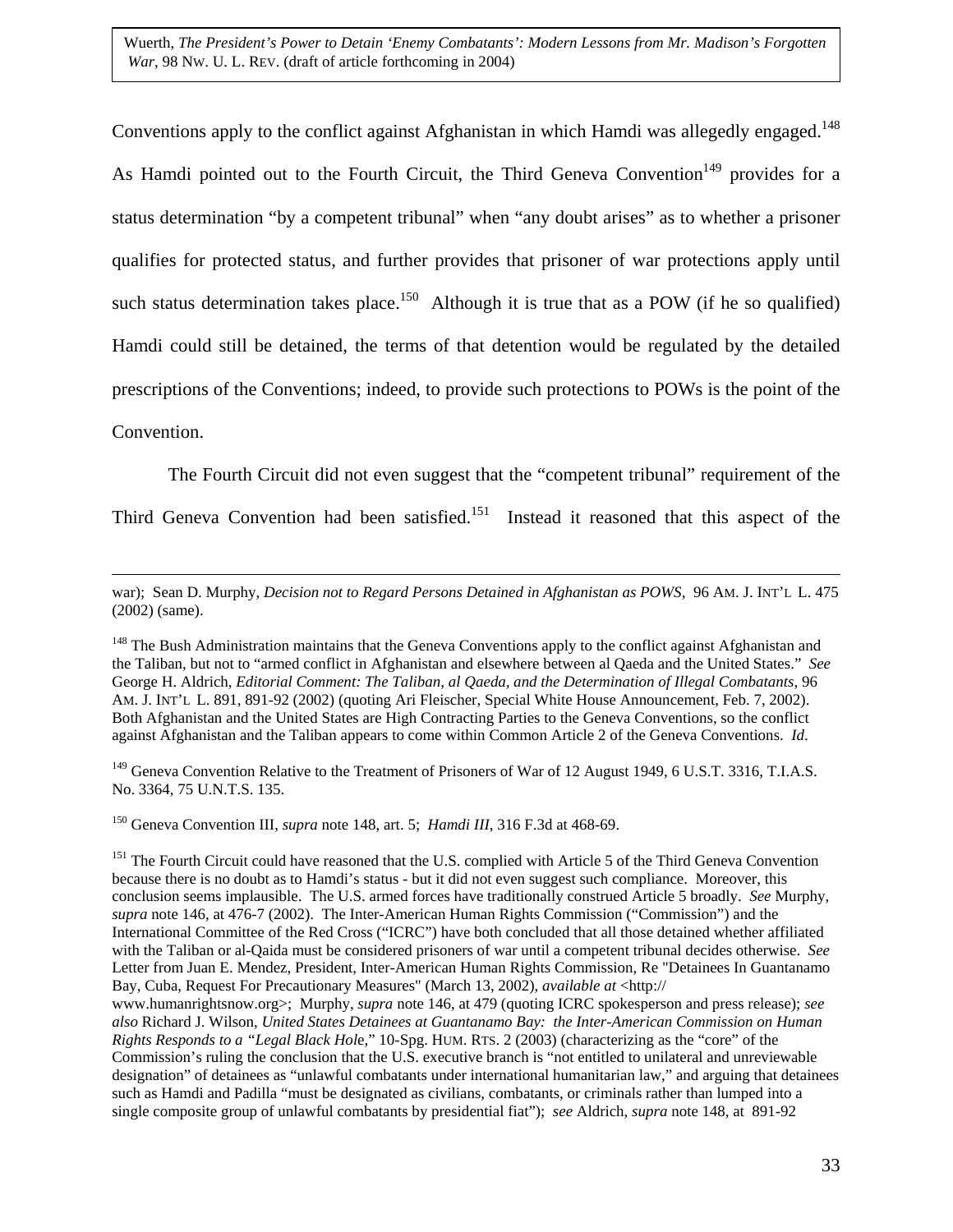Conventions apply to the conflict against Afghanistan in which Hamdi was allegedly engaged.[148] As Hamdi pointed out to the Fourth Circuit, the Third Geneva Convention[149] provides for a status determination "by a competent tribunal" when "any doubt arises" as to whether a prisoner qualifies for protected status, and further provides that prisoner of war protections apply until such status determination takes place.[150] Although it is true that as a POW (if he so qualified) Hamdi could still be detained, the terms of that detention would be regulated by the detailed prescriptions of the Conventions; indeed, to provide such protections to POWs is the point of the Convention.

The Fourth Circuit did not even suggest that the "competent tribunal" requirement of the Third Geneva Convention had been satisfied.[151] Instead it reasoned that this aspect of the

---

war); Sean D. Murphy, *Decision not to Regard Persons Detained in Afghanistan as POWS*, 96 AM. J. INT'L L. 475 (2002) (same).

[148] The Bush Administration maintains that the Geneva Conventions apply to the conflict against Afghanistan and the Taliban, but not to "armed conflict in Afghanistan and elsewhere between al Qaeda and the United States." *See* George H. Aldrich, *Editorial Comment: The Taliban, al Qaeda, and the Determination of Illegal Combatants*, 96 AM. J. INT'L L. 891, 891-92 (2002) (quoting Ari Fleischer, Special White House Announcement, Feb. 7, 2002). Both Afghanistan and the United States are High Contracting Parties to the Geneva Conventions, so the conflict against Afghanistan and the Taliban appears to come within Common Article 2 of the Geneva Conventions. *Id*.

[149] Geneva Convention Relative to the Treatment of Prisoners of War of 12 August 1949, 6 U.S.T. 3316, T.I.A.S. No. 3364, 75 U.N.T.S. 135.

[150] Geneva Convention III, *supra* note 148, art. 5; *Hamdi III*, 316 F.3d at 468-69.

[151] The Fourth Circuit could have reasoned that the U.S. complied with Article 5 of the Third Geneva Convention because there is no doubt as to Hamdi's status - but it did not even suggest such compliance. Moreover, this conclusion seems implausible. The U.S. armed forces have traditionally construed Article 5 broadly. *See* Murphy, *supra* note 146, at 476-7 (2002). The Inter-American Human Rights Commission ("Commission") and the International Committee of the Red Cross ("ICRC") have both concluded that all those detained whether affiliated with the Taliban or al-Qaida must be considered prisoners of war until a competent tribunal decides otherwise. *See* Letter from Juan E. Mendez, President, Inter-American Human Rights Commission, Re "Detainees In Guantanamo Bay, Cuba, Request For Precautionary Measures" (March 13, 2002), *available at* <http:// www.humanrightsnow.org>; Murphy, *supra* note 146, at 479 (quoting ICRC spokesperson and press release); *see also* Richard J. Wilson, *United States Detainees at Guantanamo Bay: the Inter-American Commission on Human Rights Responds to a "Legal Black Hole*," 10-Spg. HUM. RTS. 2 (2003) (characterizing as the "core" of the Commission's ruling the conclusion that the U.S. executive branch is "not entitled to unilateral and unreviewable designation" of detainees as "unlawful combatants under international humanitarian law," and arguing that detainees such as Hamdi and Padilla "must be designated as civilians, combatants, or criminals rather than lumped into a single composite group of unlawful combatants by presidential fiat"); *see* Aldrich, *supra* note 148, at 891-92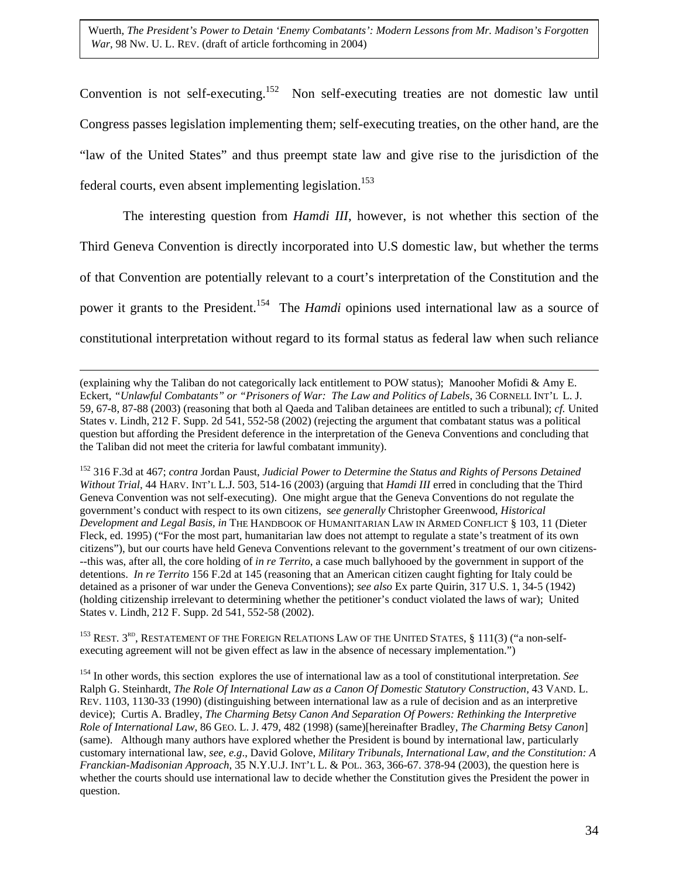Convention is not self-executing.[152] Non self-executing treaties are not domestic law until Congress passes legislation implementing them; self-executing treaties, on the other hand, are the "law of the United States" and thus preempt state law and give rise to the jurisdiction of the federal courts, even absent implementing legislation.[153]

The interesting question from *Hamdi III*, however, is not whether this section of the Third Geneva Convention is directly incorporated into U.S domestic law, but whether the terms of that Convention are potentially relevant to a court's interpretation of the Constitution and the power it grants to the President.[154] The *Hamdi* opinions used international law as a source of constitutional interpretation without regard to its formal status as federal law when such reliance

---

(explaining why the Taliban do not categorically lack entitlement to POW status); Manooher Mofidi & Amy E. Eckert, *"Unlawful Combatants" or "Prisoners of War: The Law and Politics of Labels*, 36 CORNELL INT'L L. J. 59, 67-8, 87-88 (2003) (reasoning that both al Qaeda and Taliban detainees are entitled to such a tribunal); *cf.* United States v. Lindh, 212 F. Supp. 2d 541, 552-58 (2002) (rejecting the argument that combatant status was a political question but affording the President deference in the interpretation of the Geneva Conventions and concluding that the Taliban did not meet the criteria for lawful combatant immunity).

[152] 316 F.3d at 467; *contra* Jordan Paust, *Judicial Power to Determine the Status and Rights of Persons Detained Without Trial*, 44 HARV. INT'L L.J. 503, 514-16 (2003) (arguing that *Hamdi III* erred in concluding that the Third Geneva Convention was not self-executing). One might argue that the Geneva Conventions do not regulate the government's conduct with respect to its own citizens, *see generally* Christopher Greenwood, *Historical Development and Legal Basis, in* THE HANDBOOK OF HUMANITARIAN LAW IN ARMED CONFLICT § 103, 11 (Dieter Fleck, ed. 1995) ("For the most part, humanitarian law does not attempt to regulate a state's treatment of its own citizens"), but our courts have held Geneva Conventions relevant to the government's treatment of our own citizens---this was, after all, the core holding of *in re Territo*, a case much ballyhooed by the government in support of the detentions. *In re Territo* 156 F.2d at 145 (reasoning that an American citizen caught fighting for Italy could be detained as a prisoner of war under the Geneva Conventions); *see also* Ex parte Quirin, 317 U.S. 1, 34-5 (1942) (holding citizenship irrelevant to determining whether the petitioner's conduct violated the laws of war); United States v. Lindh, 212 F. Supp. 2d 541, 552-58 (2002).

[153] REST. 3RD, RESTATEMENT OF THE FOREIGN RELATIONS LAW OF THE UNITED STATES, § 111(3) ("a non-self-executing agreement will not be given effect as law in the absence of necessary implementation.")

[154] In other words, this section explores the use of international law as a tool of constitutional interpretation. *See* Ralph G. Steinhardt, *The Role Of International Law as a Canon Of Domestic Statutory Construction*, 43 VAND. L. REV. 1103, 1130-33 (1990) (distinguishing between international law as a rule of decision and as an interpretive device); Curtis A. Bradley, *The Charming Betsy Canon And Separation Of Powers: Rethinking the Interpretive Role of International Law*, 86 GEO. L. J. 479, 482 (1998) (same)[hereinafter Bradley, *The Charming Betsy Canon*] (same). Although many authors have explored whether the President is bound by international law, particularly customary international law, *see, e.g*., David Golove, *Military Tribunals, International Law, and the Constitution: A Franckian-Madisonian Approach*, 35 N.Y.U.J. INT'L L. & POL. 363, 366-67. 378-94 (2003), the question here is whether the courts should use international law to decide whether the Constitution gives the President the power in question.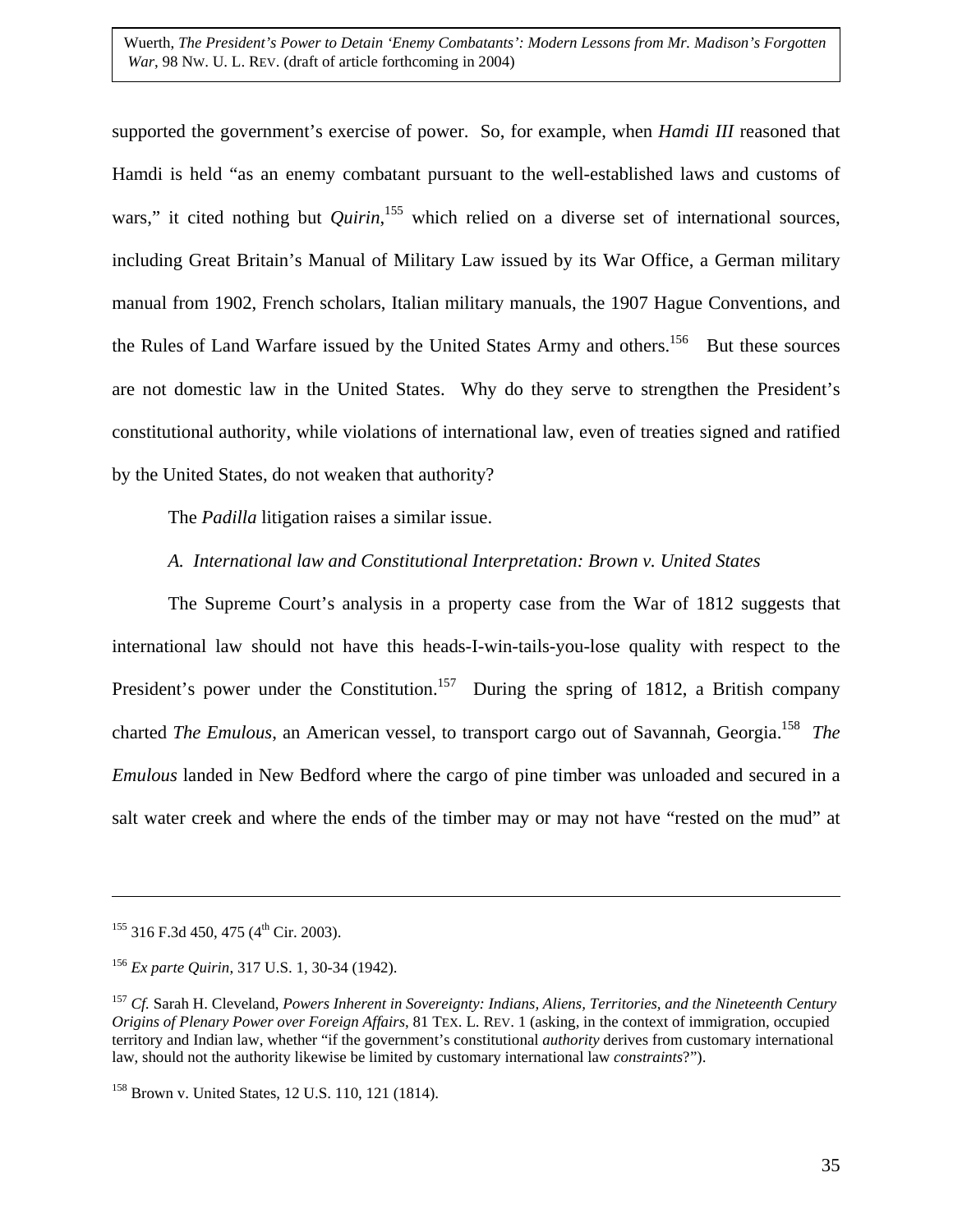supported the government's exercise of power. So, for example, when *Hamdi III* reasoned that Hamdi is held "as an enemy combatant pursuant to the well-established laws and customs of wars," it cited nothing but *Quirin*,[155] which relied on a diverse set of international sources, including Great Britain's Manual of Military Law issued by its War Office, a German military manual from 1902, French scholars, Italian military manuals, the 1907 Hague Conventions, and the Rules of Land Warfare issued by the United States Army and others.[156] But these sources are not domestic law in the United States. Why do they serve to strengthen the President's constitutional authority, while violations of international law, even of treaties signed and ratified by the United States, do not weaken that authority?

The *Padilla* litigation raises a similar issue.

*A. International law and Constitutional Interpretation: Brown v. United States*

The Supreme Court's analysis in a property case from the War of 1812 suggests that international law should not have this heads-I-win-tails-you-lose quality with respect to the President's power under the Constitution.[157] During the spring of 1812, a British company charted *The Emulous*, an American vessel, to transport cargo out of Savannah, Georgia.[158] *The Emulous* landed in New Bedford where the cargo of pine timber was unloaded and secured in a salt water creek and where the ends of the timber may or may not have "rested on the mud" at

---

[155] 316 F.3d 450, 475 (4th Cir. 2003).

[156] *Ex parte Quirin*, 317 U.S. 1, 30-34 (1942).

[157] *Cf.* Sarah H. Cleveland, *Powers Inherent in Sovereignty: Indians, Aliens, Territories, and the Nineteenth Century Origins of Plenary Power over Foreign Affairs*, 81 TEX. L. REV. 1 (asking, in the context of immigration, occupied territory and Indian law, whether "if the government's constitutional *authority* derives from customary international law, should not the authority likewise be limited by customary international law *constraints*?").

[158] Brown v. United States, 12 U.S. 110, 121 (1814).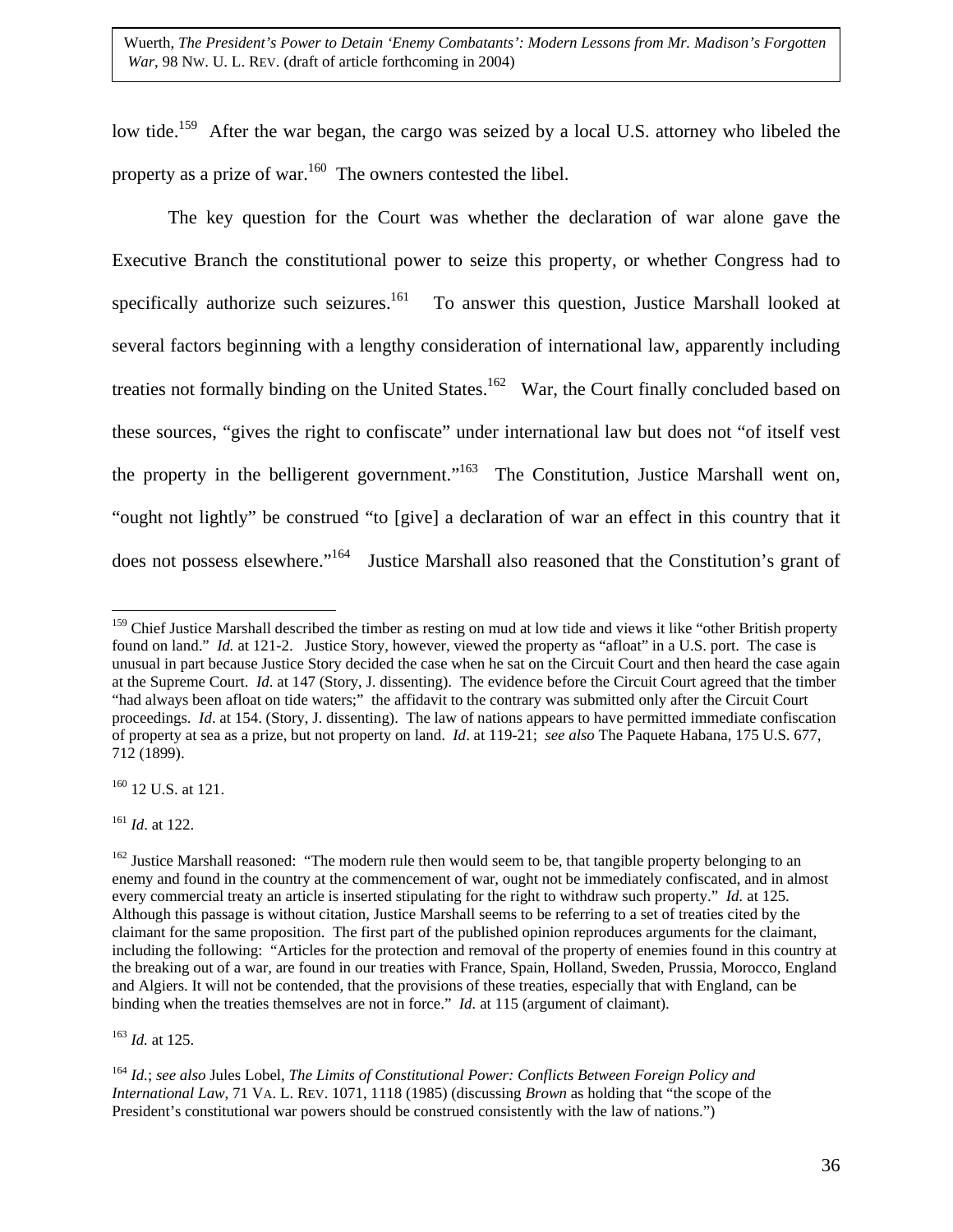low tide.[159] After the war began, the cargo was seized by a local U.S. attorney who libeled the property as a prize of war.[160] The owners contested the libel.

The key question for the Court was whether the declaration of war alone gave the Executive Branch the constitutional power to seize this property, or whether Congress had to specifically authorize such seizures.[161] To answer this question, Justice Marshall looked at several factors beginning with a lengthy consideration of international law, apparently including treaties not formally binding on the United States.[162] War, the Court finally concluded based on these sources, "gives the right to confiscate" under international law but does not "of itself vest the property in the belligerent government."[163] The Constitution, Justice Marshall went on, "ought not lightly" be construed "to [give] a declaration of war an effect in this country that it does not possess elsewhere."[164] Justice Marshall also reasoned that the Constitution's grant of

---

[159] Chief Justice Marshall described the timber as resting on mud at low tide and views it like "other British property found on land." *Id.* at 121-2. Justice Story, however, viewed the property as "afloat" in a U.S. port. The case is unusual in part because Justice Story decided the case when he sat on the Circuit Court and then heard the case again at the Supreme Court. *Id*. at 147 (Story, J. dissenting). The evidence before the Circuit Court agreed that the timber "had always been afloat on tide waters;" the affidavit to the contrary was submitted only after the Circuit Court proceedings. *Id*. at 154. (Story, J. dissenting). The law of nations appears to have permitted immediate confiscation of property at sea as a prize, but not property on land. *Id*. at 119-21; *see also* The Paquete Habana, 175 U.S. 677, 712 (1899).

[160] 12 U.S. at 121.

[161] *Id*. at 122.

[162] Justice Marshall reasoned: "The modern rule then would seem to be, that tangible property belonging to an enemy and found in the country at the commencement of war, ought not be immediately confiscated, and in almost every commercial treaty an article is inserted stipulating for the right to withdraw such property." *Id.* at 125. Although this passage is without citation, Justice Marshall seems to be referring to a set of treaties cited by the claimant for the same proposition. The first part of the published opinion reproduces arguments for the claimant, including the following: "Articles for the protection and removal of the property of enemies found in this country at the breaking out of a war, are found in our treaties with France, Spain, Holland, Sweden, Prussia, Morocco, England and Algiers. It will not be contended, that the provisions of these treaties, especially that with England, can be binding when the treaties themselves are not in force." *Id.* at 115 (argument of claimant).

[163] *Id.* at 125.

[164] *Id.*; *see also* Jules Lobel, *The Limits of Constitutional Power: Conflicts Between Foreign Policy and International Law*, 71 VA. L. REV. 1071, 1118 (1985) (discussing *Brown* as holding that "the scope of the President's constitutional war powers should be construed consistently with the law of nations.")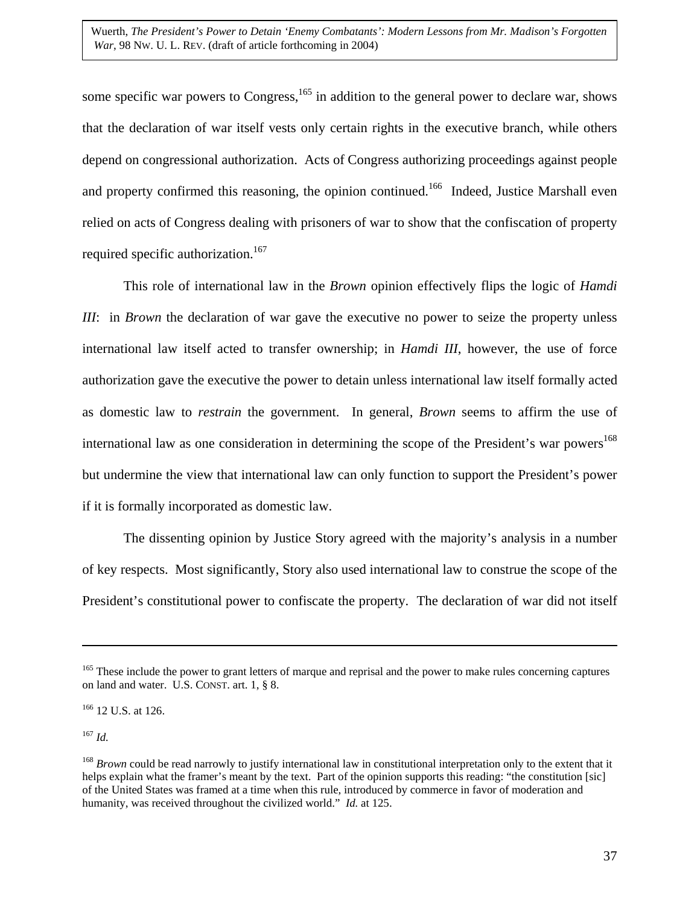some specific war powers to Congress,[165] in addition to the general power to declare war, shows that the declaration of war itself vests only certain rights in the executive branch, while others depend on congressional authorization. Acts of Congress authorizing proceedings against people and property confirmed this reasoning, the opinion continued.[166] Indeed, Justice Marshall even relied on acts of Congress dealing with prisoners of war to show that the confiscation of property required specific authorization.[167]

This role of international law in the *Brown* opinion effectively flips the logic of *Hamdi III*: in *Brown* the declaration of war gave the executive no power to seize the property unless international law itself acted to transfer ownership; in *Hamdi III*, however, the use of force authorization gave the executive the power to detain unless international law itself formally acted as domestic law to *restrain* the government. In general, *Brown* seems to affirm the use of international law as one consideration in determining the scope of the President's war powers[168] but undermine the view that international law can only function to support the President's power if it is formally incorporated as domestic law.

The dissenting opinion by Justice Story agreed with the majority's analysis in a number of key respects. Most significantly, Story also used international law to construe the scope of the President's constitutional power to confiscate the property. The declaration of war did not itself

---

[165] These include the power to grant letters of marque and reprisal and the power to make rules concerning captures on land and water. U.S. CONST. art. 1, § 8.

[166] 12 U.S. at 126.

[167] *Id.*

[168] *Brown* could be read narrowly to justify international law in constitutional interpretation only to the extent that it helps explain what the framer's meant by the text. Part of the opinion supports this reading: "the constitution [sic] of the United States was framed at a time when this rule, introduced by commerce in favor of moderation and humanity, was received throughout the civilized world." *Id.* at 125.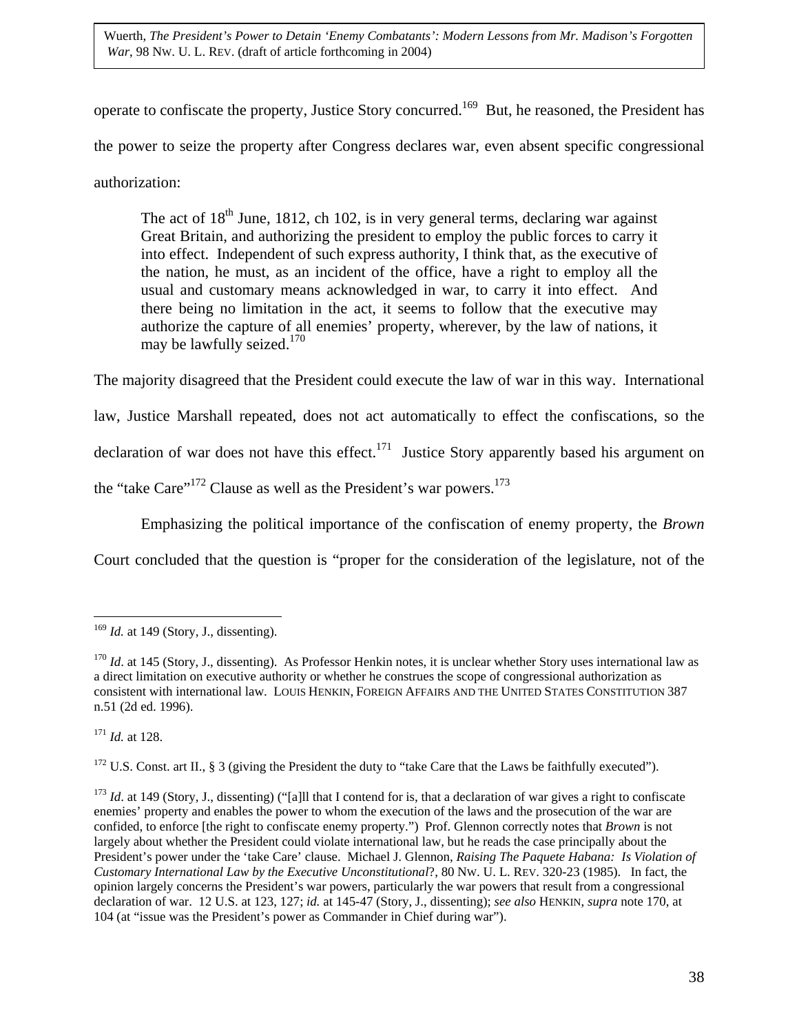operate to confiscate the property, Justice Story concurred.[169] But, he reasoned, the President has the power to seize the property after Congress declares war, even absent specific congressional authorization:

> The act of 18th June, 1812, ch 102, is in very general terms, declaring war against Great Britain, and authorizing the president to employ the public forces to carry it into effect. Independent of such express authority, I think that, as the executive of the nation, he must, as an incident of the office, have a right to employ all the usual and customary means acknowledged in war, to carry it into effect. And there being no limitation in the act, it seems to follow that the executive may authorize the capture of all enemies' property, wherever, by the law of nations, it may be lawfully seized.[170]

The majority disagreed that the President could execute the law of war in this way. International law, Justice Marshall repeated, does not act automatically to effect the confiscations, so the declaration of war does not have this effect.[171] Justice Story apparently based his argument on the "take Care"[172] Clause as well as the President's war powers.[173]

Emphasizing the political importance of the confiscation of enemy property, the *Brown* Court concluded that the question is "proper for the consideration of the legislature, not of the

---

[169] *Id.* at 149 (Story, J., dissenting).

[170] *Id*. at 145 (Story, J., dissenting). As Professor Henkin notes, it is unclear whether Story uses international law as a direct limitation on executive authority or whether he construes the scope of congressional authorization as consistent with international law. LOUIS HENKIN, FOREIGN AFFAIRS AND THE UNITED STATES CONSTITUTION 387 n.51 (2d ed. 1996).

[171] *Id.* at 128.

[172] U.S. Const. art II., § 3 (giving the President the duty to "take Care that the Laws be faithfully executed").

[173] *Id*. at 149 (Story, J., dissenting) ("[a]ll that I contend for is, that a declaration of war gives a right to confiscate enemies' property and enables the power to whom the execution of the laws and the prosecution of the war are confided, to enforce [the right to confiscate enemy property.") Prof. Glennon correctly notes that *Brown* is not largely about whether the President could violate international law, but he reads the case principally about the President's power under the 'take Care' clause. Michael J. Glennon, *Raising The Paquete Habana: Is Violation of Customary International Law by the Executive Unconstitutional*?, 80 NW. U. L. REV. 320-23 (1985). In fact, the opinion largely concerns the President's war powers, particularly the war powers that result from a congressional declaration of war. 12 U.S. at 123, 127; *id.* at 145-47 (Story, J., dissenting); *see also* HENKIN, *supra* note 170, at 104 (at "issue was the President's power as Commander in Chief during war").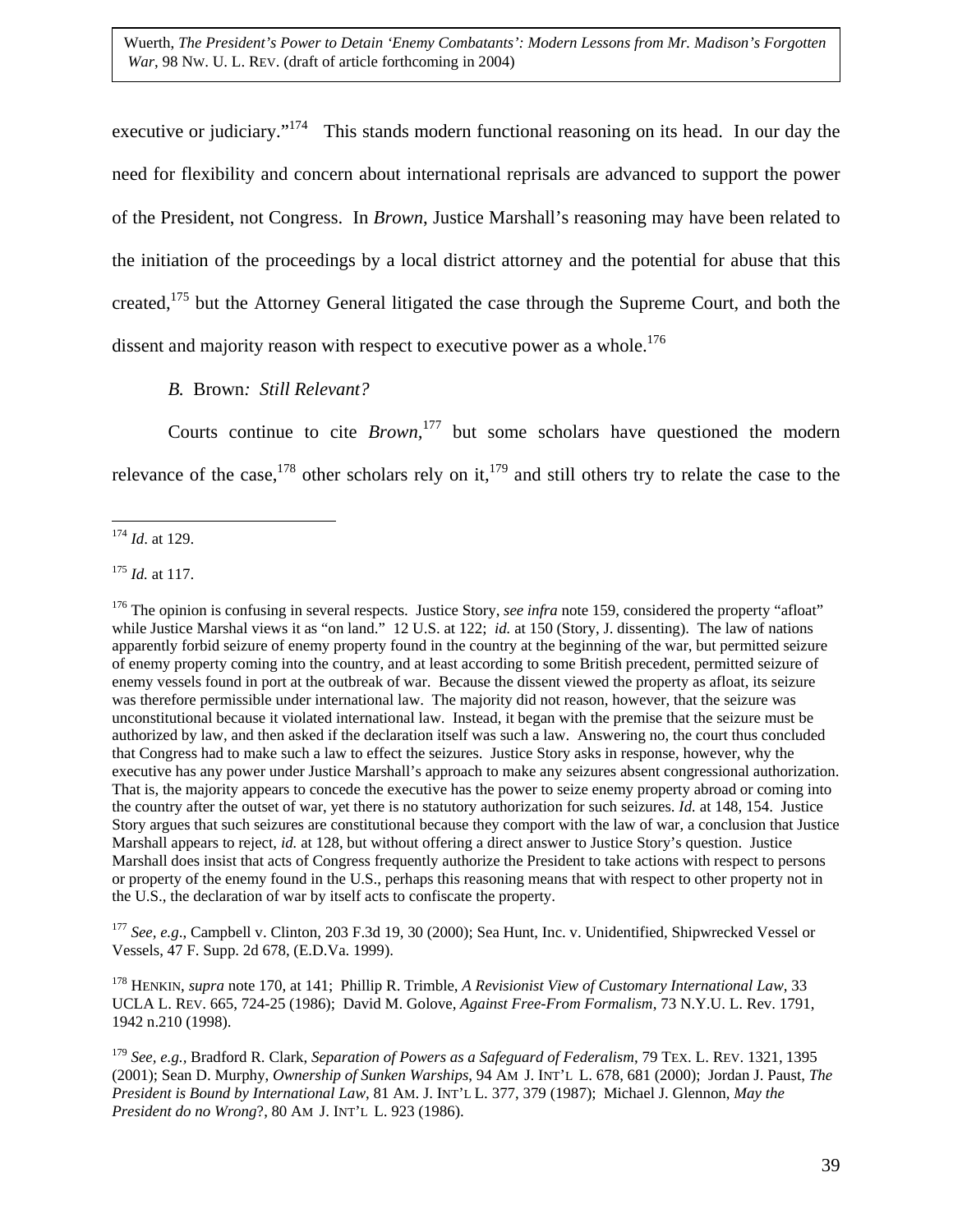executive or judiciary."[174] This stands modern functional reasoning on its head. In our day the need for flexibility and concern about international reprisals are advanced to support the power of the President, not Congress. In *Brown*, Justice Marshall's reasoning may have been related to the initiation of the proceedings by a local district attorney and the potential for abuse that this created,[175] but the Attorney General litigated the case through the Supreme Court, and both the dissent and majority reason with respect to executive power as a whole.[176]

*B.* Brown*: Still Relevant?*

Courts continue to cite *Brown*,[177] but some scholars have questioned the modern relevance of the case,[178] other scholars rely on it,[179] and still others try to relate the case to the

---

[174] *Id*. at 129.

[175] *Id.* at 117.

[176] The opinion is confusing in several respects. Justice Story, *see infra* note 159, considered the property "afloat" while Justice Marshal views it as "on land." 12 U.S. at 122; *id.* at 150 (Story, J. dissenting). The law of nations apparently forbid seizure of enemy property found in the country at the beginning of the war, but permitted seizure of enemy property coming into the country, and at least according to some British precedent, permitted seizure of enemy vessels found in port at the outbreak of war. Because the dissent viewed the property as afloat, its seizure was therefore permissible under international law. The majority did not reason, however, that the seizure was unconstitutional because it violated international law. Instead, it began with the premise that the seizure must be authorized by law, and then asked if the declaration itself was such a law. Answering no, the court thus concluded that Congress had to make such a law to effect the seizures. Justice Story asks in response, however, why the executive has any power under Justice Marshall's approach to make any seizures absent congressional authorization. That is, the majority appears to concede the executive has the power to seize enemy property abroad or coming into the country after the outset of war, yet there is no statutory authorization for such seizures. *Id.* at 148, 154. Justice Story argues that such seizures are constitutional because they comport with the law of war, a conclusion that Justice Marshall appears to reject, *id.* at 128, but without offering a direct answer to Justice Story's question. Justice Marshall does insist that acts of Congress frequently authorize the President to take actions with respect to persons or property of the enemy found in the U.S., perhaps this reasoning means that with respect to other property not in the U.S., the declaration of war by itself acts to confiscate the property.

[177] *See, e.g*., Campbell v. Clinton, 203 F.3d 19, 30 (2000); Sea Hunt, Inc. v. Unidentified, Shipwrecked Vessel or Vessels, 47 F. Supp. 2d 678, (E.D.Va. 1999).

[178] HENKIN, *supra* note 170, at 141; Phillip R. Trimble, *A Revisionist View of Customary International Law*, 33 UCLA L. REV. 665, 724-25 (1986); David M. Golove, *Against Free-From Formalism*, 73 N.Y.U. L. Rev. 1791, 1942 n.210 (1998).

[179] *See, e.g.*, Bradford R. Clark, *Separation of Powers as a Safeguard of Federalism*, 79 TEX. L. REV. 1321, 1395 (2001); Sean D. Murphy, *Ownership of Sunken Warships*, 94 AM J. INT'L L. 678, 681 (2000); Jordan J. Paust, *The President is Bound by International Law*, 81 AM. J. INT'L L. 377, 379 (1987); Michael J. Glennon, *May the President do no Wrong*?, 80 AM J. INT'L L. 923 (1986).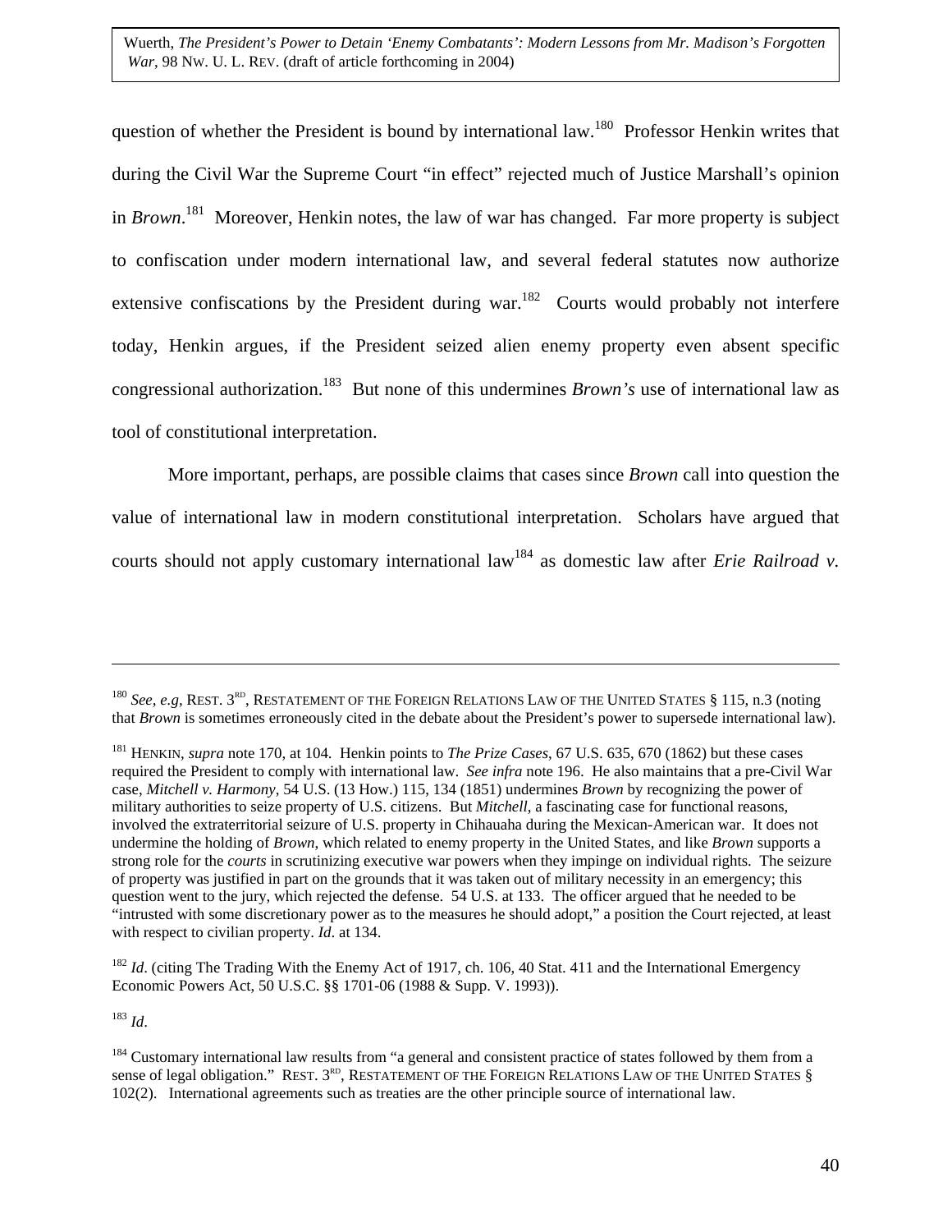question of whether the President is bound by international law.[180] Professor Henkin writes that during the Civil War the Supreme Court "in effect" rejected much of Justice Marshall's opinion in *Brown*.[181] Moreover, Henkin notes, the law of war has changed. Far more property is subject to confiscation under modern international law, and several federal statutes now authorize extensive confiscations by the President during war.[182] Courts would probably not interfere today, Henkin argues, if the President seized alien enemy property even absent specific congressional authorization.[183] But none of this undermines *Brown's* use of international law as tool of constitutional interpretation.

More important, perhaps, are possible claims that cases since *Brown* call into question the value of international law in modern constitutional interpretation. Scholars have argued that courts should not apply customary international law[184] as domestic law after *Erie Railroad v.*

---

[180] *See, e.g,* REST. 3RD, RESTATEMENT OF THE FOREIGN RELATIONS LAW OF THE UNITED STATES § 115, n.3 (noting that *Brown* is sometimes erroneously cited in the debate about the President's power to supersede international law).

[181] HENKIN, *supra* note 170, at 104. Henkin points to *The Prize Cases*, 67 U.S. 635, 670 (1862) but these cases required the President to comply with international law. *See infra* note 196. He also maintains that a pre-Civil War case, *Mitchell v. Harmony*, 54 U.S. (13 How.) 115, 134 (1851) undermines *Brown* by recognizing the power of military authorities to seize property of U.S. citizens. But *Mitchell*, a fascinating case for functional reasons, involved the extraterritorial seizure of U.S. property in Chihauaha during the Mexican-American war. It does not undermine the holding of *Brown*, which related to enemy property in the United States, and like *Brown* supports a strong role for the *courts* in scrutinizing executive war powers when they impinge on individual rights. The seizure of property was justified in part on the grounds that it was taken out of military necessity in an emergency; this question went to the jury, which rejected the defense. 54 U.S. at 133. The officer argued that he needed to be "intrusted with some discretionary power as to the measures he should adopt," a position the Court rejected, at least with respect to civilian property. *Id*. at 134.

[182] *Id*. (citing The Trading With the Enemy Act of 1917, ch. 106, 40 Stat. 411 and the International Emergency Economic Powers Act, 50 U.S.C. §§ 1701-06 (1988 & Supp. V. 1993)).

[183] *Id*.

[184] Customary international law results from "a general and consistent practice of states followed by them from a sense of legal obligation." REST. 3RD, RESTATEMENT OF THE FOREIGN RELATIONS LAW OF THE UNITED STATES § 102(2). International agreements such as treaties are the other principle source of international law.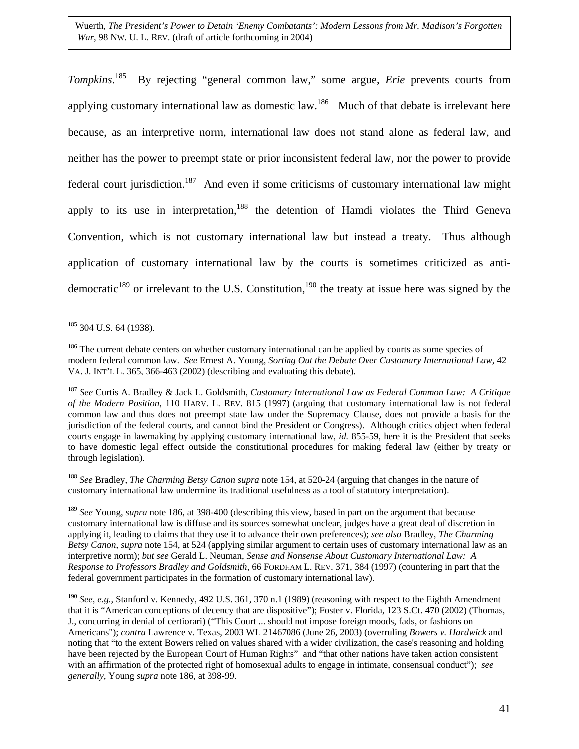*Tompkins*.[185] By rejecting "general common law," some argue, *Erie* prevents courts from applying customary international law as domestic law.[186] Much of that debate is irrelevant here because, as an interpretive norm, international law does not stand alone as federal law, and neither has the power to preempt state or prior inconsistent federal law, nor the power to provide federal court jurisdiction.[187] And even if some criticisms of customary international law might apply to its use in interpretation,[188] the detention of Hamdi violates the Third Geneva Convention, which is not customary international law but instead a treaty. Thus although application of customary international law by the courts is sometimes criticized as anti-democratic[189] or irrelevant to the U.S. Constitution,[190] the treaty at issue here was signed by the

---

[185] 304 U.S. 64 (1938).

[186] The current debate centers on whether customary international can be applied by courts as some species of modern federal common law. *See* Ernest A. Young, *Sorting Out the Debate Over Customary International Law*, 42 VA. J. INT'L L. 365, 366-463 (2002) (describing and evaluating this debate).

[187] *See* Curtis A. Bradley & Jack L. Goldsmith, *Customary International Law as Federal Common Law: A Critique of the Modern Position*, 110 HARV. L. REV. 815 (1997) (arguing that customary international law is not federal common law and thus does not preempt state law under the Supremacy Clause, does not provide a basis for the jurisdiction of the federal courts, and cannot bind the President or Congress). Although critics object when federal courts engage in lawmaking by applying customary international law, *id.* 855-59, here it is the President that seeks to have domestic legal effect outside the constitutional procedures for making federal law (either by treaty or through legislation).

[188] *See* Bradley, *The Charming Betsy Canon supra* note 154, at 520-24 (arguing that changes in the nature of customary international law undermine its traditional usefulness as a tool of statutory interpretation).

[189] *See* Young, *supra* note 186, at 398-400 (describing this view, based in part on the argument that because customary international law is diffuse and its sources somewhat unclear, judges have a great deal of discretion in applying it, leading to claims that they use it to advance their own preferences); *see also* Bradley, *The Charming Betsy Canon*, *supra* note 154, at 524 (applying similar argument to certain uses of customary international law as an interpretive norm); *but see* Gerald L. Neuman, *Sense and Nonsense About Customary International Law: A Response to Professors Bradley and Goldsmith*, 66 FORDHAM L. REV. 371, 384 (1997) (countering in part that the federal government participates in the formation of customary international law).

[190] *See, e.g.*, Stanford v. Kennedy, 492 U.S. 361, 370 n.1 (1989) (reasoning with respect to the Eighth Amendment that it is "American conceptions of decency that are dispositive"); Foster v. Florida, 123 S.Ct. 470 (2002) (Thomas, J., concurring in denial of certiorari) ("This Court ... should not impose foreign moods, fads, or fashions on Americans"); *contra* Lawrence v. Texas, 2003 WL 21467086 (June 26, 2003) (overruling *Bowers v. Hardwick* and noting that "to the extent Bowers relied on values shared with a wider civilization, the case's reasoning and holding have been rejected by the European Court of Human Rights" and "that other nations have taken action consistent with an affirmation of the protected right of homosexual adults to engage in intimate, consensual conduct"); *see generally*, Young *supra* note 186, at 398-99.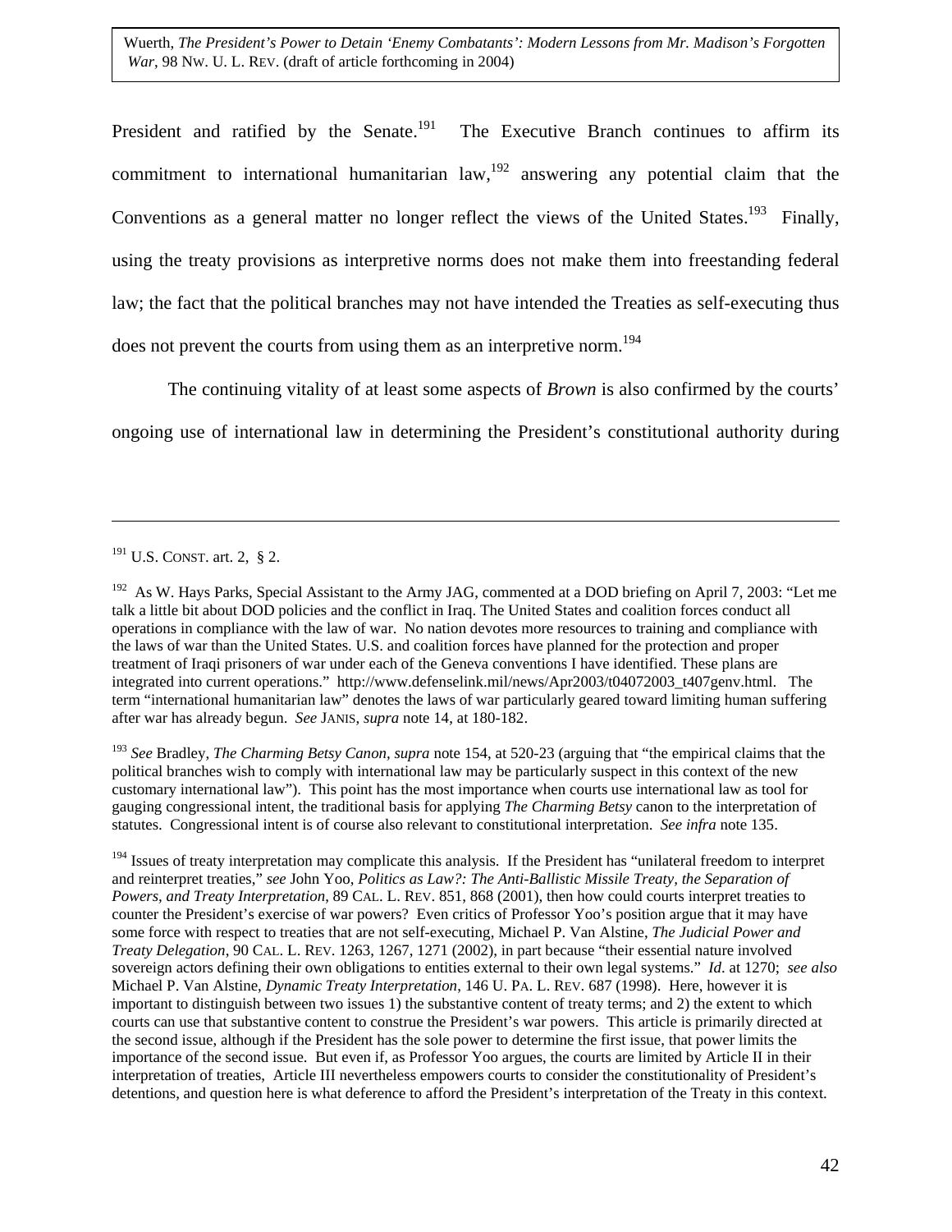President and ratified by the Senate.[191] The Executive Branch continues to affirm its commitment to international humanitarian law,[192] answering any potential claim that the Conventions as a general matter no longer reflect the views of the United States.[193] Finally, using the treaty provisions as interpretive norms does not make them into freestanding federal law; the fact that the political branches may not have intended the Treaties as self-executing thus does not prevent the courts from using them as an interpretive norm.[194]

The continuing vitality of at least some aspects of *Brown* is also confirmed by the courts' ongoing use of international law in determining the President's constitutional authority during

---

[191] U.S. CONST. art. 2, § 2.

[192] As W. Hays Parks, Special Assistant to the Army JAG, commented at a DOD briefing on April 7, 2003: "Let me talk a little bit about DOD policies and the conflict in Iraq. The United States and coalition forces conduct all operations in compliance with the law of war. No nation devotes more resources to training and compliance with the laws of war than the United States. U.S. and coalition forces have planned for the protection and proper treatment of Iraqi prisoners of war under each of the Geneva conventions I have identified. These plans are integrated into current operations." http://www.defenselink.mil/news/Apr2003/t04072003_t407genv.html. The term "international humanitarian law" denotes the laws of war particularly geared toward limiting human suffering after war has already begun. *See* JANIS, *supra* note 14, at 180-182.

[193] *See* Bradley, *The Charming Betsy Canon*, *supra* note 154, at 520-23 (arguing that "the empirical claims that the political branches wish to comply with international law may be particularly suspect in this context of the new customary international law"). This point has the most importance when courts use international law as tool for gauging congressional intent, the traditional basis for applying *The Charming Betsy* canon to the interpretation of statutes. Congressional intent is of course also relevant to constitutional interpretation. *See infra* note 135.

[194] Issues of treaty interpretation may complicate this analysis. If the President has "unilateral freedom to interpret and reinterpret treaties," *see* John Yoo, *Politics as Law?: The Anti-Ballistic Missile Treaty, the Separation of Powers, and Treaty Interpretation*, 89 CAL. L. REV. 851, 868 (2001), then how could courts interpret treaties to counter the President's exercise of war powers? Even critics of Professor Yoo's position argue that it may have some force with respect to treaties that are not self-executing, Michael P. Van Alstine, *The Judicial Power and Treaty Delegation*, 90 CAL. L. REV. 1263, 1267, 1271 (2002), in part because "their essential nature involved sovereign actors defining their own obligations to entities external to their own legal systems." *Id*. at 1270; *see also* Michael P. Van Alstine, *Dynamic Treaty Interpretation*, 146 U. PA. L. REV. 687 (1998). Here, however it is important to distinguish between two issues 1) the substantive content of treaty terms; and 2) the extent to which courts can use that substantive content to construe the President's war powers. This article is primarily directed at the second issue, although if the President has the sole power to determine the first issue, that power limits the importance of the second issue. But even if, as Professor Yoo argues, the courts are limited by Article II in their interpretation of treaties, Article III nevertheless empowers courts to consider the constitutionality of President's detentions, and question here is what deference to afford the President's interpretation of the Treaty in this context.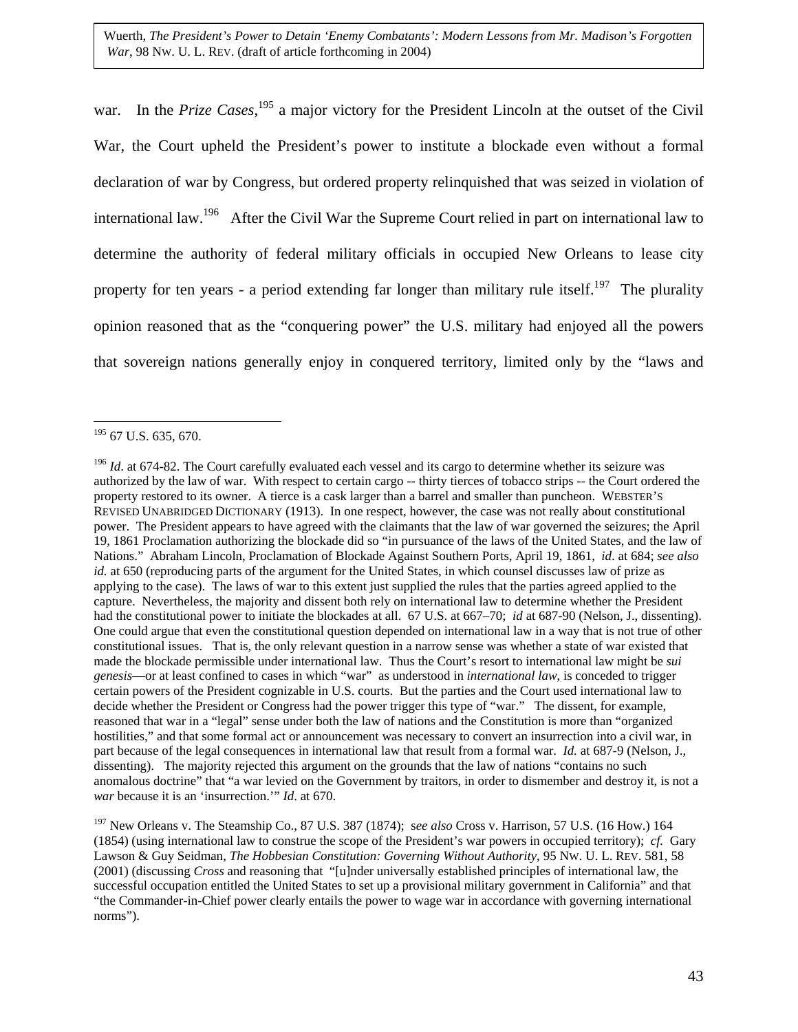war. In the *Prize Cases*,[195] a major victory for the President Lincoln at the outset of the Civil War, the Court upheld the President's power to institute a blockade even without a formal declaration of war by Congress, but ordered property relinquished that was seized in violation of international law.[196] After the Civil War the Supreme Court relied in part on international law to determine the authority of federal military officials in occupied New Orleans to lease city property for ten years - a period extending far longer than military rule itself.[197] The plurality opinion reasoned that as the "conquering power" the U.S. military had enjoyed all the powers that sovereign nations generally enjoy in conquered territory, limited only by the "laws and

---

[195] 67 U.S. 635, 670.

[196] *Id*. at 674-82. The Court carefully evaluated each vessel and its cargo to determine whether its seizure was authorized by the law of war. With respect to certain cargo -- thirty tierces of tobacco strips -- the Court ordered the property restored to its owner. A tierce is a cask larger than a barrel and smaller than puncheon. WEBSTER'S REVISED UNABRIDGED DICTIONARY (1913). In one respect, however, the case was not really about constitutional power. The President appears to have agreed with the claimants that the law of war governed the seizures; the April 19, 1861 Proclamation authorizing the blockade did so "in pursuance of the laws of the United States, and the law of Nations." Abraham Lincoln, Proclamation of Blockade Against Southern Ports, April 19, 1861, *id*. at 684; *see also id.* at 650 (reproducing parts of the argument for the United States, in which counsel discusses law of prize as applying to the case). The laws of war to this extent just supplied the rules that the parties agreed applied to the capture. Nevertheless, the majority and dissent both rely on international law to determine whether the President had the constitutional power to initiate the blockades at all. 67 U.S. at 667–70; *id* at 687-90 (Nelson, J., dissenting). One could argue that even the constitutional question depended on international law in a way that is not true of other constitutional issues. That is, the only relevant question in a narrow sense was whether a state of war existed that made the blockade permissible under international law. Thus the Court's resort to international law might be *sui genesis*—or at least confined to cases in which "war" as understood in *international law*, is conceded to trigger certain powers of the President cognizable in U.S. courts. But the parties and the Court used international law to decide whether the President or Congress had the power trigger this type of "war." The dissent, for example, reasoned that war in a "legal" sense under both the law of nations and the Constitution is more than "organized hostilities," and that some formal act or announcement was necessary to convert an insurrection into a civil war, in part because of the legal consequences in international law that result from a formal war. *Id.* at 687-9 (Nelson, J., dissenting). The majority rejected this argument on the grounds that the law of nations "contains no such anomalous doctrine" that "a war levied on the Government by traitors, in order to dismember and destroy it, is not a *war* because it is an 'insurrection.'" *Id*. at 670.

[197] New Orleans v. The Steamship Co., 87 U.S. 387 (1874); *see also* Cross v. Harrison, 57 U.S. (16 How.) 164 (1854) (using international law to construe the scope of the President's war powers in occupied territory); *cf.* Gary Lawson & Guy Seidman, *The Hobbesian Constitution: Governing Without Authority*, 95 NW. U. L. REV. 581, 58 (2001) (discussing *Cross* and reasoning that "[u]nder universally established principles of international law, the successful occupation entitled the United States to set up a provisional military government in California" and that "the Commander-in-Chief power clearly entails the power to wage war in accordance with governing international norms").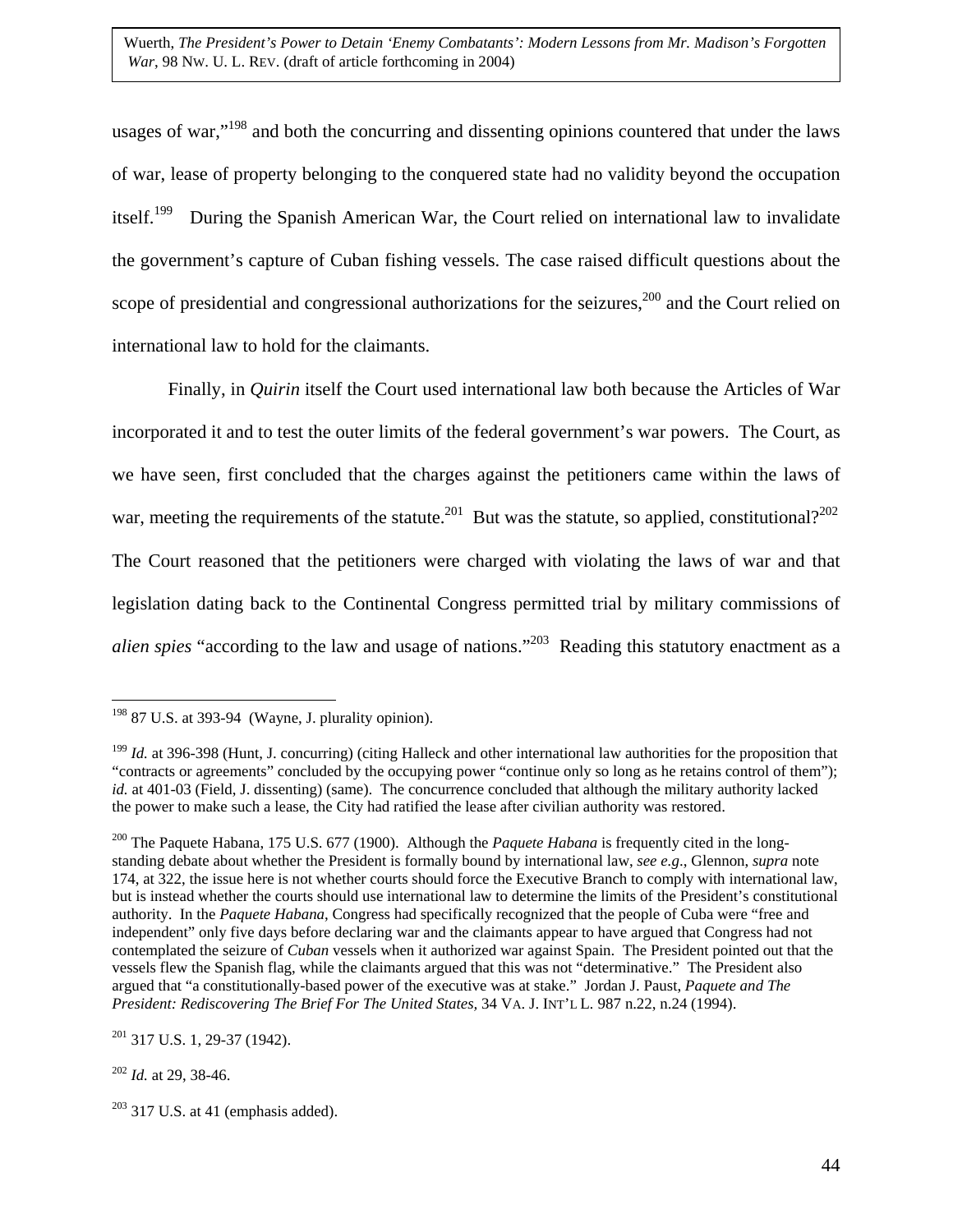usages of war,"[198] and both the concurring and dissenting opinions countered that under the laws of war, lease of property belonging to the conquered state had no validity beyond the occupation itself.[199] During the Spanish American War, the Court relied on international law to invalidate the government's capture of Cuban fishing vessels. The case raised difficult questions about the scope of presidential and congressional authorizations for the seizures,[200] and the Court relied on international law to hold for the claimants.

Finally, in *Quirin* itself the Court used international law both because the Articles of War incorporated it and to test the outer limits of the federal government's war powers. The Court, as we have seen, first concluded that the charges against the petitioners came within the laws of war, meeting the requirements of the statute.[201] But was the statute, so applied, constitutional?[202] The Court reasoned that the petitioners were charged with violating the laws of war and that legislation dating back to the Continental Congress permitted trial by military commissions of *alien spies* "according to the law and usage of nations."[203] Reading this statutory enactment as a

---

[198] 87 U.S. at 393-94 (Wayne, J. plurality opinion).

[199] *Id.* at 396-398 (Hunt, J. concurring) (citing Halleck and other international law authorities for the proposition that "contracts or agreements" concluded by the occupying power "continue only so long as he retains control of them"); *id.* at 401-03 (Field, J. dissenting) (same). The concurrence concluded that although the military authority lacked the power to make such a lease, the City had ratified the lease after civilian authority was restored.

[200] The Paquete Habana, 175 U.S. 677 (1900). Although the *Paquete Habana* is frequently cited in the long-standing debate about whether the President is formally bound by international law, *see e.g*., Glennon, *supra* note 174, at 322, the issue here is not whether courts should force the Executive Branch to comply with international law, but is instead whether the courts should use international law to determine the limits of the President's constitutional authority. In the *Paquete Habana*, Congress had specifically recognized that the people of Cuba were "free and independent" only five days before declaring war and the claimants appear to have argued that Congress had not contemplated the seizure of *Cuban* vessels when it authorized war against Spain. The President pointed out that the vessels flew the Spanish flag, while the claimants argued that this was not "determinative." The President also argued that "a constitutionally-based power of the executive was at stake." Jordan J. Paust, *Paquete and The President: Rediscovering The Brief For The United States*, 34 VA. J. INT'L L. 987 n.22, n.24 (1994).

[201] 317 U.S. 1, 29-37 (1942).

[202] *Id.* at 29, 38-46.

[203] 317 U.S. at 41 (emphasis added).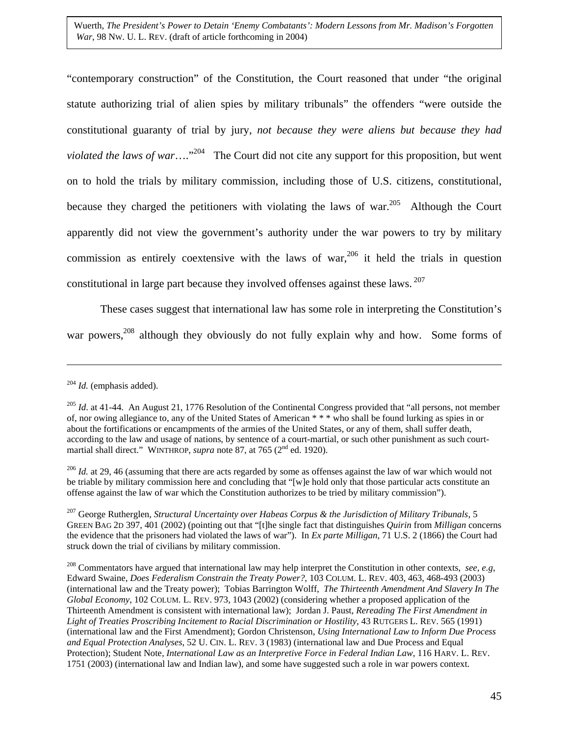"contemporary construction" of the Constitution, the Court reasoned that under "the original statute authorizing trial of alien spies by military tribunals" the offenders "were outside the constitutional guaranty of trial by jury, *not because they were aliens but because they had violated the laws of war*…."[204] The Court did not cite any support for this proposition, but went on to hold the trials by military commission, including those of U.S. citizens, constitutional, because they charged the petitioners with violating the laws of war.[205] Although the Court apparently did not view the government's authority under the war powers to try by military commission as entirely coextensive with the laws of war,[206] it held the trials in question constitutional in large part because they involved offenses against these laws.[207]

These cases suggest that international law has some role in interpreting the Constitution's war powers,[208] although they obviously do not fully explain why and how. Some forms of

---

[204] *Id.* (emphasis added).

[205] *Id*. at 41-44. An August 21, 1776 Resolution of the Continental Congress provided that "all persons, not member of, nor owing allegiance to, any of the United States of American * * * who shall be found lurking as spies in or about the fortifications or encampments of the armies of the United States, or any of them, shall suffer death, according to the law and usage of nations, by sentence of a court-martial, or such other punishment as such court-martial shall direct." WINTHROP, *supra* note 87, at 765 (2nd ed. 1920).

[206] *Id.* at 29, 46 (assuming that there are acts regarded by some as offenses against the law of war which would not be triable by military commission here and concluding that "[w]e hold only that those particular acts constitute an offense against the law of war which the Constitution authorizes to be tried by military commission").

[207] George Rutherglen, *Structural Uncertainty over Habeas Corpus & the Jurisdiction of Military Tribunals*, 5 GREEN BAG 2D 397, 401 (2002) (pointing out that "[t]he single fact that distinguishes *Quirin* from *Milligan* concerns the evidence that the prisoners had violated the laws of war"). In *Ex parte Milligan*, 71 U.S. 2 (1866) the Court had struck down the trial of civilians by military commission.

[208] Commentators have argued that international law may help interpret the Constitution in other contexts, *see, e.g*, Edward Swaine, *Does Federalism Constrain the Treaty Power?*, 103 COLUM. L. REV. 403, 463, 468-493 (2003) (international law and the Treaty power); Tobias Barrington Wolff, *The Thirteenth Amendment And Slavery In The Global Economy*, 102 COLUM. L. REV. 973, 1043 (2002) (considering whether a proposed application of the Thirteenth Amendment is consistent with international law); Jordan J. Paust, *Rereading The First Amendment in Light of Treaties Proscribing Incitement to Racial Discrimination or Hostility*, 43 RUTGERS L. REV. 565 (1991) (international law and the First Amendment); Gordon Christenson, *Using International Law to Inform Due Process and Equal Protection Analyses*, 52 U. CIN. L. REV. 3 (1983) (international law and Due Process and Equal Protection); Student Note, *International Law as an Interpretive Force in Federal Indian Law*, 116 HARV. L. REV. 1751 (2003) (international law and Indian law), and some have suggested such a role in war powers context.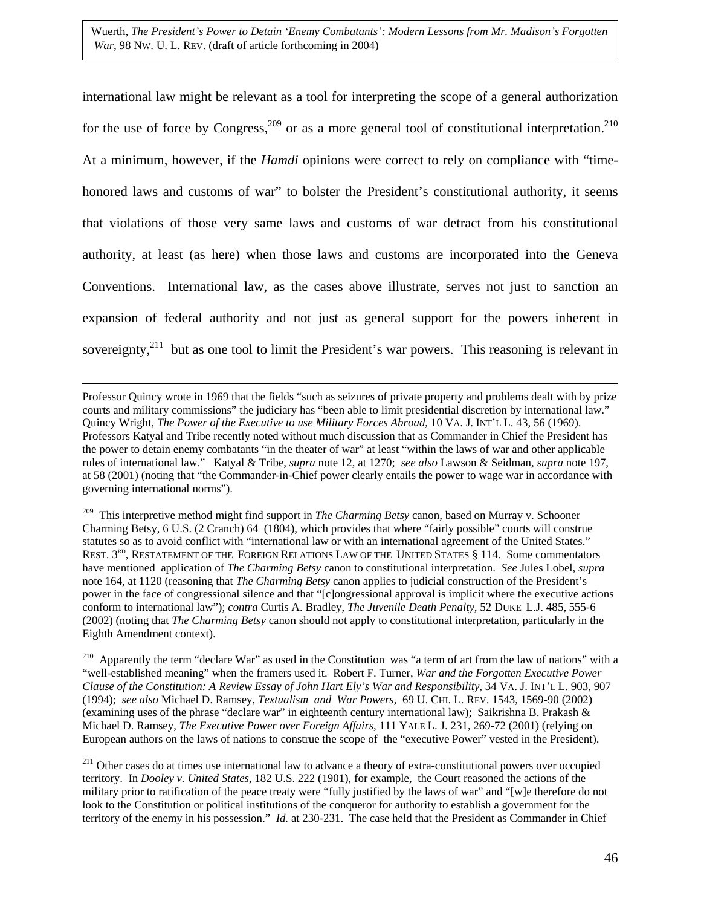international law might be relevant as a tool for interpreting the scope of a general authorization for the use of force by Congress,[209] or as a more general tool of constitutional interpretation.[210] At a minimum, however, if the *Hamdi* opinions were correct to rely on compliance with "time-honored laws and customs of war" to bolster the President's constitutional authority, it seems that violations of those very same laws and customs of war detract from his constitutional authority, at least (as here) when those laws and customs are incorporated into the Geneva Conventions. International law, as the cases above illustrate, serves not just to sanction an expansion of federal authority and not just as general support for the powers inherent in sovereignty,[211] but as one tool to limit the President's war powers. This reasoning is relevant in

---

Professor Quincy wrote in 1969 that the fields "such as seizures of private property and problems dealt with by prize courts and military commissions" the judiciary has "been able to limit presidential discretion by international law." Quincy Wright, *The Power of the Executive to use Military Forces Abroad*, 10 VA. J. INT'L L. 43, 56 (1969). Professors Katyal and Tribe recently noted without much discussion that as Commander in Chief the President has the power to detain enemy combatants "in the theater of war" at least "within the laws of war and other applicable rules of international law." Katyal & Tribe, *supra* note 12, at 1270; *see also* Lawson & Seidman, *supra* note 197, at 58 (2001) (noting that "the Commander-in-Chief power clearly entails the power to wage war in accordance with governing international norms").

[209] This interpretive method might find support in *The Charming Betsy* canon, based on Murray v. Schooner Charming Betsy, 6 U.S. (2 Cranch) 64 (1804), which provides that where "fairly possible" courts will construe statutes so as to avoid conflict with "international law or with an international agreement of the United States." REST. 3RD, RESTATEMENT OF THE FOREIGN RELATIONS LAW OF THE UNITED STATES § 114. Some commentators have mentioned application of *The Charming Betsy* canon to constitutional interpretation. *See* Jules Lobel, *supra* note 164, at 1120 (reasoning that *The Charming Betsy* canon applies to judicial construction of the President's power in the face of congressional silence and that "[c]ongressional approval is implicit where the executive actions conform to international law"); *contra* Curtis A. Bradley, *The Juvenile Death Penalty*, 52 DUKE L.J. 485, 555-6 (2002) (noting that *The Charming Betsy* canon should not apply to constitutional interpretation, particularly in the Eighth Amendment context).

[210] Apparently the term "declare War" as used in the Constitution was "a term of art from the law of nations" with a "well-established meaning" when the framers used it. Robert F. Turner, *War and the Forgotten Executive Power Clause of the Constitution: A Review Essay of John Hart Ely's War and Responsibility*, 34 VA. J. INT'L L. 903, 907 (1994); *see also* Michael D. Ramsey, *Textualism and War Powers*, 69 U. CHI. L. REV. 1543, 1569-90 (2002) (examining uses of the phrase "declare war" in eighteenth century international law); Saikrishna B. Prakash & Michael D. Ramsey, *The Executive Power over Foreign Affairs*, 111 YALE L. J. 231, 269-72 (2001) (relying on European authors on the laws of nations to construe the scope of the "executive Power" vested in the President).

[211] Other cases do at times use international law to advance a theory of extra-constitutional powers over occupied territory. In *Dooley v. United States*, 182 U.S. 222 (1901), for example, the Court reasoned the actions of the military prior to ratification of the peace treaty were "fully justified by the laws of war" and "[w]e therefore do not look to the Constitution or political institutions of the conqueror for authority to establish a government for the territory of the enemy in his possession." *Id.* at 230-231. The case held that the President as Commander in Chief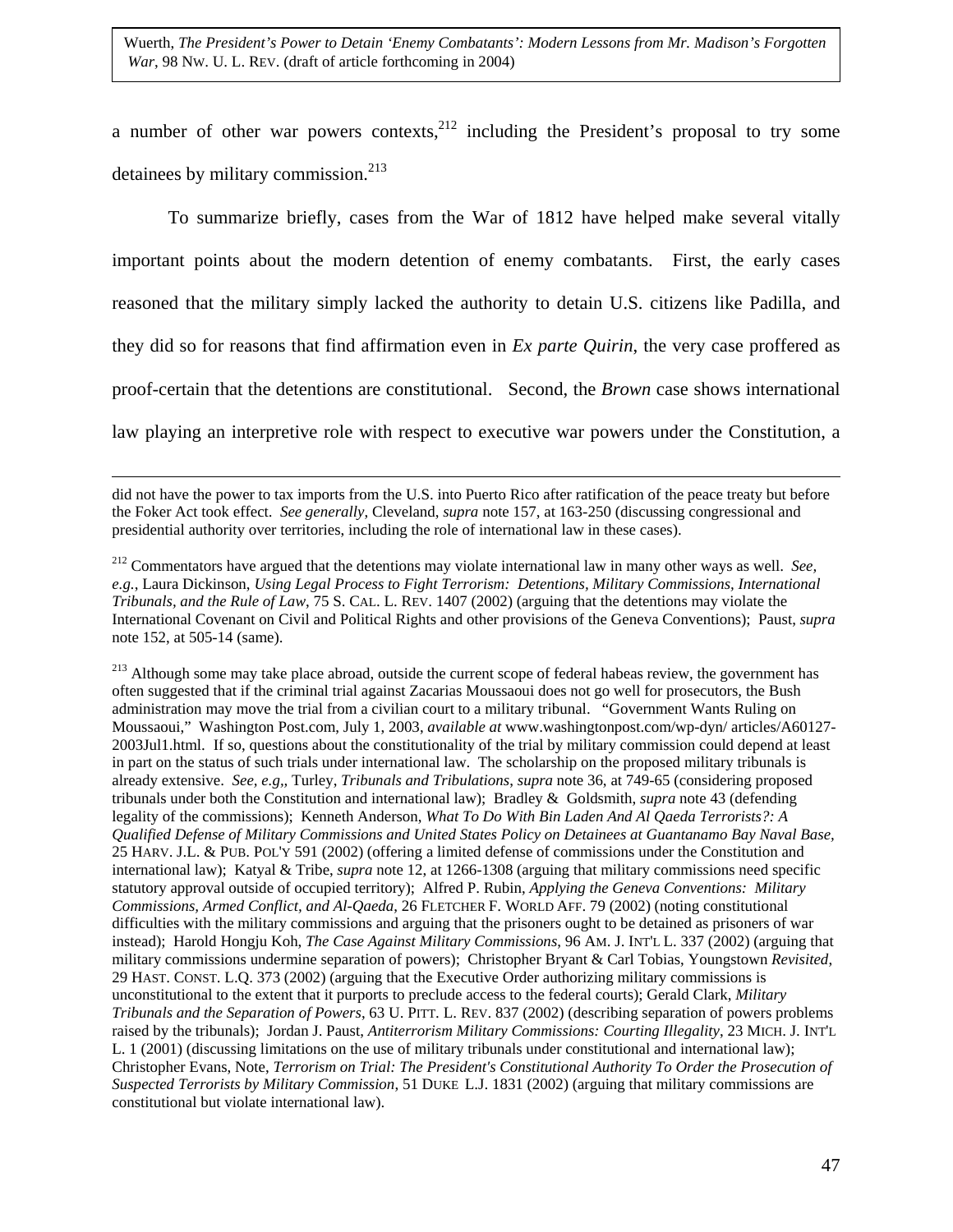a number of other war powers contexts,[212] including the President's proposal to try some detainees by military commission.[213]

To summarize briefly, cases from the War of 1812 have helped make several vitally important points about the modern detention of enemy combatants. First, the early cases reasoned that the military simply lacked the authority to detain U.S. citizens like Padilla, and they did so for reasons that find affirmation even in *Ex parte Quirin*, the very case proffered as proof-certain that the detentions are constitutional. Second, the *Brown* case shows international law playing an interpretive role with respect to executive war powers under the Constitution, a

---

did not have the power to tax imports from the U.S. into Puerto Rico after ratification of the peace treaty but before the Foker Act took effect. *See generally*, Cleveland, *supra* note 157, at 163-250 (discussing congressional and presidential authority over territories, including the role of international law in these cases).

[212] Commentators have argued that the detentions may violate international law in many other ways as well. *See, e.g.*, Laura Dickinson, *Using Legal Process to Fight Terrorism: Detentions, Military Commissions, International Tribunals, and the Rule of Law*, 75 S. CAL. L. REV. 1407 (2002) (arguing that the detentions may violate the International Covenant on Civil and Political Rights and other provisions of the Geneva Conventions); Paust, *supra* note 152, at 505-14 (same).

[213] Although some may take place abroad, outside the current scope of federal habeas review, the government has often suggested that if the criminal trial against Zacarias Moussaoui does not go well for prosecutors, the Bush administration may move the trial from a civilian court to a military tribunal. "Government Wants Ruling on Moussaoui," Washington Post.com, July 1, 2003, *available at* www.washingtonpost.com/wp-dyn/ articles/A60127-2003Jul1.html. If so, questions about the constitutionality of the trial by military commission could depend at least in part on the status of such trials under international law. The scholarship on the proposed military tribunals is already extensive. *See, e.g.,* Turley, *Tribunals and Tribulations*, *supra* note 36, at 749-65 (considering proposed tribunals under both the Constitution and international law); Bradley & Goldsmith, *supra* note 43 (defending legality of the commissions); Kenneth Anderson, *What To Do With Bin Laden And Al Qaeda Terrorists?: A Qualified Defense of Military Commissions and United States Policy on Detainees at Guantanamo Bay Naval Base*, 25 HARV. J.L. & PUB. POL'Y 591 (2002) (offering a limited defense of commissions under the Constitution and international law); Katyal & Tribe, *supra* note 12, at 1266-1308 (arguing that military commissions need specific statutory approval outside of occupied territory); Alfred P. Rubin, *Applying the Geneva Conventions: Military Commissions, Armed Conflict, and Al-Qaeda*, 26 FLETCHER F. WORLD AFF. 79 (2002) (noting constitutional difficulties with the military commissions and arguing that the prisoners ought to be detained as prisoners of war instead); Harold Hongju Koh, *The Case Against Military Commissions*, 96 AM. J. INT'L L. 337 (2002) (arguing that military commissions undermine separation of powers); Christopher Bryant & Carl Tobias, Youngstown *Revisited*, 29 HAST. CONST. L.Q. 373 (2002) (arguing that the Executive Order authorizing military commissions is unconstitutional to the extent that it purports to preclude access to the federal courts); Gerald Clark, *Military Tribunals and the Separation of Powers*, 63 U. PITT. L. REV. 837 (2002) (describing separation of powers problems raised by the tribunals); Jordan J. Paust, *Antiterrorism Military Commissions: Courting Illegality*, 23 MICH. J. INT'L L. 1 (2001) (discussing limitations on the use of military tribunals under constitutional and international law); Christopher Evans, Note, *Terrorism on Trial: The President's Constitutional Authority To Order the Prosecution of Suspected Terrorists by Military Commission*, 51 DUKE L.J. 1831 (2002) (arguing that military commissions are constitutional but violate international law).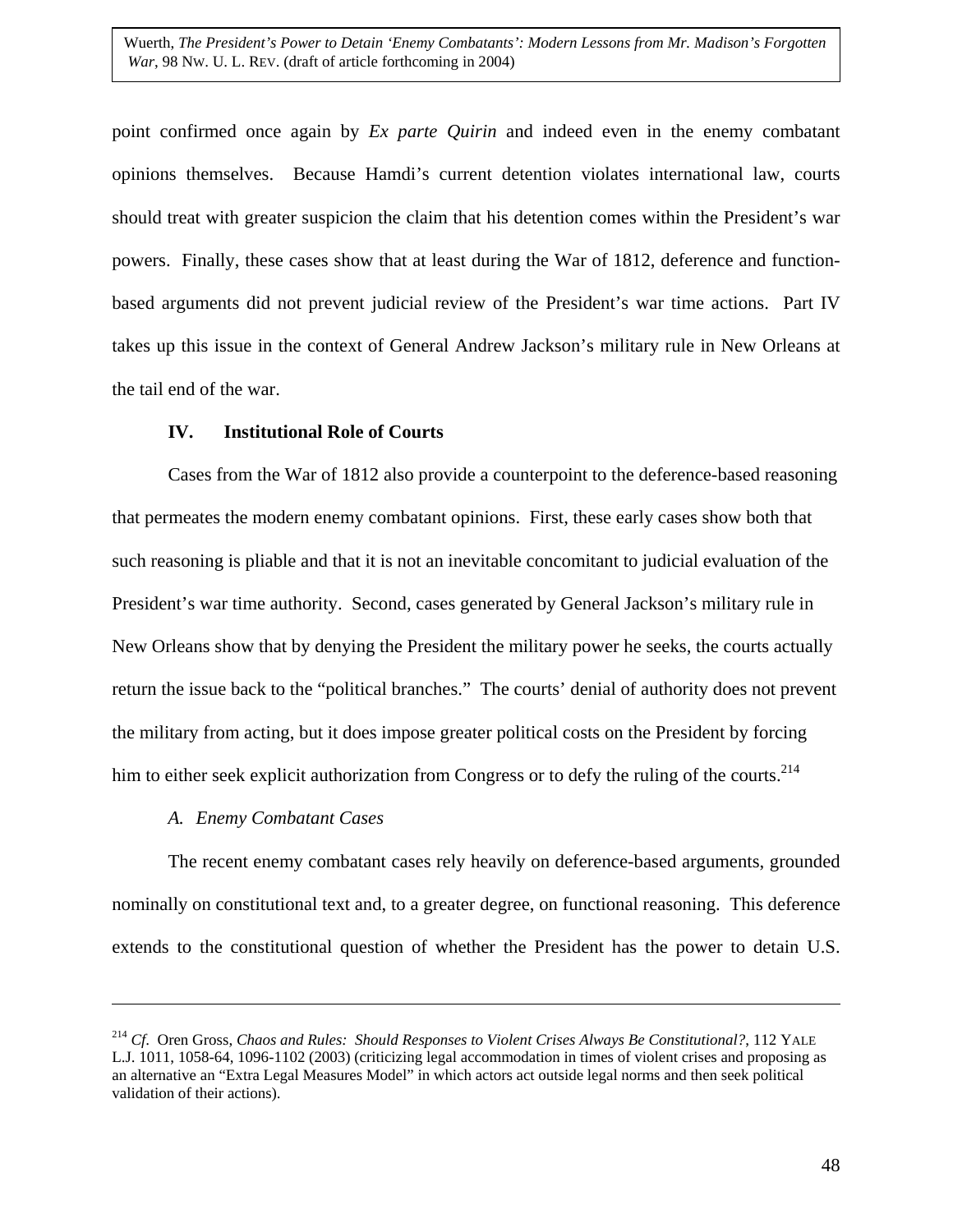point confirmed once again by *Ex parte Quirin* and indeed even in the enemy combatant opinions themselves. Because Hamdi's current detention violates international law, courts should treat with greater suspicion the claim that his detention comes within the President's war powers. Finally, these cases show that at least during the War of 1812, deference and function-based arguments did not prevent judicial review of the President's war time actions. Part IV takes up this issue in the context of General Andrew Jackson's military rule in New Orleans at the tail end of the war.

## IV. Institutional Role of Courts

Cases from the War of 1812 also provide a counterpoint to the deference-based reasoning that permeates the modern enemy combatant opinions. First, these early cases show both that such reasoning is pliable and that it is not an inevitable concomitant to judicial evaluation of the President's war time authority. Second, cases generated by General Jackson's military rule in New Orleans show that by denying the President the military power he seeks, the courts actually return the issue back to the "political branches." The courts' denial of authority does not prevent the military from acting, but it does impose greater political costs on the President by forcing him to either seek explicit authorization from Congress or to defy the ruling of the courts.[214]

### *A. Enemy Combatant Cases*

The recent enemy combatant cases rely heavily on deference-based arguments, grounded nominally on constitutional text and, to a greater degree, on functional reasoning. This deference extends to the constitutional question of whether the President has the power to detain U.S.

---

[214] *Cf.* Oren Gross, *Chaos and Rules: Should Responses to Violent Crises Always Be Constitutional?*, 112 YALE L.J. 1011, 1058-64, 1096-1102 (2003) (criticizing legal accommodation in times of violent crises and proposing as an alternative an "Extra Legal Measures Model" in which actors act outside legal norms and then seek political validation of their actions).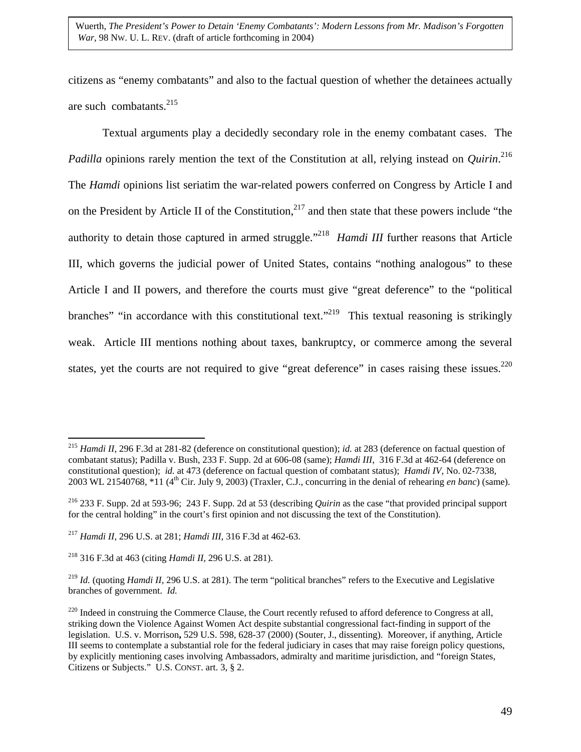citizens as "enemy combatants" and also to the factual question of whether the detainees actually are such combatants.[215]

Textual arguments play a decidedly secondary role in the enemy combatant cases. The *Padilla* opinions rarely mention the text of the Constitution at all, relying instead on *Quirin*.[216] The *Hamdi* opinions list seriatim the war-related powers conferred on Congress by Article I and on the President by Article II of the Constitution,[217] and then state that these powers include "the authority to detain those captured in armed struggle."[218] *Hamdi III* further reasons that Article III, which governs the judicial power of United States, contains "nothing analogous" to these Article I and II powers, and therefore the courts must give "great deference" to the "political branches" "in accordance with this constitutional text."[219] This textual reasoning is strikingly weak. Article III mentions nothing about taxes, bankruptcy, or commerce among the several states, yet the courts are not required to give "great deference" in cases raising these issues.[220]

---

[215] *Hamdi II*, 296 F.3d at 281-82 (deference on constitutional question); *id.* at 283 (deference on factual question of combatant status); Padilla v. Bush, 233 F. Supp. 2d at 606-08 (same); *Hamdi III*, 316 F.3d at 462-64 (deference on constitutional question); *id.* at 473 (deference on factual question of combatant status); *Hamdi IV*, No. 02-7338, 2003 WL 21540768, *11 (4th Cir. July 9, 2003) (Traxler, C.J., concurring in the denial of rehearing *en banc*) (same).

[216] 233 F. Supp. 2d at 593-96; 243 F. Supp. 2d at 53 (describing *Quirin* as the case "that provided principal support for the central holding" in the court's first opinion and not discussing the text of the Constitution).

[217] *Hamdi II*, 296 U.S. at 281; *Hamdi III*, 316 F.3d at 462-63.

[218] 316 F.3d at 463 (citing *Hamdi II*, 296 U.S. at 281).

[219] *Id.* (quoting *Hamdi II*, 296 U.S. at 281). The term "political branches" refers to the Executive and Legislative branches of government. *Id.*

[220] Indeed in construing the Commerce Clause, the Court recently refused to afford deference to Congress at all, striking down the Violence Against Women Act despite substantial congressional fact-finding in support of the legislation. U.S. v. Morrison**,** 529 U.S. 598, 628-37 (2000) (Souter, J., dissenting). Moreover, if anything, Article III seems to contemplate a substantial role for the federal judiciary in cases that may raise foreign policy questions, by explicitly mentioning cases involving Ambassadors, admiralty and maritime jurisdiction, and "foreign States, Citizens or Subjects." U.S. CONST. art. 3, § 2.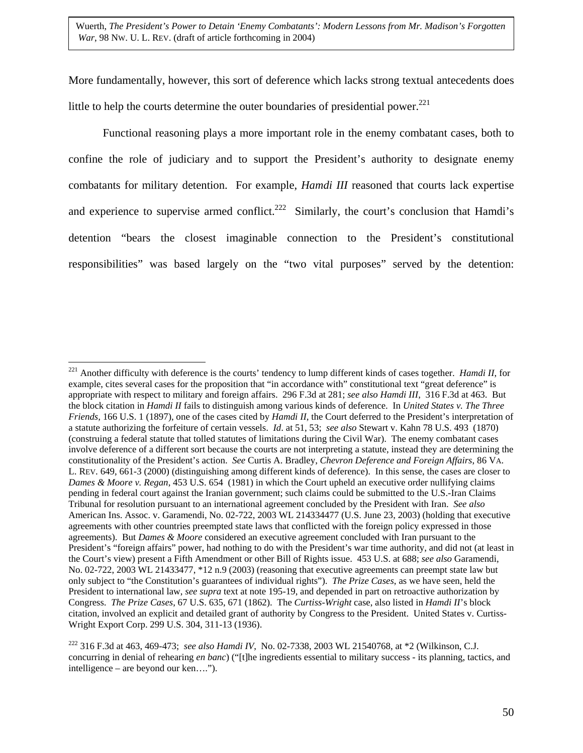More fundamentally, however, this sort of deference which lacks strong textual antecedents does little to help the courts determine the outer boundaries of presidential power.[221]

Functional reasoning plays a more important role in the enemy combatant cases, both to confine the role of judiciary and to support the President's authority to designate enemy combatants for military detention. For example, *Hamdi III* reasoned that courts lack expertise and experience to supervise armed conflict.[222] Similarly, the court's conclusion that Hamdi's detention "bears the closest imaginable connection to the President's constitutional responsibilities" was based largely on the "two vital purposes" served by the detention:

---

[221] Another difficulty with deference is the courts' tendency to lump different kinds of cases together. *Hamdi II*, for example, cites several cases for the proposition that "in accordance with" constitutional text "great deference" is appropriate with respect to military and foreign affairs. 296 F.3d at 281; *see also Hamdi III*, 316 F.3d at 463. But the block citation in *Hamdi II* fails to distinguish among various kinds of deference. In *United States v. The Three Friends*, 166 U.S. 1 (1897), one of the cases cited by *Hamdi II*, the Court deferred to the President's interpretation of a statute authorizing the forfeiture of certain vessels. *Id*. at 51, 53; *see also* Stewart v. Kahn 78 U.S. 493 (1870) (construing a federal statute that tolled statutes of limitations during the Civil War). The enemy combatant cases involve deference of a different sort because the courts are not interpreting a statute, instead they are determining the constitutionality of the President's action. *See* Curtis A. Bradley, *Chevron Deference and Foreign Affairs*, 86 VA. L. REV. 649, 661-3 (2000) (distinguishing among different kinds of deference). In this sense, the cases are closer to *Dames & Moore v. Regan*, 453 U.S. 654 (1981) in which the Court upheld an executive order nullifying claims pending in federal court against the Iranian government; such claims could be submitted to the U.S.-Iran Claims Tribunal for resolution pursuant to an international agreement concluded by the President with Iran. *See also* American Ins. Assoc. v. Garamendi, No. 02-722, 2003 WL 214334477 (U.S. June 23, 2003) (holding that executive agreements with other countries preempted state laws that conflicted with the foreign policy expressed in those agreements). But *Dames & Moore* considered an executive agreement concluded with Iran pursuant to the President's "foreign affairs" power, had nothing to do with the President's war time authority, and did not (at least in the Court's view) present a Fifth Amendment or other Bill of Rights issue. 453 U.S. at 688; *see also* Garamendi, No. 02-722, 2003 WL 21433477, *12 n.9 (2003) (reasoning that executive agreements can preempt state law but only subject to "the Constitution's guarantees of individual rights"). *The Prize Cases*, as we have seen, held the President to international law, *see supra* text at note 195-19, and depended in part on retroactive authorization by Congress. *The Prize Cases*, 67 U.S. 635, 671 (1862). The *Curtiss-Wright* case, also listed in *Hamdi II*'s block citation, involved an explicit and detailed grant of authority by Congress to the President. United States v. Curtiss-Wright Export Corp. 299 U.S. 304, 311-13 (1936).

[222] 316 F.3d at 463, 469-473; *see also Hamdi IV*, No. 02-7338, 2003 WL 21540768, at *2 (Wilkinson, C.J. concurring in denial of rehearing *en banc*) ("[t]he ingredients essential to military success - its planning, tactics, and intelligence – are beyond our ken….").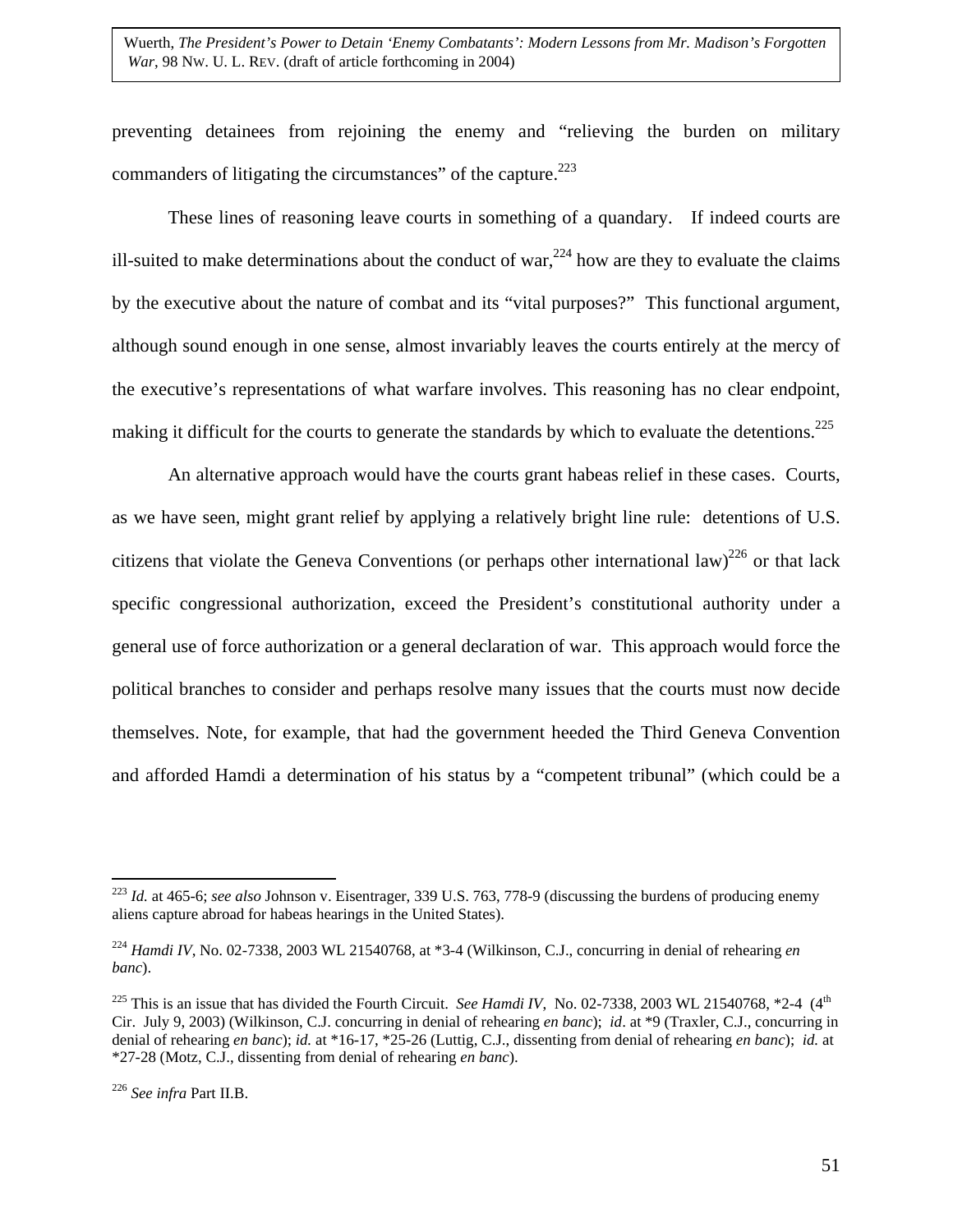preventing detainees from rejoining the enemy and "relieving the burden on military commanders of litigating the circumstances" of the capture.[223]

These lines of reasoning leave courts in something of a quandary. If indeed courts are ill-suited to make determinations about the conduct of war,[224] how are they to evaluate the claims by the executive about the nature of combat and its "vital purposes?" This functional argument, although sound enough in one sense, almost invariably leaves the courts entirely at the mercy of the executive's representations of what warfare involves. This reasoning has no clear endpoint, making it difficult for the courts to generate the standards by which to evaluate the detentions.[225]

An alternative approach would have the courts grant habeas relief in these cases. Courts, as we have seen, might grant relief by applying a relatively bright line rule: detentions of U.S. citizens that violate the Geneva Conventions (or perhaps other international law)[226] or that lack specific congressional authorization, exceed the President's constitutional authority under a general use of force authorization or a general declaration of war. This approach would force the political branches to consider and perhaps resolve many issues that the courts must now decide themselves. Note, for example, that had the government heeded the Third Geneva Convention and afforded Hamdi a determination of his status by a "competent tribunal" (which could be a

---

[223] *Id.* at 465-6; *see also* Johnson v. Eisentrager, 339 U.S. 763, 778-9 (discussing the burdens of producing enemy aliens capture abroad for habeas hearings in the United States).

[224] *Hamdi IV*, No. 02-7338, 2003 WL 21540768, at *3-4 (Wilkinson, C.J., concurring in denial of rehearing *en banc*).

[225] This is an issue that has divided the Fourth Circuit. *See Hamdi IV*, No. 02-7338, 2003 WL 21540768, *2-4 (4th Cir. July 9, 2003) (Wilkinson, C.J. concurring in denial of rehearing *en banc*); *id*. at *9 (Traxler, C.J., concurring in denial of rehearing *en banc*); *id.* at *16-17, *25-26 (Luttig, C.J., dissenting from denial of rehearing *en banc*); *id.* at *27-28 (Motz, C.J., dissenting from denial of rehearing *en banc*).

[226] *See infra* Part II.B.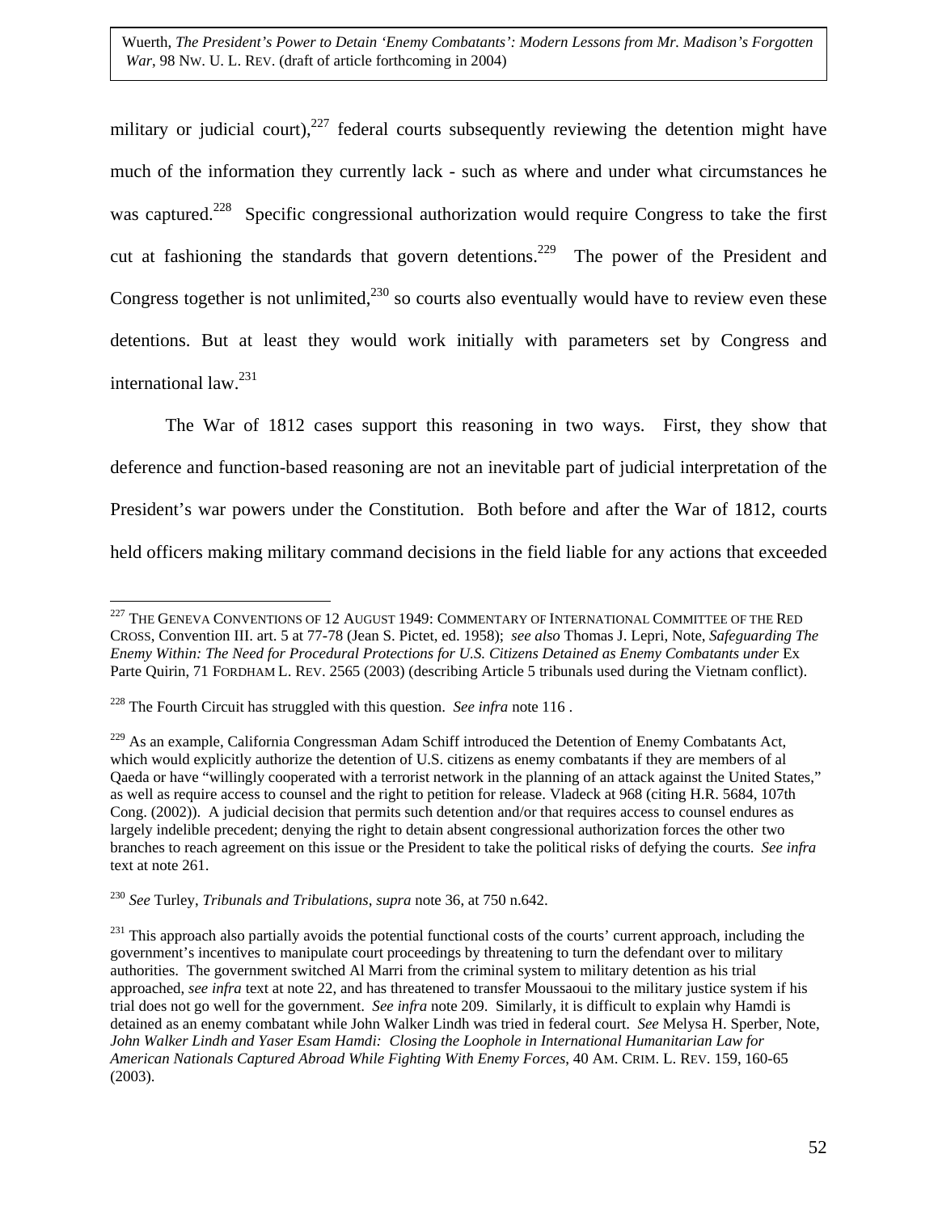military or judicial court),[227] federal courts subsequently reviewing the detention might have much of the information they currently lack - such as where and under what circumstances he was captured.[228] Specific congressional authorization would require Congress to take the first cut at fashioning the standards that govern detentions.[229] The power of the President and Congress together is not unlimited,[230] so courts also eventually would have to review even these detentions. But at least they would work initially with parameters set by Congress and international law.[231]

The War of 1812 cases support this reasoning in two ways. First, they show that deference and function-based reasoning are not an inevitable part of judicial interpretation of the President's war powers under the Constitution. Both before and after the War of 1812, courts held officers making military command decisions in the field liable for any actions that exceeded

---

[227] THE GENEVA CONVENTIONS OF 12 AUGUST 1949: COMMENTARY OF INTERNATIONAL COMMITTEE OF THE RED CROSS, Convention III. art. 5 at 77-78 (Jean S. Pictet, ed. 1958); *see also* Thomas J. Lepri, Note, *Safeguarding The Enemy Within: The Need for Procedural Protections for U.S. Citizens Detained as Enemy Combatants under* Ex Parte Quirin, 71 FORDHAM L. REV. 2565 (2003) (describing Article 5 tribunals used during the Vietnam conflict).

[228] The Fourth Circuit has struggled with this question. *See infra* note 116 .

[229] As an example, California Congressman Adam Schiff introduced the Detention of Enemy Combatants Act, which would explicitly authorize the detention of U.S. citizens as enemy combatants if they are members of al Qaeda or have "willingly cooperated with a terrorist network in the planning of an attack against the United States," as well as require access to counsel and the right to petition for release. Vladeck at 968 (citing H.R. 5684, 107th Cong. (2002)). A judicial decision that permits such detention and/or that requires access to counsel endures as largely indelible precedent; denying the right to detain absent congressional authorization forces the other two branches to reach agreement on this issue or the President to take the political risks of defying the courts. *See infra* text at note 261.

[230] *See* Turley, *Tribunals and Tribulations*, *supra* note 36, at 750 n.642.

[231] This approach also partially avoids the potential functional costs of the courts' current approach, including the government's incentives to manipulate court proceedings by threatening to turn the defendant over to military authorities. The government switched Al Marri from the criminal system to military detention as his trial approached, *see infra* text at note 22, and has threatened to transfer Moussaoui to the military justice system if his trial does not go well for the government. *See infra* note 209. Similarly, it is difficult to explain why Hamdi is detained as an enemy combatant while John Walker Lindh was tried in federal court. *See* Melysa H. Sperber, Note, *John Walker Lindh and Yaser Esam Hamdi: Closing the Loophole in International Humanitarian Law for American Nationals Captured Abroad While Fighting With Enemy Forces*, 40 AM. CRIM. L. REV. 159, 160-65 (2003).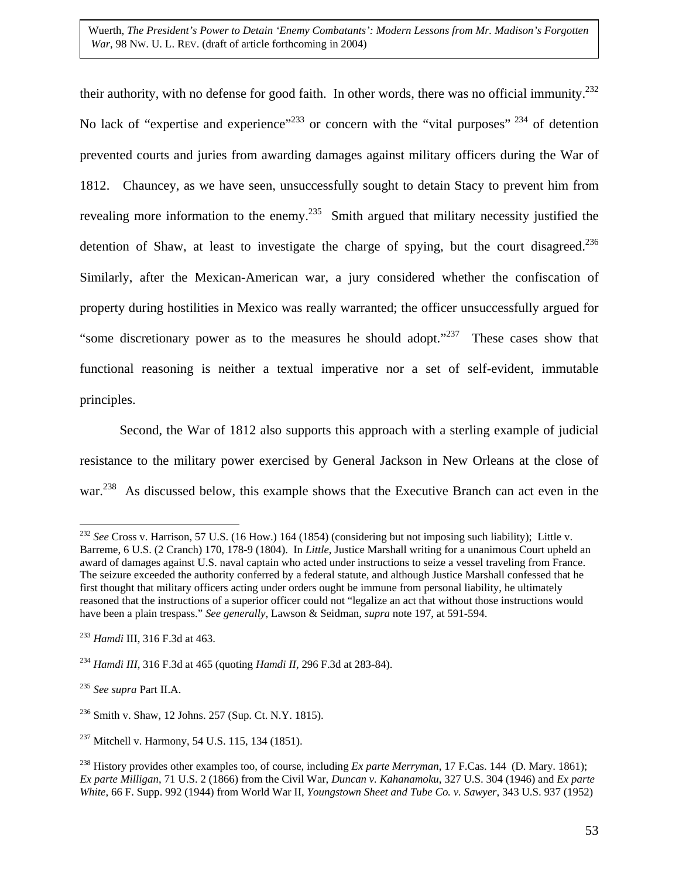their authority, with no defense for good faith. In other words, there was no official immunity.[232] No lack of "expertise and experience"[233] or concern with the "vital purposes"[234] of detention prevented courts and juries from awarding damages against military officers during the War of 1812. Chauncey, as we have seen, unsuccessfully sought to detain Stacy to prevent him from revealing more information to the enemy.[235] Smith argued that military necessity justified the detention of Shaw, at least to investigate the charge of spying, but the court disagreed.[236] Similarly, after the Mexican-American war, a jury considered whether the confiscation of property during hostilities in Mexico was really warranted; the officer unsuccessfully argued for "some discretionary power as to the measures he should adopt."[237] These cases show that functional reasoning is neither a textual imperative nor a set of self-evident, immutable principles.

Second, the War of 1812 also supports this approach with a sterling example of judicial resistance to the military power exercised by General Jackson in New Orleans at the close of war.[238] As discussed below, this example shows that the Executive Branch can act even in the

---

[232] *See* Cross v. Harrison, 57 U.S. (16 How.) 164 (1854) (considering but not imposing such liability); Little v. Barreme, 6 U.S. (2 Cranch) 170, 178-9 (1804). In *Little*, Justice Marshall writing for a unanimous Court upheld an award of damages against U.S. naval captain who acted under instructions to seize a vessel traveling from France. The seizure exceeded the authority conferred by a federal statute, and although Justice Marshall confessed that he first thought that military officers acting under orders ought be immune from personal liability, he ultimately reasoned that the instructions of a superior officer could not "legalize an act that without those instructions would have been a plain trespass." *See generally*, Lawson & Seidman, *supra* note 197, at 591-594.

[233] *Hamdi* III, 316 F.3d at 463.

[234] *Hamdi III*, 316 F.3d at 465 (quoting *Hamdi II*, 296 F.3d at 283-84).

[235] *See supra* Part II.A.

[236] Smith v. Shaw, 12 Johns. 257 (Sup. Ct. N.Y. 1815).

[237] Mitchell v. Harmony, 54 U.S. 115, 134 (1851).

[238] History provides other examples too, of course, including *Ex parte Merryman*, 17 F.Cas. 144 (D. Mary. 1861); *Ex parte Milligan*, 71 U.S. 2 (1866) from the Civil War, *Duncan v. Kahanamoku*, 327 U.S. 304 (1946) and *Ex parte White*, 66 F. Supp. 992 (1944) from World War II, *Youngstown Sheet and Tube Co. v. Sawyer*, 343 U.S. 937 (1952)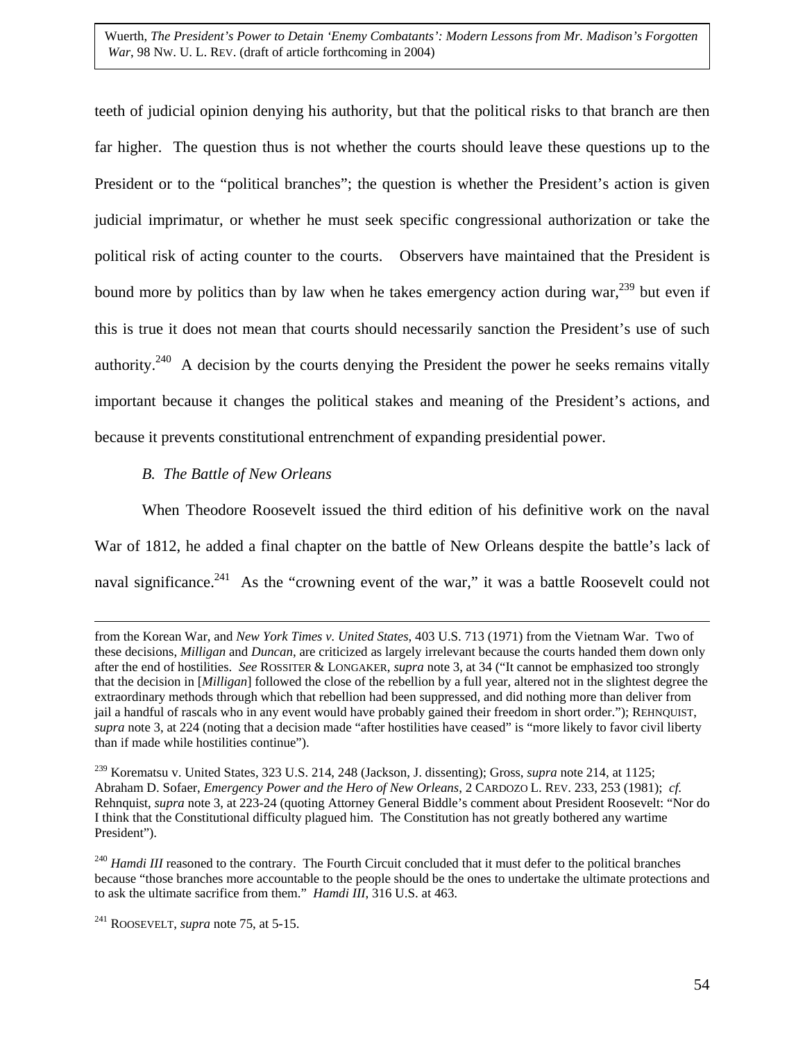teeth of judicial opinion denying his authority, but that the political risks to that branch are then far higher. The question thus is not whether the courts should leave these questions up to the President or to the "political branches"; the question is whether the President's action is given judicial imprimatur, or whether he must seek specific congressional authorization or take the political risk of acting counter to the courts. Observers have maintained that the President is bound more by politics than by law when he takes emergency action during war,[239] but even if this is true it does not mean that courts should necessarily sanction the President's use of such authority.[240] A decision by the courts denying the President the power he seeks remains vitally important because it changes the political stakes and meaning of the President's actions, and because it prevents constitutional entrenchment of expanding presidential power.

### *B. The Battle of New Orleans*

When Theodore Roosevelt issued the third edition of his definitive work on the naval War of 1812, he added a final chapter on the battle of New Orleans despite the battle's lack of naval significance.[241] As the "crowning event of the war," it was a battle Roosevelt could not

---

from the Korean War, and *New York Times v. United States*, 403 U.S. 713 (1971) from the Vietnam War. Two of these decisions, *Milligan* and *Duncan*, are criticized as largely irrelevant because the courts handed them down only after the end of hostilities. *See* ROSSITER & LONGAKER, *supra* note 3, at 34 ("It cannot be emphasized too strongly that the decision in [*Milligan*] followed the close of the rebellion by a full year, altered not in the slightest degree the extraordinary methods through which that rebellion had been suppressed, and did nothing more than deliver from jail a handful of rascals who in any event would have probably gained their freedom in short order."); REHNQUIST, *supra* note 3, at 224 (noting that a decision made "after hostilities have ceased" is "more likely to favor civil liberty than if made while hostilities continue").

[239] Korematsu v. United States, 323 U.S. 214, 248 (Jackson, J. dissenting); Gross, *supra* note 214, at 1125; Abraham D. Sofaer, *Emergency Power and the Hero of New Orleans*, 2 CARDOZO L. REV. 233, 253 (1981); *cf.* Rehnquist, *supra* note 3, at 223-24 (quoting Attorney General Biddle's comment about President Roosevelt: "Nor do I think that the Constitutional difficulty plagued him. The Constitution has not greatly bothered any wartime President").

[240] *Hamdi III* reasoned to the contrary. The Fourth Circuit concluded that it must defer to the political branches because "those branches more accountable to the people should be the ones to undertake the ultimate protections and to ask the ultimate sacrifice from them." *Hamdi III*, 316 U.S. at 463.

[241] ROOSEVELT, *supra* note 75, at 5-15.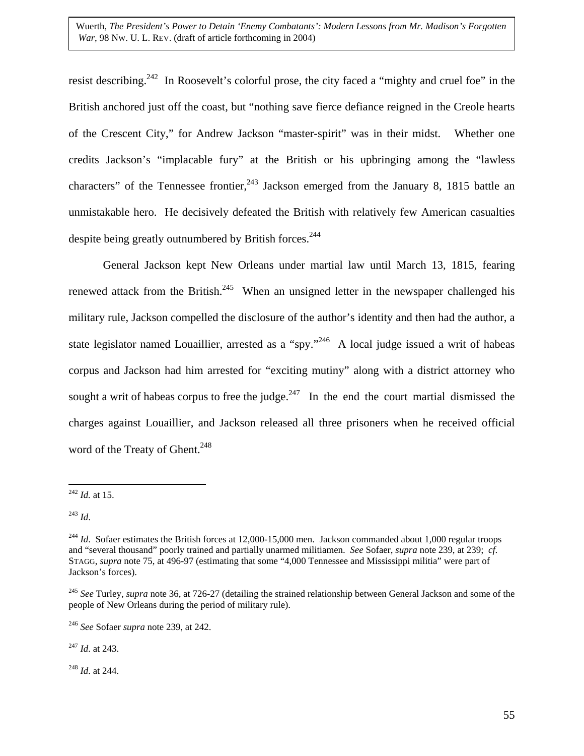resist describing.[242] In Roosevelt's colorful prose, the city faced a "mighty and cruel foe" in the British anchored just off the coast, but "nothing save fierce defiance reigned in the Creole hearts of the Crescent City," for Andrew Jackson "master-spirit" was in their midst. Whether one credits Jackson's "implacable fury" at the British or his upbringing among the "lawless characters" of the Tennessee frontier,[243] Jackson emerged from the January 8, 1815 battle an unmistakable hero. He decisively defeated the British with relatively few American casualties despite being greatly outnumbered by British forces.[244]

General Jackson kept New Orleans under martial law until March 13, 1815, fearing renewed attack from the British.[245] When an unsigned letter in the newspaper challenged his military rule, Jackson compelled the disclosure of the author's identity and then had the author, a state legislator named Louaillier, arrested as a "spy."[246] A local judge issued a writ of habeas corpus and Jackson had him arrested for "exciting mutiny" along with a district attorney who sought a writ of habeas corpus to free the judge.[247] In the end the court martial dismissed the charges against Louaillier, and Jackson released all three prisoners when he received official word of the Treaty of Ghent.[248]

---

[242] *Id.* at 15.

[243] *Id*.

[244] *Id*. Sofaer estimates the British forces at 12,000-15,000 men. Jackson commanded about 1,000 regular troops and "several thousand" poorly trained and partially unarmed militiamen. *See* Sofaer, *supra* note 239, at 239; *cf.* STAGG, *supra* note 75, at 496-97 (estimating that some "4,000 Tennessee and Mississippi militia" were part of Jackson's forces).

[245] *See* Turley, *supra* note 36, at 726-27 (detailing the strained relationship between General Jackson and some of the people of New Orleans during the period of military rule).

[246] *See* Sofaer *supra* note 239, at 242.

[247] *Id*. at 243.

[248] *Id*. at 244.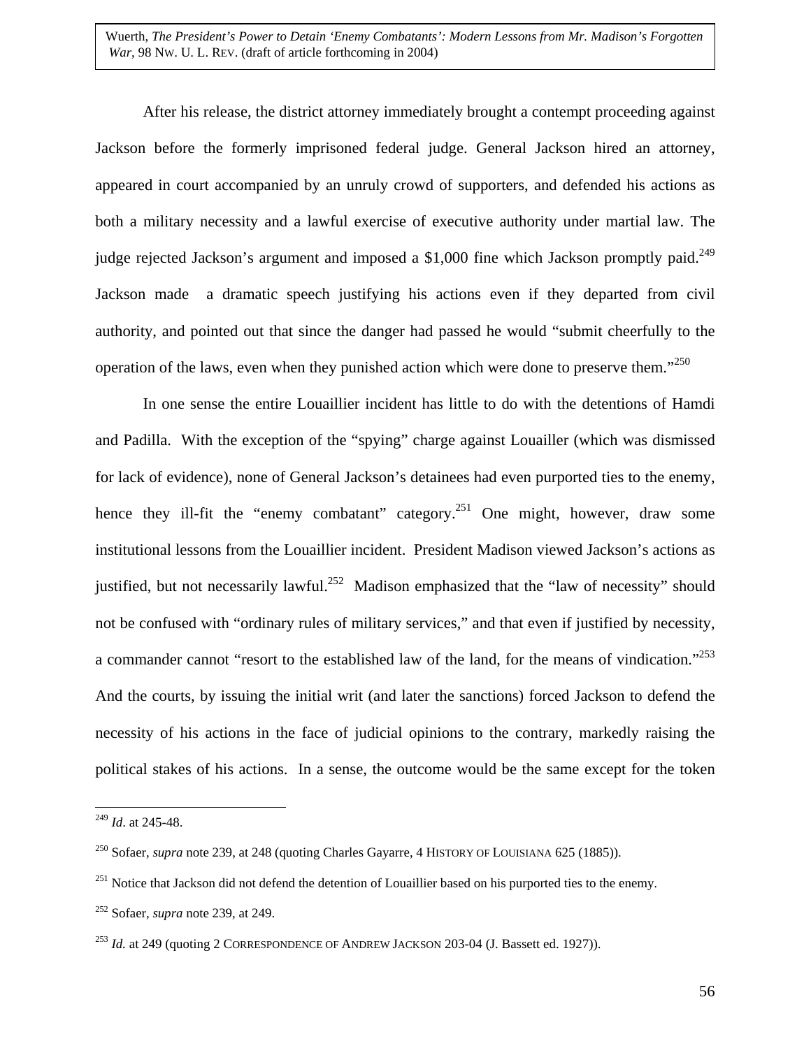After his release, the district attorney immediately brought a contempt proceeding against Jackson before the formerly imprisoned federal judge. General Jackson hired an attorney, appeared in court accompanied by an unruly crowd of supporters, and defended his actions as both a military necessity and a lawful exercise of executive authority under martial law. The judge rejected Jackson's argument and imposed a $1,000 fine which Jackson promptly paid.[249] Jackson made a dramatic speech justifying his actions even if they departed from civil authority, and pointed out that since the danger had passed he would "submit cheerfully to the operation of the laws, even when they punished action which were done to preserve them."[250]

In one sense the entire Louaillier incident has little to do with the detentions of Hamdi and Padilla. With the exception of the "spying" charge against Louailler (which was dismissed for lack of evidence), none of General Jackson's detainees had even purported ties to the enemy, hence they ill-fit the "enemy combatant" category.[251] One might, however, draw some institutional lessons from the Louaillier incident. President Madison viewed Jackson's actions as justified, but not necessarily lawful.[252] Madison emphasized that the "law of necessity" should not be confused with "ordinary rules of military services," and that even if justified by necessity, a commander cannot "resort to the established law of the land, for the means of vindication."[253] And the courts, by issuing the initial writ (and later the sanctions) forced Jackson to defend the necessity of his actions in the face of judicial opinions to the contrary, markedly raising the political stakes of his actions. In a sense, the outcome would be the same except for the token

---

[249] *Id*. at 245-48.

[250] Sofaer, *supra* note 239, at 248 (quoting Charles Gayarre, 4 HISTORY OF LOUISIANA 625 (1885)).

[251] Notice that Jackson did not defend the detention of Louaillier based on his purported ties to the enemy.

[252] Sofaer, *supra* note 239, at 249.

[253] *Id.* at 249 (quoting 2 CORRESPONDENCE OF ANDREW JACKSON 203-04 (J. Bassett ed. 1927)).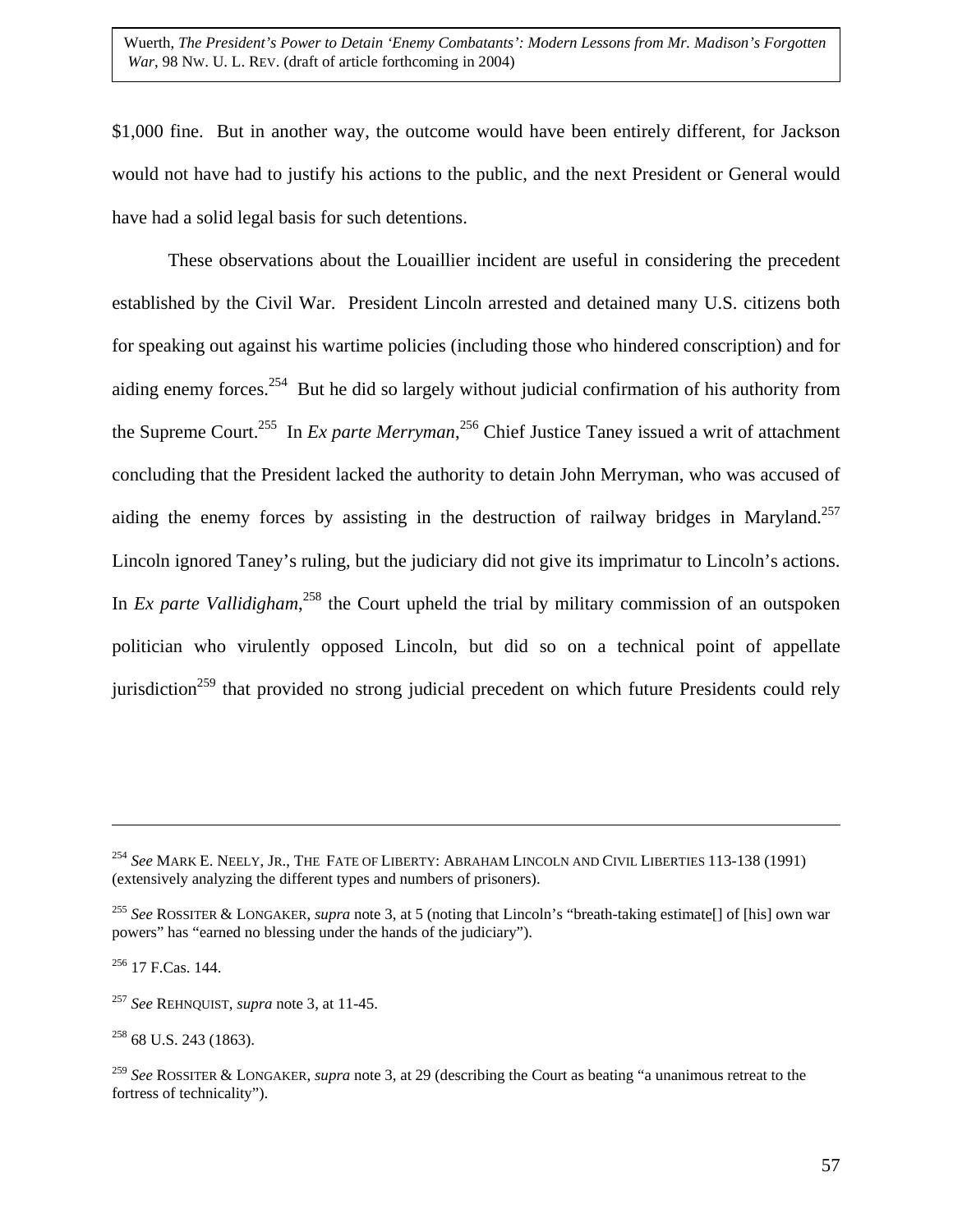$1,000 fine. But in another way, the outcome would have been entirely different, for Jackson would not have had to justify his actions to the public, and the next President or General would have had a solid legal basis for such detentions.

These observations about the Louaillier incident are useful in considering the precedent established by the Civil War. President Lincoln arrested and detained many U.S. citizens both for speaking out against his wartime policies (including those who hindered conscription) and for aiding enemy forces.[254] But he did so largely without judicial confirmation of his authority from the Supreme Court.[255] In *Ex parte Merryman*,[256] Chief Justice Taney issued a writ of attachment concluding that the President lacked the authority to detain John Merryman, who was accused of aiding the enemy forces by assisting in the destruction of railway bridges in Maryland.[257] Lincoln ignored Taney's ruling, but the judiciary did not give its imprimatur to Lincoln's actions. In *Ex parte Vallidigham*,[258] the Court upheld the trial by military commission of an outspoken politician who virulently opposed Lincoln, but did so on a technical point of appellate jurisdiction[259] that provided no strong judicial precedent on which future Presidents could rely

---

[254] *See* MARK E. NEELY, JR., THE FATE OF LIBERTY: ABRAHAM LINCOLN AND CIVIL LIBERTIES 113-138 (1991) (extensively analyzing the different types and numbers of prisoners).

[255] *See* ROSSITER & LONGAKER, *supra* note 3, at 5 (noting that Lincoln's "breath-taking estimate[] of [his] own war powers" has "earned no blessing under the hands of the judiciary").

[256] 17 F.Cas. 144.

[257] *See* REHNQUIST, *supra* note 3, at 11-45.

[258] 68 U.S. 243 (1863).

[259] *See* ROSSITER & LONGAKER, *supra* note 3, at 29 (describing the Court as beating "a unanimous retreat to the fortress of technicality").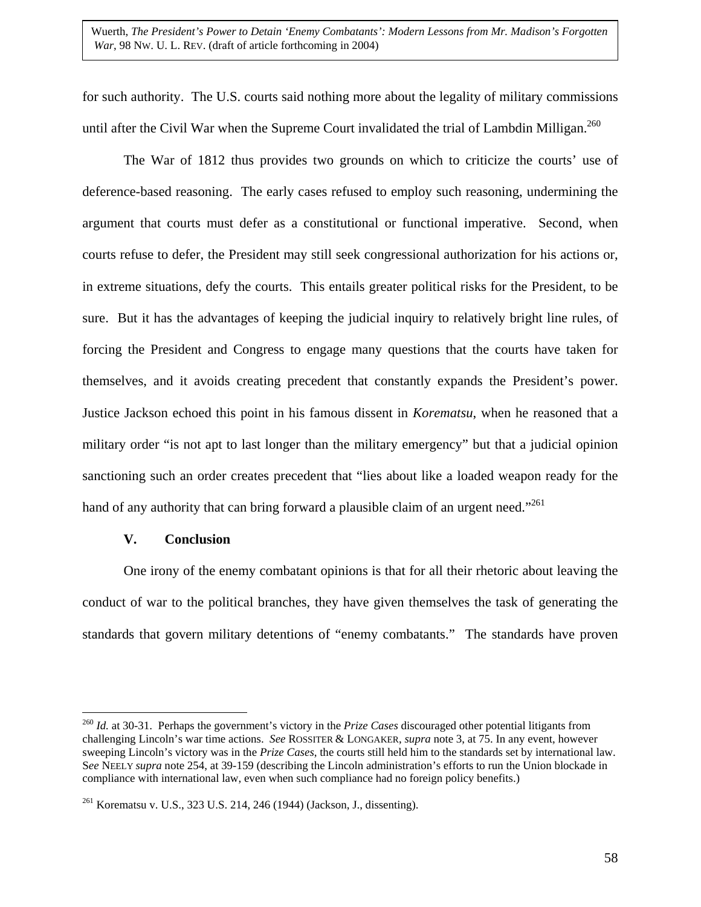for such authority. The U.S. courts said nothing more about the legality of military commissions until after the Civil War when the Supreme Court invalidated the trial of Lambdin Milligan.[260]

The War of 1812 thus provides two grounds on which to criticize the courts' use of deference-based reasoning. The early cases refused to employ such reasoning, undermining the argument that courts must defer as a constitutional or functional imperative. Second, when courts refuse to defer, the President may still seek congressional authorization for his actions or, in extreme situations, defy the courts. This entails greater political risks for the President, to be sure. But it has the advantages of keeping the judicial inquiry to relatively bright line rules, of forcing the President and Congress to engage many questions that the courts have taken for themselves, and it avoids creating precedent that constantly expands the President's power. Justice Jackson echoed this point in his famous dissent in *Korematsu*, when he reasoned that a military order "is not apt to last longer than the military emergency" but that a judicial opinion sanctioning such an order creates precedent that "lies about like a loaded weapon ready for the hand of any authority that can bring forward a plausible claim of an urgent need."[261]

## V. Conclusion

One irony of the enemy combatant opinions is that for all their rhetoric about leaving the conduct of war to the political branches, they have given themselves the task of generating the standards that govern military detentions of "enemy combatants." The standards have proven

---

[260] *Id.* at 30-31. Perhaps the government's victory in the *Prize Cases* discouraged other potential litigants from challenging Lincoln's war time actions. *See* ROSSITER & LONGAKER, *supra* note 3, at 75. In any event, however sweeping Lincoln's victory was in the *Prize Cases*, the courts still held him to the standards set by international law. S*ee* NEELY *supra* note 254, at 39-159 (describing the Lincoln administration's efforts to run the Union blockade in compliance with international law, even when such compliance had no foreign policy benefits.)

[261] Korematsu v. U.S., 323 U.S. 214, 246 (1944) (Jackson, J., dissenting).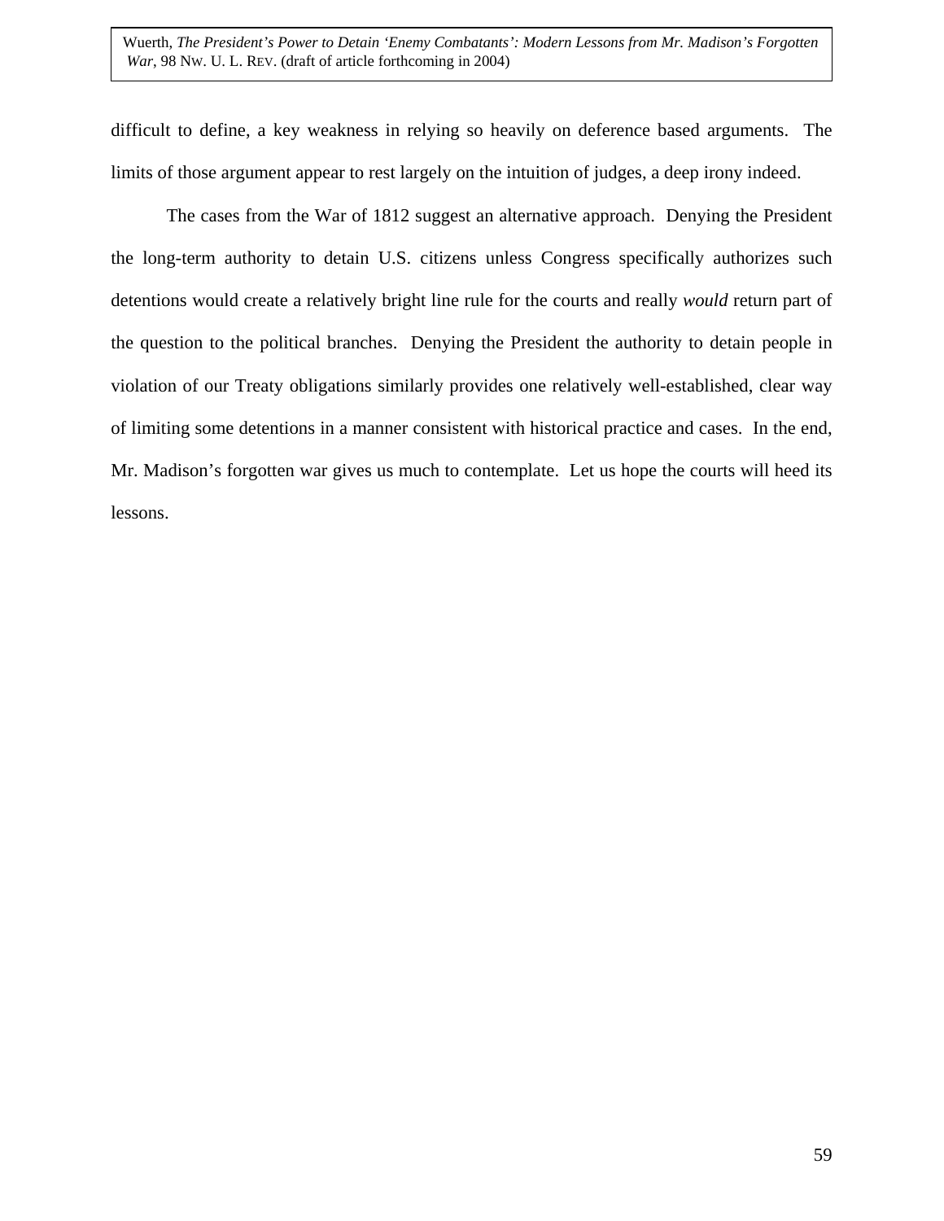difficult to define, a key weakness in relying so heavily on deference based arguments. The limits of those argument appear to rest largely on the intuition of judges, a deep irony indeed.

The cases from the War of 1812 suggest an alternative approach. Denying the President the long-term authority to detain U.S. citizens unless Congress specifically authorizes such detentions would create a relatively bright line rule for the courts and really *would* return part of the question to the political branches. Denying the President the authority to detain people in violation of our Treaty obligations similarly provides one relatively well-established, clear way of limiting some detentions in a manner consistent with historical practice and cases. In the end, Mr. Madison's forgotten war gives us much to contemplate. Let us hope the courts will heed its lessons.